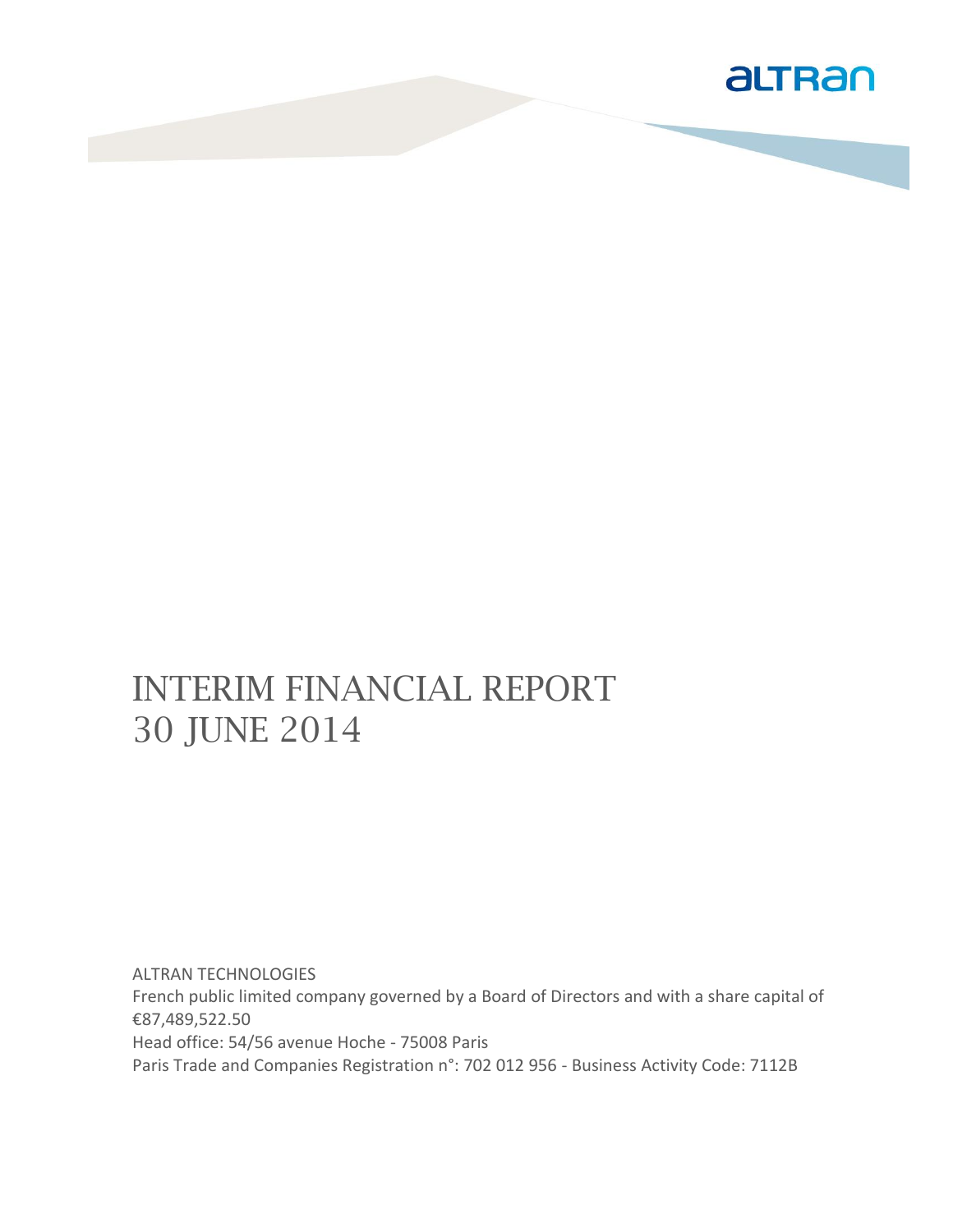altran

# INTERIM FINANCIAL REPORT
# 30 JUNE 2014

ALTRAN TECHNOLOGIES

French public limited company governed by a Board of Directors and with a share capital of €87,489,522.50

Head office: 54/56 avenue Hoche - 75008 Paris

Paris Trade and Companies Registration n°: 702 012 956 - Business Activity Code: 7112B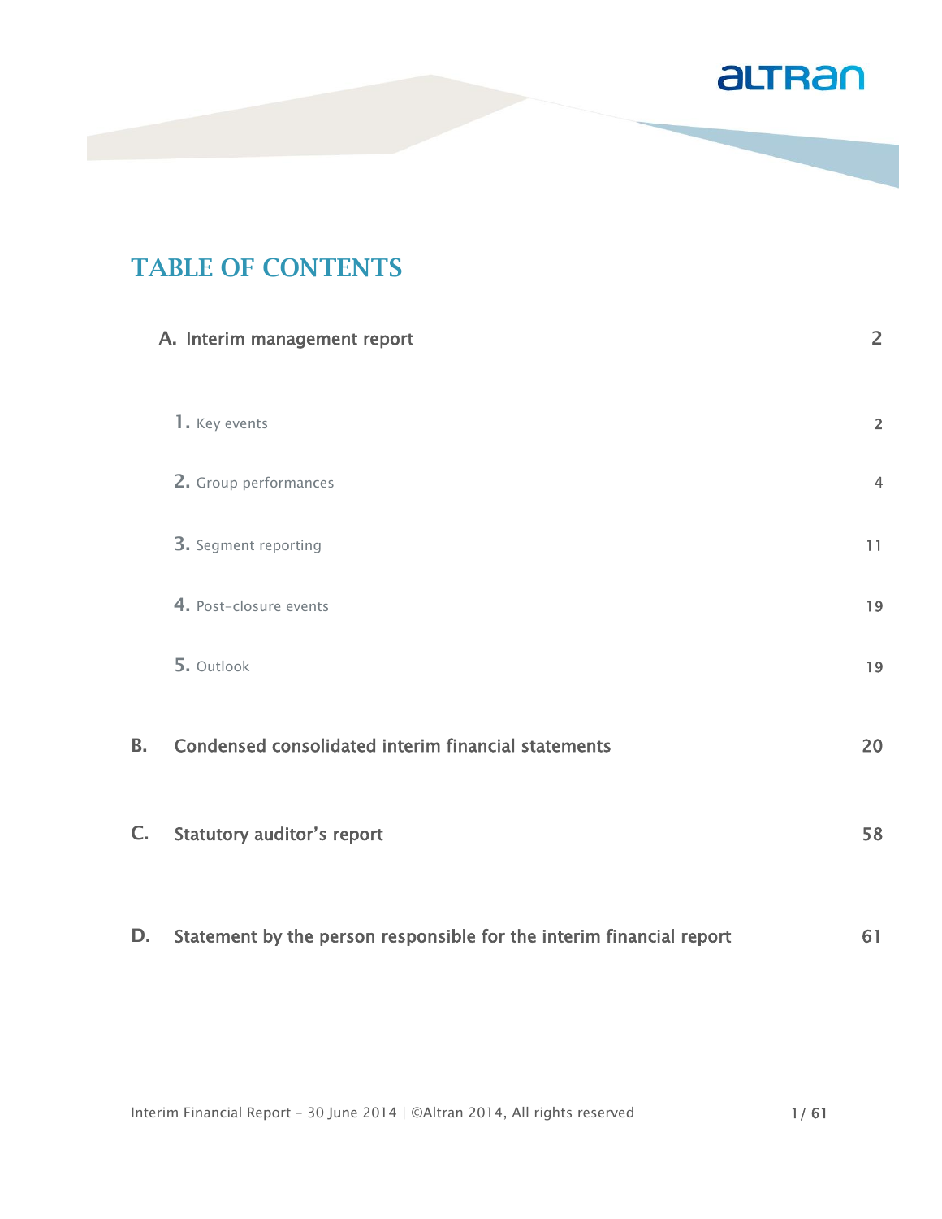# TABLE OF CONTENTS

| | | |
|---|---|---|
| **A.** | **Interim management report** | **2** |
| | 1. Key events | 2 |
| | 2. Group performances | 4 |
| | 3. Segment reporting | 11 |
| | 4. Post-closure events | 19 |
| | 5. Outlook | 19 |
| **B.** | **Condensed consolidated interim financial statements** | **20** |
| **C.** | **Statutory auditor's report** | **58** |
| **D.** | **Statement by the person responsible for the interim financial report** | **61** |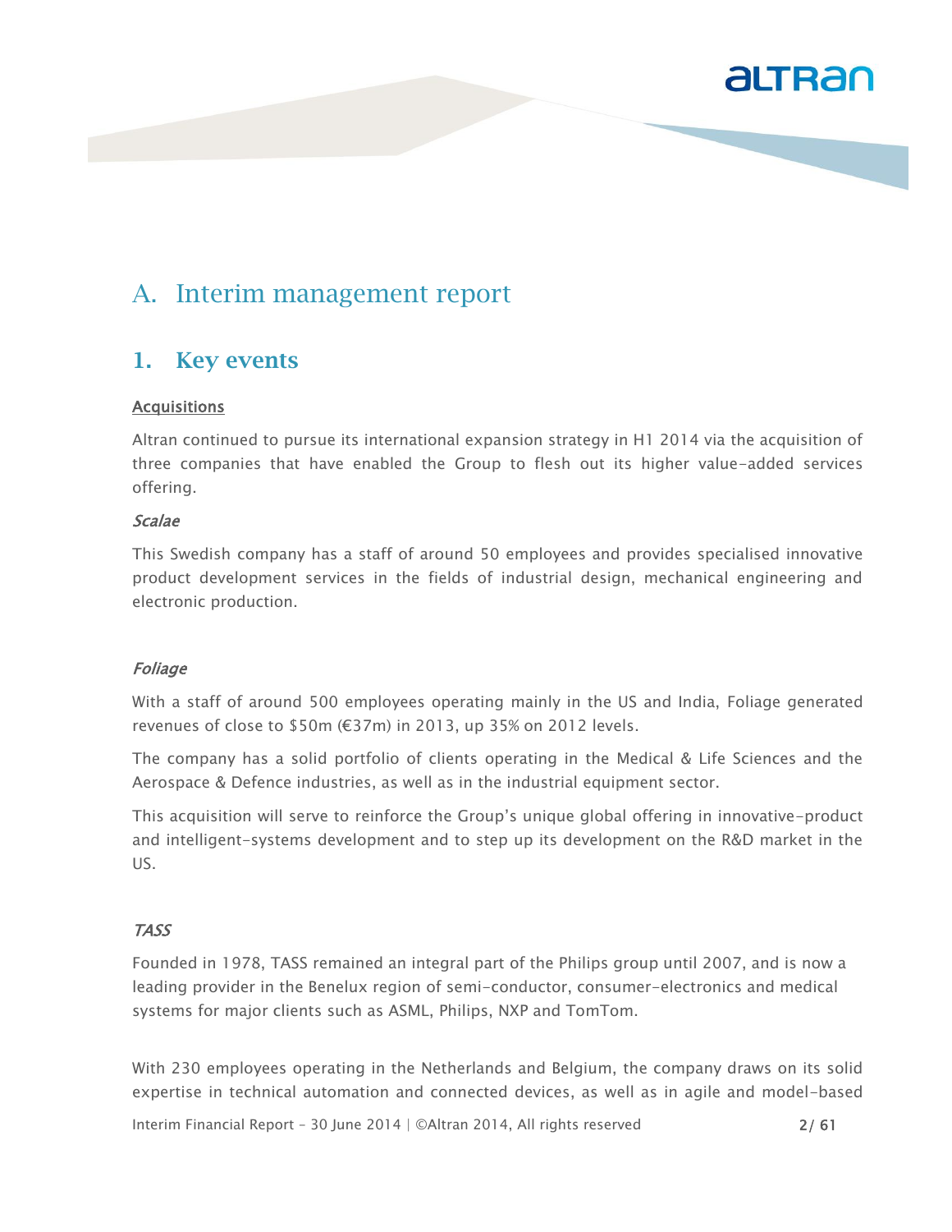# A. Interim management report

## 1. Key events

**Acquisitions**

Altran continued to pursue its international expansion strategy in H1 2014 via the acquisition of three companies that have enabled the Group to flesh out its higher value-added services offering.

*Scalae*

This Swedish company has a staff of around 50 employees and provides specialised innovative product development services in the fields of industrial design, mechanical engineering and electronic production.

*Foliage*

With a staff of around 500 employees operating mainly in the US and India, Foliage generated revenues of close to $50m (€37m) in 2013, up 35% on 2012 levels.

The company has a solid portfolio of clients operating in the Medical & Life Sciences and the Aerospace & Defence industries, as well as in the industrial equipment sector.

This acquisition will serve to reinforce the Group's unique global offering in innovative-product and intelligent-systems development and to step up its development on the R&D market in the US.

*TASS*

Founded in 1978, TASS remained an integral part of the Philips group until 2007, and is now a leading provider in the Benelux region of semi-conductor, consumer-electronics and medical systems for major clients such as ASML, Philips, NXP and TomTom.

With 230 employees operating in the Netherlands and Belgium, the company draws on its solid expertise in technical automation and connected devices, as well as in agile and model-based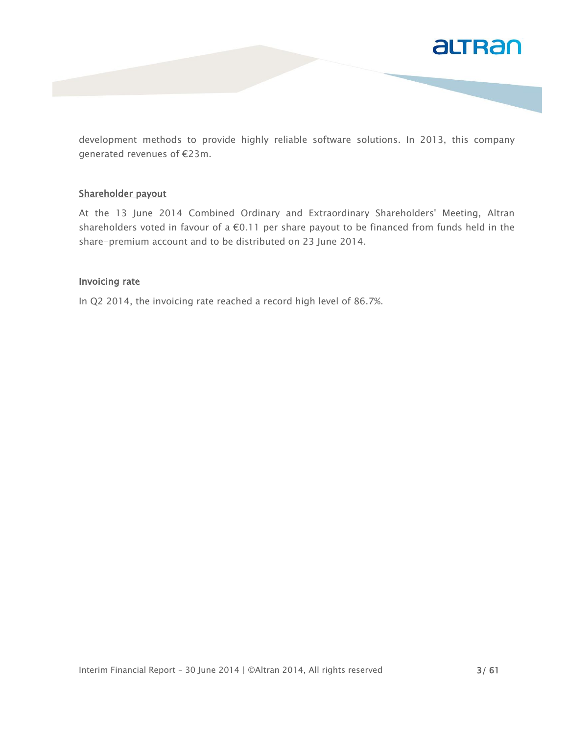development methods to provide highly reliable software solutions. In 2013, this company generated revenues of €23m.

### Shareholder payout

At the 13 June 2014 Combined Ordinary and Extraordinary Shareholders' Meeting, Altran shareholders voted in favour of a €0.11 per share payout to be financed from funds held in the share-premium account and to be distributed on 23 June 2014.

### Invoicing rate

In Q2 2014, the invoicing rate reached a record high level of 86.7%.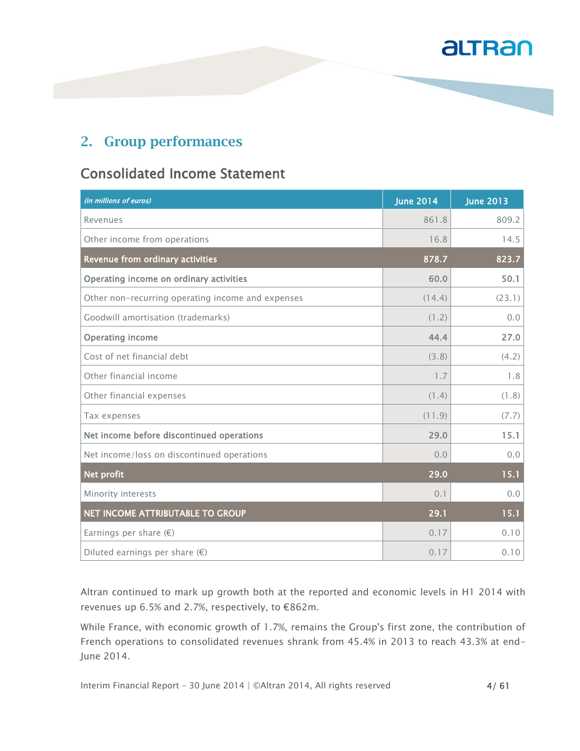## 2. Group performances

### Consolidated Income Statement

| *(in millions of euros)* | June 2014 | June 2013 |
|---|---|---|
| Revenues | 861.8 | 809.2 |
| Other income from operations | 16.8 | 14.5 |
| **Revenue from ordinary activities** | **878.7** | **823.7** |
| **Operating income on ordinary activities** | **60.0** | **50.1** |
| Other non-recurring operating income and expenses | (14.4) | (23.1) |
| Goodwill amortisation (trademarks) | (1.2) | 0.0 |
| **Operating income** | **44.4** | **27.0** |
| Cost of net financial debt | (3.8) | (4.2) |
| Other financial income | 1.7 | 1.8 |
| Other financial expenses | (1.4) | (1.8) |
| Tax expenses | (11.9) | (7.7) |
| **Net income before discontinued operations** | **29.0** | **15.1** |
| Net income/loss on discontinued operations | 0.0 | 0.0 |
| **Net profit** | **29.0** | **15.1** |
| Minority interests | 0.1 | 0.0 |
| **NET INCOME ATTRIBUTABLE TO GROUP** | **29.1** | **15.1** |
| Earnings per share (€) | 0.17 | 0.10 |
| Diluted earnings per share (€) | 0.17 | 0.10 |

Altran continued to mark up growth both at the reported and economic levels in H1 2014 with revenues up 6.5% and 2.7%, respectively, to €862m.

While France, with economic growth of 1.7%, remains the Group's first zone, the contribution of French operations to consolidated revenues shrank from 45.4% in 2013 to reach 43.3% at end-June 2014.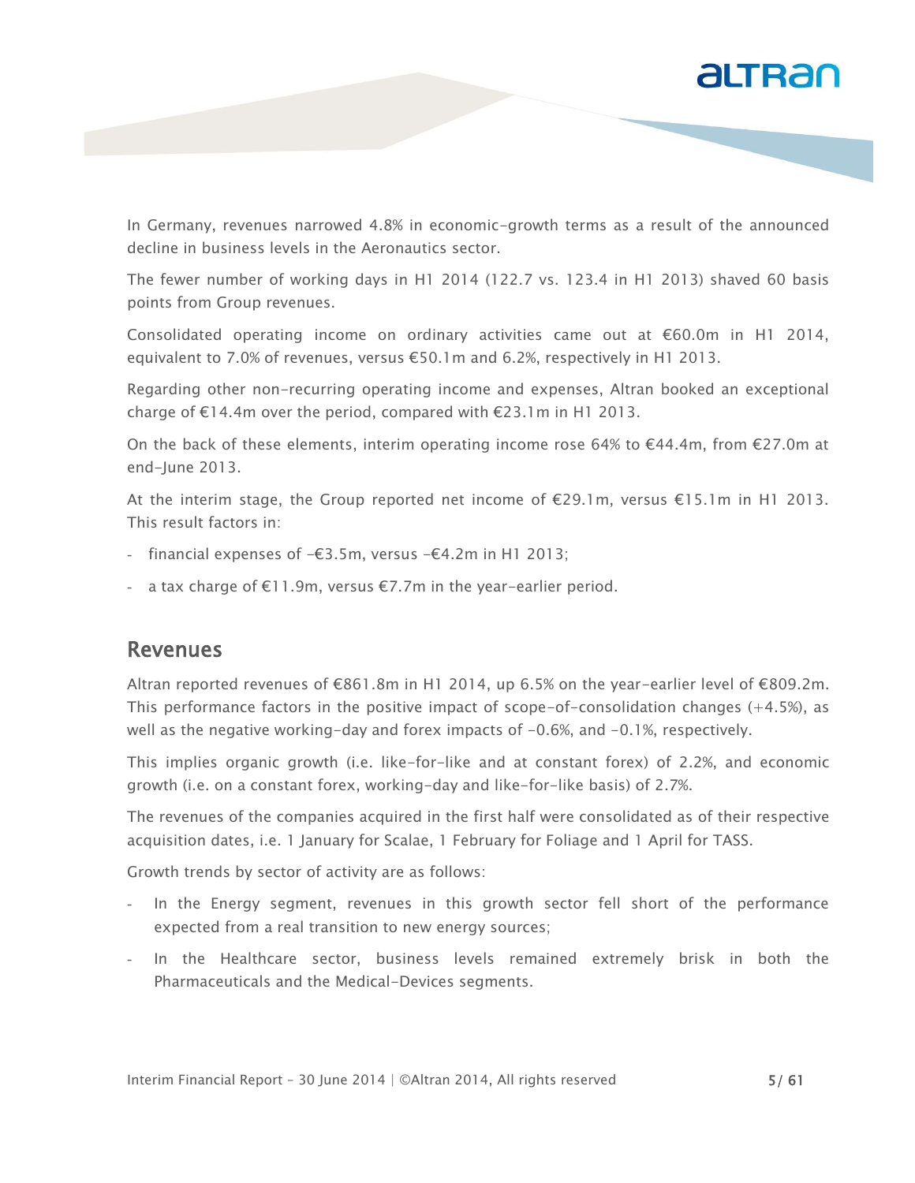In Germany, revenues narrowed 4.8% in economic-growth terms as a result of the announced decline in business levels in the Aeronautics sector.

The fewer number of working days in H1 2014 (122.7 vs. 123.4 in H1 2013) shaved 60 basis points from Group revenues.

Consolidated operating income on ordinary activities came out at €60.0m in H1 2014, equivalent to 7.0% of revenues, versus €50.1m and 6.2%, respectively in H1 2013.

Regarding other non-recurring operating income and expenses, Altran booked an exceptional charge of €14.4m over the period, compared with €23.1m in H1 2013.

On the back of these elements, interim operating income rose 64% to €44.4m, from €27.0m at end-June 2013.

At the interim stage, the Group reported net income of €29.1m, versus €15.1m in H1 2013. This result factors in:

- financial expenses of -€3.5m, versus -€4.2m in H1 2013;
- a tax charge of €11.9m, versus €7.7m in the year-earlier period.

## Revenues

Altran reported revenues of €861.8m in H1 2014, up 6.5% on the year-earlier level of €809.2m. This performance factors in the positive impact of scope-of-consolidation changes (+4.5%), as well as the negative working-day and forex impacts of -0.6%, and -0.1%, respectively.

This implies organic growth (i.e. like-for-like and at constant forex) of 2.2%, and economic growth (i.e. on a constant forex, working-day and like-for-like basis) of 2.7%.

The revenues of the companies acquired in the first half were consolidated as of their respective acquisition dates, i.e. 1 January for Scalae, 1 February for Foliage and 1 April for TASS.

Growth trends by sector of activity are as follows:

- In the Energy segment, revenues in this growth sector fell short of the performance expected from a real transition to new energy sources;
- In the Healthcare sector, business levels remained extremely brisk in both the Pharmaceuticals and the Medical-Devices segments.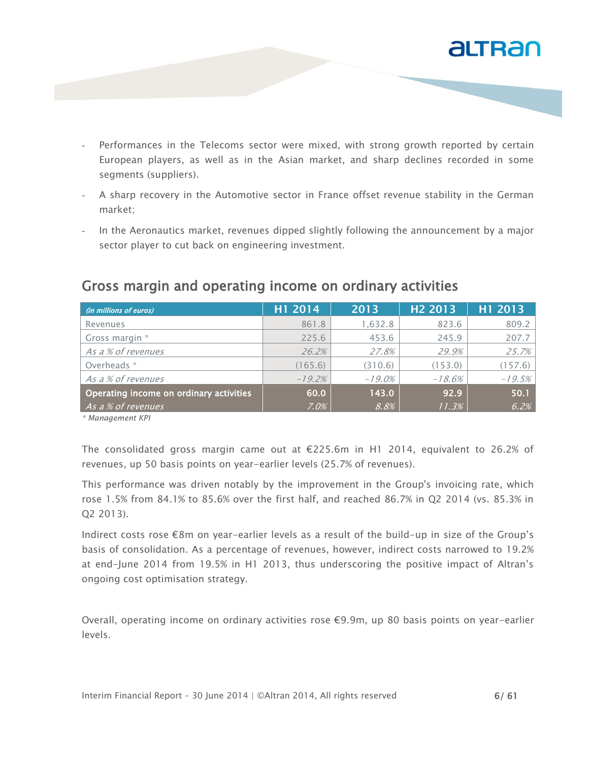- Performances in the Telecoms sector were mixed, with strong growth reported by certain European players, as well as in the Asian market, and sharp declines recorded in some segments (suppliers).
- A sharp recovery in the Automotive sector in France offset revenue stability in the German market;
- In the Aeronautics market, revenues dipped slightly following the announcement by a major sector player to cut back on engineering investment.

## Gross margin and operating income on ordinary activities

| *(in millions of euros)* | H1 2014 | 2013 | H2 2013 | H1 2013 |
|---|---|---|---|---|
| Revenues | 861.8 | 1,632.8 | 823.6 | 809.2 |
| Gross margin * | 225.6 | 453.6 | 245.9 | 207.7 |
| *As a % of revenues* | *26.2%* | *27.8%* | *29.9%* | *25.7%* |
| Overheads * | (165.6) | (310.6) | (153.0) | (157.6) |
| *As a % of revenues* | *-19.2%* | *-19.0%* | *-18.6%* | *-19.5%* |
| **Operating income on ordinary activities** | **60.0** | **143.0** | **92.9** | **50.1** |
| *As a % of revenues* | *7.0%* | *8.8%* | *11.3%* | *6.2%* |

*\* Management KPI*

The consolidated gross margin came out at €225.6m in H1 2014, equivalent to 26.2% of revenues, up 50 basis points on year-earlier levels (25.7% of revenues).

This performance was driven notably by the improvement in the Group's invoicing rate, which rose 1.5% from 84.1% to 85.6% over the first half, and reached 86.7% in Q2 2014 (vs. 85.3% in Q2 2013).

Indirect costs rose €8m on year-earlier levels as a result of the build-up in size of the Group's basis of consolidation. As a percentage of revenues, however, indirect costs narrowed to 19.2% at end-June 2014 from 19.5% in H1 2013, thus underscoring the positive impact of Altran's ongoing cost optimisation strategy.

Overall, operating income on ordinary activities rose €9.9m, up 80 basis points on year-earlier levels.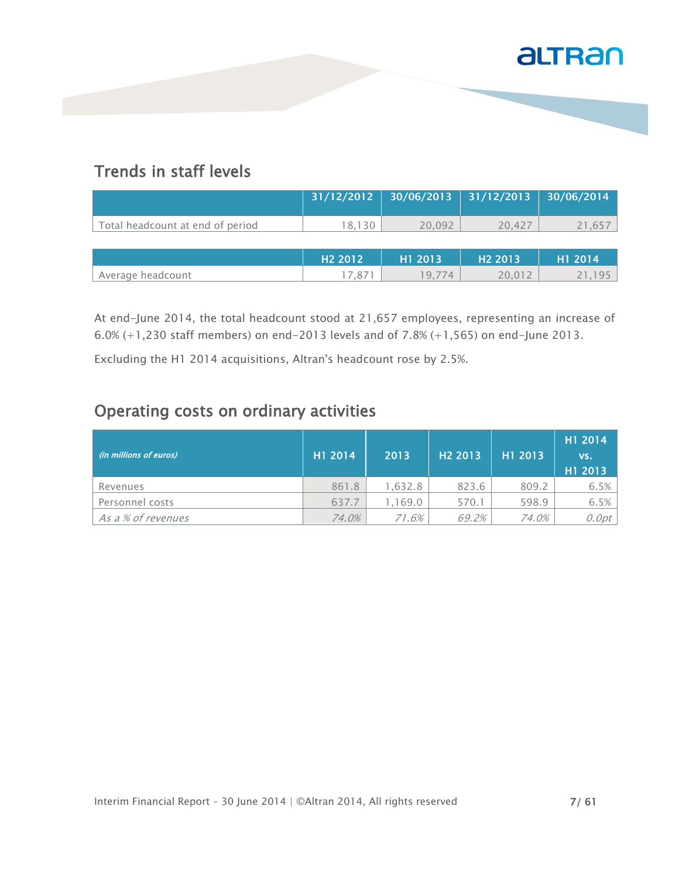## Trends in staff levels

| | 31/12/2012 | 30/06/2013 | 31/12/2013 | 30/06/2014 |
|---|---|---|---|---|
| Total headcount at end of period | 18,130 | 20,092 | 20,427 | 21,657 |

| | H2 2012 | H1 2013 | H2 2013 | H1 2014 |
|---|---|---|---|---|
| Average headcount | 17,871 | 19,774 | 20,012 | 21,195 |

At end-June 2014, the total headcount stood at 21,657 employees, representing an increase of 6.0% (+1,230 staff members) on end-2013 levels and of 7.8% (+1,565) on end-June 2013.

Excluding the H1 2014 acquisitions, Altran's headcount rose by 2.5%.

## Operating costs on ordinary activities

| *(in millions of euros)* | H1 2014 | 2013 | H2 2013 | H1 2013 | H1 2014 vs. H1 2013 |
|---|---|---|---|---|---|
| Revenues | 861.8 | 1,632.8 | 823.6 | 809.2 | 6.5% |
| Personnel costs | 637.7 | 1,169.0 | 570.1 | 598.9 | 6.5% |
| *As a % of revenues* | *74.0%* | *71.6%* | *69.2%* | *74.0%* | *0.0pt* |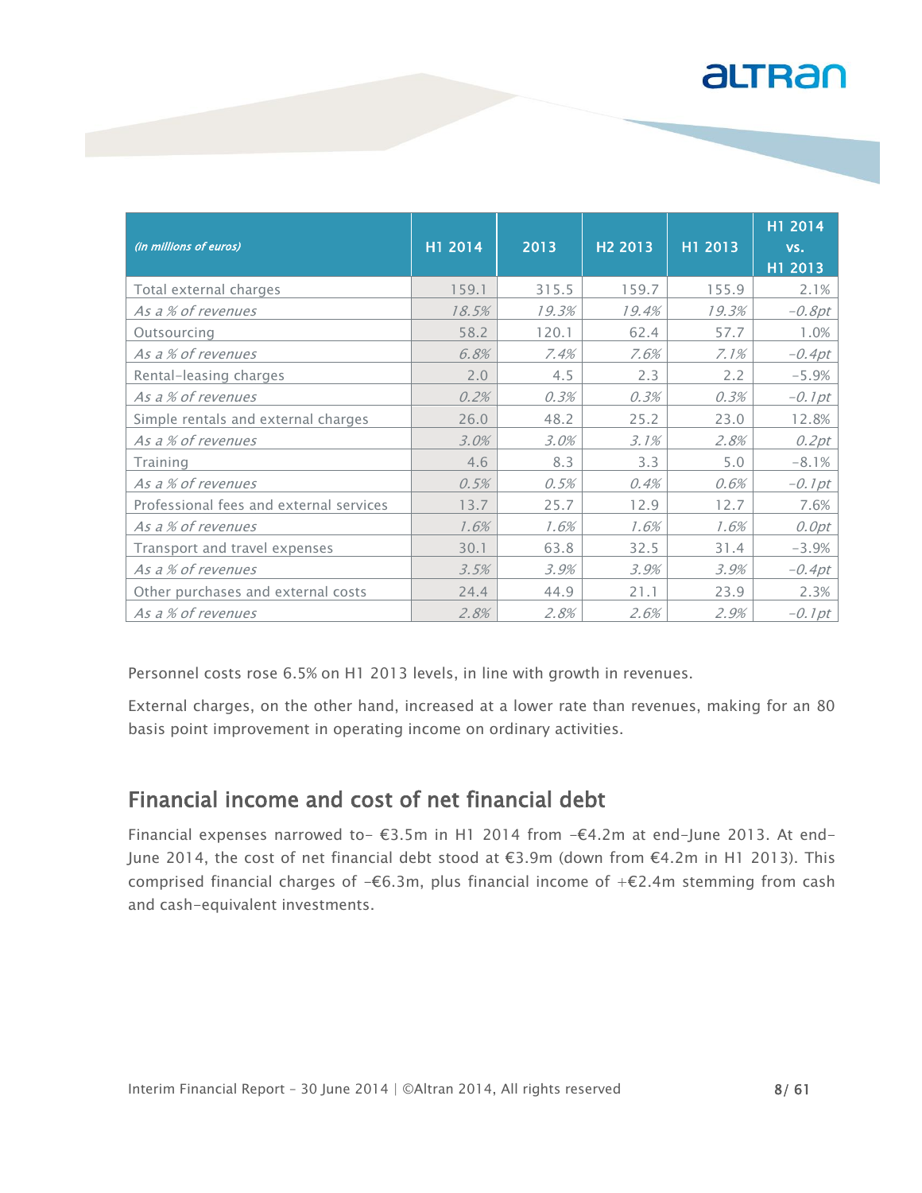| *(in millions of euros)* | H1 2014 | 2013 | H2 2013 | H1 2013 | H1 2014 vs. H1 2013 |
|---|---|---|---|---|---|
| Total external charges | 159.1 | 315.5 | 159.7 | 155.9 | 2.1% |
| *As a % of revenues* | *18.5%* | *19.3%* | *19.4%* | *19.3%* | *-0.8pt* |
| Outsourcing | 58.2 | 120.1 | 62.4 | 57.7 | 1.0% |
| *As a % of revenues* | *6.8%* | *7.4%* | *7.6%* | *7.1%* | *-0.4pt* |
| Rental-leasing charges | 2.0 | 4.5 | 2.3 | 2.2 | -5.9% |
| *As a % of revenues* | *0.2%* | *0.3%* | *0.3%* | *0.3%* | *-0.1pt* |
| Simple rentals and external charges | 26.0 | 48.2 | 25.2 | 23.0 | 12.8% |
| *As a % of revenues* | *3.0%* | *3.0%* | *3.1%* | *2.8%* | *0.2pt* |
| Training | 4.6 | 8.3 | 3.3 | 5.0 | -8.1% |
| *As a % of revenues* | *0.5%* | *0.5%* | *0.4%* | *0.6%* | *-0.1pt* |
| Professional fees and external services | 13.7 | 25.7 | 12.9 | 12.7 | 7.6% |
| *As a % of revenues* | *1.6%* | *1.6%* | *1.6%* | *1.6%* | *0.0pt* |
| Transport and travel expenses | 30.1 | 63.8 | 32.5 | 31.4 | -3.9% |
| *As a % of revenues* | *3.5%* | *3.9%* | *3.9%* | *3.9%* | *-0.4pt* |
| Other purchases and external costs | 24.4 | 44.9 | 21.1 | 23.9 | 2.3% |
| *As a % of revenues* | *2.8%* | *2.8%* | *2.6%* | *2.9%* | *-0.1pt* |

Personnel costs rose 6.5% on H1 2013 levels, in line with growth in revenues.

External charges, on the other hand, increased at a lower rate than revenues, making for an 80 basis point improvement in operating income on ordinary activities.

## Financial income and cost of net financial debt

Financial expenses narrowed to- €3.5m in H1 2014 from -€4.2m at end-June 2013. At end-June 2014, the cost of net financial debt stood at €3.9m (down from €4.2m in H1 2013). This comprised financial charges of -€6.3m, plus financial income of +€2.4m stemming from cash and cash-equivalent investments.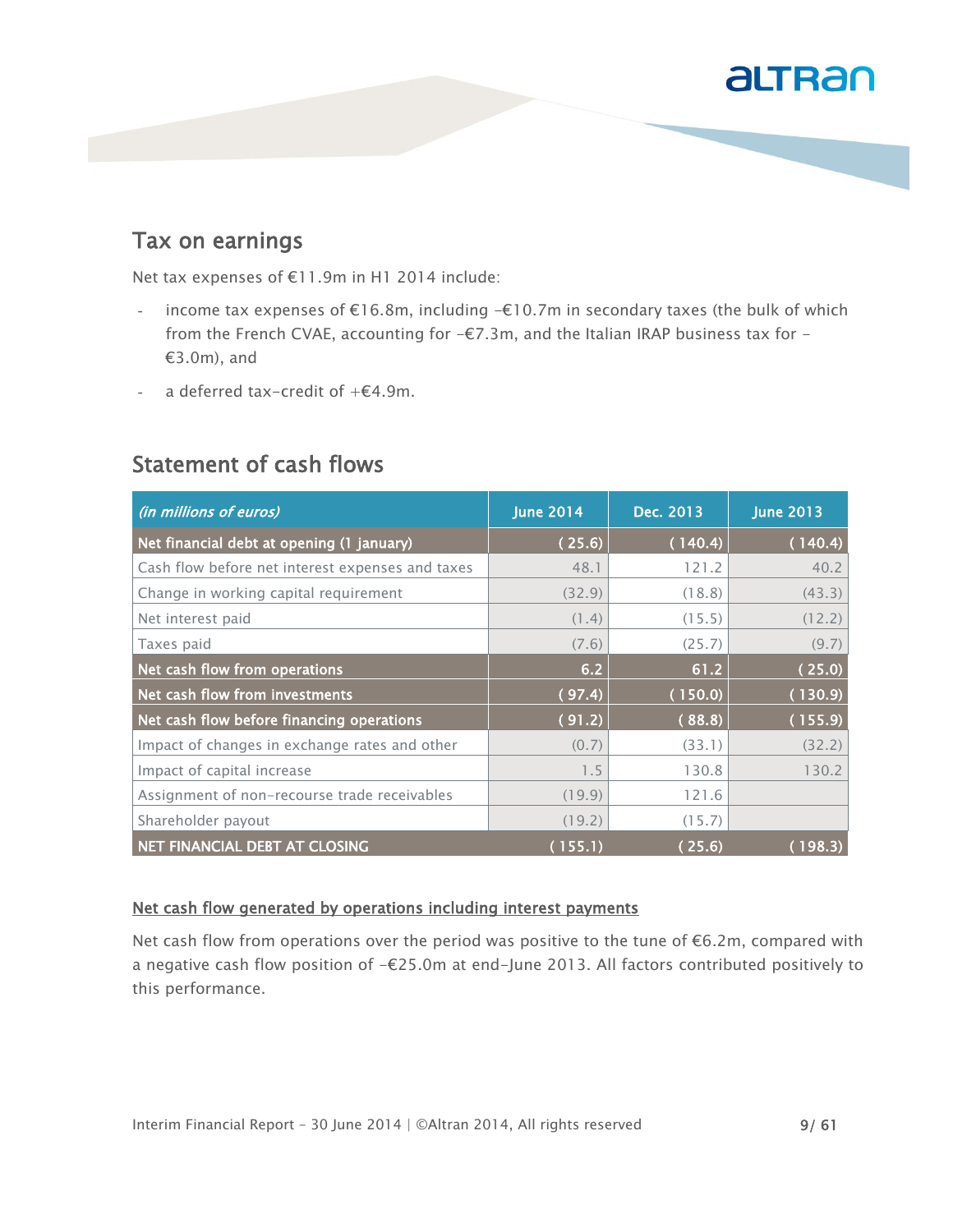## Tax on earnings

Net tax expenses of €11.9m in H1 2014 include:

- income tax expenses of €16.8m, including –€10.7m in secondary taxes (the bulk of which from the French CVAE, accounting for –€7.3m, and the Italian IRAP business tax for –€3.0m), and
- a deferred tax-credit of +€4.9m.

## Statement of cash flows

| *(in millions of euros)* | June 2014 | Dec. 2013 | June 2013 |
|---|---|---|---|
| **Net financial debt at opening (1 january)** | **( 25.6)** | **( 140.4)** | **( 140.4)** |
| Cash flow before net interest expenses and taxes | 48.1 | 121.2 | 40.2 |
| Change in working capital requirement | (32.9) | (18.8) | (43.3) |
| Net interest paid | (1.4) | (15.5) | (12.2) |
| Taxes paid | (7.6) | (25.7) | (9.7) |
| **Net cash flow from operations** | **6.2** | **61.2** | **( 25.0)** |
| **Net cash flow from investments** | **( 97.4)** | **( 150.0)** | **( 130.9)** |
| **Net cash flow before financing operations** | **( 91.2)** | **( 88.8)** | **( 155.9)** |
| Impact of changes in exchange rates and other | (0.7) | (33.1) | (32.2) |
| Impact of capital increase | 1.5 | 130.8 | 130.2 |
| Assignment of non-recourse trade receivables | (19.9) | 121.6 | |
| Shareholder payout | (19.2) | (15.7) | |
| **NET FINANCIAL DEBT AT CLOSING** | **( 155.1)** | **( 25.6)** | **( 198.3)** |

**Net cash flow generated by operations including interest payments**

Net cash flow from operations over the period was positive to the tune of €6.2m, compared with a negative cash flow position of –€25.0m at end-June 2013. All factors contributed positively to this performance.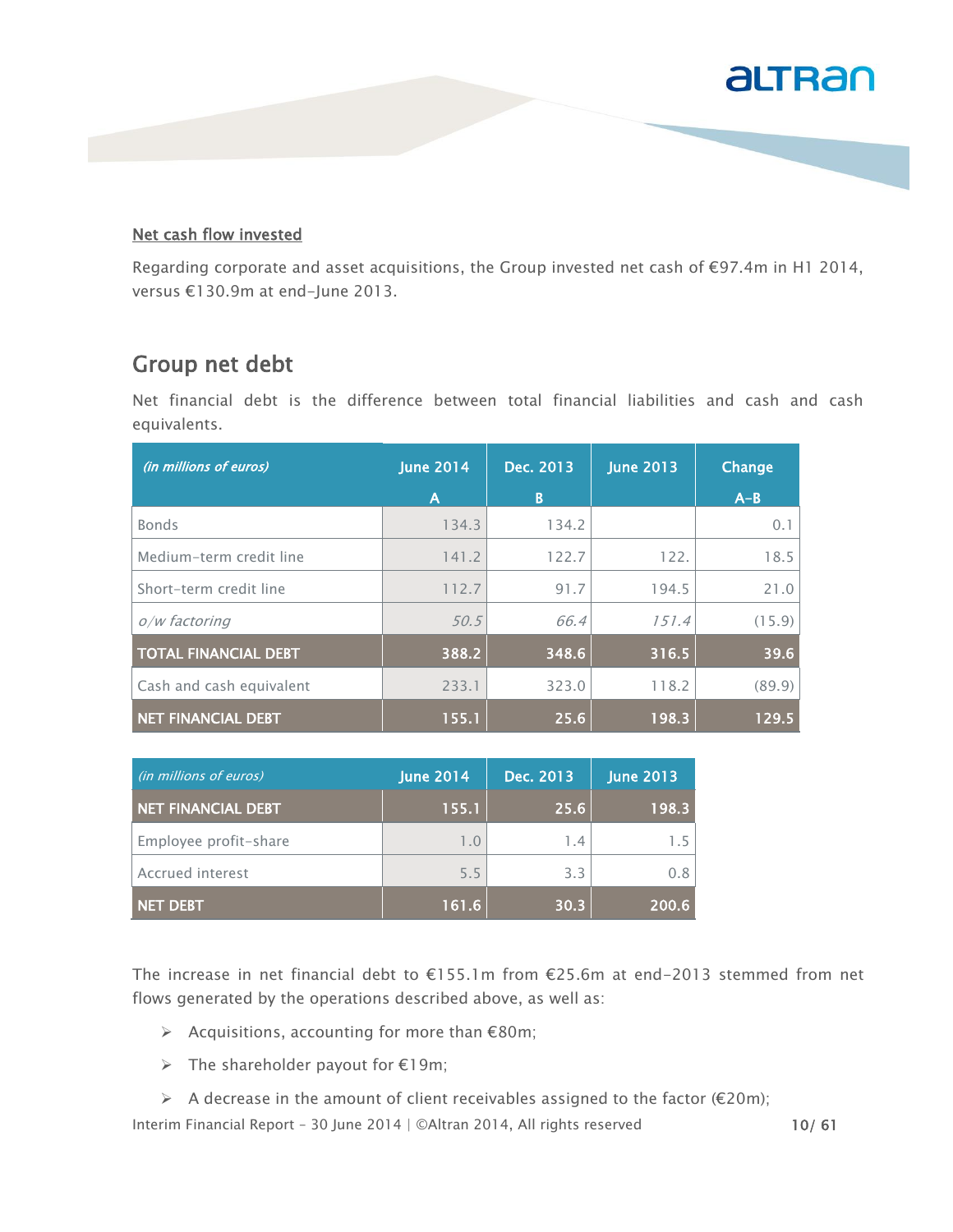### Net cash flow invested

Regarding corporate and asset acquisitions, the Group invested net cash of €97.4m in H1 2014, versus €130.9m at end-June 2013.

## Group net debt

Net financial debt is the difference between total financial liabilities and cash and cash equivalents.

| *(in millions of euros)* | June 2014<br>A | Dec. 2013<br>B | June 2013 | Change<br>A-B |
|---|---|---|---|---|
| Bonds | 134.3 | 134.2 | | 0.1 |
| Medium-term credit line | 141.2 | 122.7 | 122. | 18.5 |
| Short-term credit line | 112.7 | 91.7 | 194.5 | 21.0 |
| *o/w factoring* | *50.5* | *66.4* | *151.4* | (15.9) |
| **TOTAL FINANCIAL DEBT** | **388.2** | **348.6** | **316.5** | **39.6** |
| Cash and cash equivalent | 233.1 | 323.0 | 118.2 | (89.9) |
| **NET FINANCIAL DEBT** | **155.1** | **25.6** | **198.3** | **129.5** |

| *(in millions of euros)* | June 2014 | Dec. 2013 | June 2013 |
|---|---|---|---|
| **NET FINANCIAL DEBT** | **155.1** | **25.6** | **198.3** |
| Employee profit-share | 1.0 | 1.4 | 1.5 |
| Accrued interest | 5.5 | 3.3 | 0.8 |
| **NET DEBT** | **161.6** | **30.3** | **200.6** |

The increase in net financial debt to €155.1m from €25.6m at end-2013 stemmed from net flows generated by the operations described above, as well as:

- Acquisitions, accounting for more than €80m;
- The shareholder payout for €19m;
- A decrease in the amount of client receivables assigned to the factor (€20m);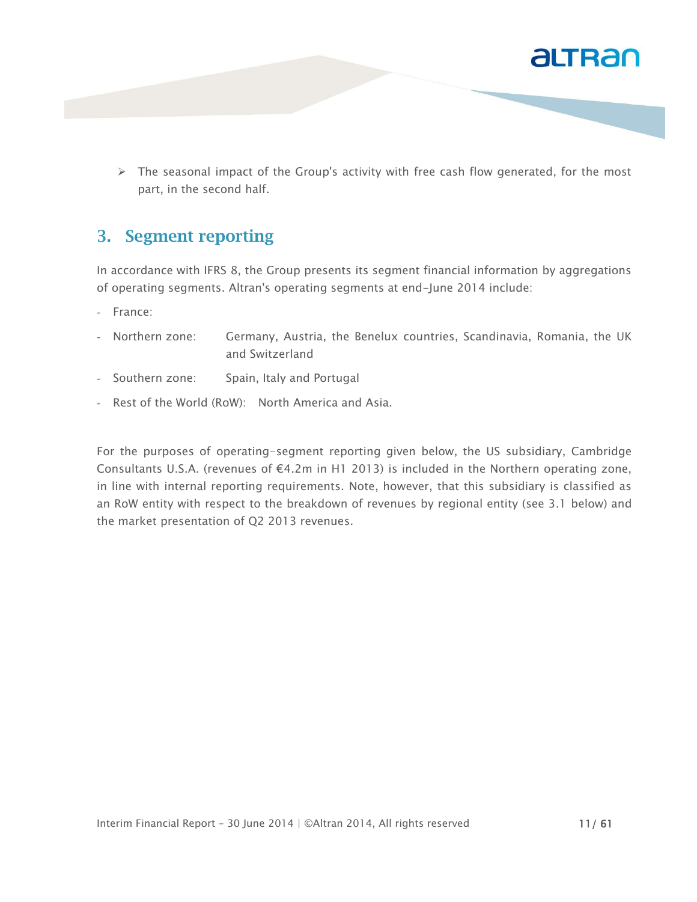- The seasonal impact of the Group's activity with free cash flow generated, for the most part, in the second half.

## 3. Segment reporting

In accordance with IFRS 8, the Group presents its segment financial information by aggregations of operating segments. Altran's operating segments at end-June 2014 include:

- France:
- Northern zone: Germany, Austria, the Benelux countries, Scandinavia, Romania, the UK and Switzerland
- Southern zone: Spain, Italy and Portugal
- Rest of the World (RoW): North America and Asia.

For the purposes of operating-segment reporting given below, the US subsidiary, Cambridge Consultants U.S.A. (revenues of €4.2m in H1 2013) is included in the Northern operating zone, in line with internal reporting requirements. Note, however, that this subsidiary is classified as an RoW entity with respect to the breakdown of revenues by regional entity (see 3.1 below) and the market presentation of Q2 2013 revenues.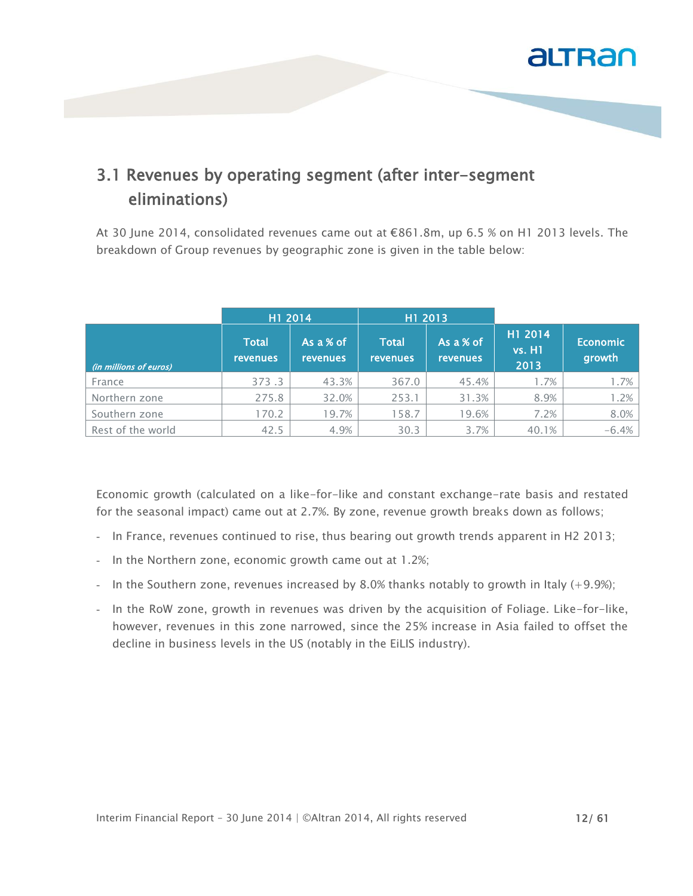## 3.1 Revenues by operating segment (after inter-segment eliminations)

At 30 June 2014, consolidated revenues came out at €861.8m, up 6.5 % on H1 2013 levels. The breakdown of Group revenues by geographic zone is given in the table below:

| | H1 2014 | | H1 2013 | | | |
|---|---|---|---|---|---|---|
| *(in millions of euros)* | Total revenues | As a % of revenues | Total revenues | As a % of revenues | H1 2014 vs. H1 2013 | Economic growth |
| France | 373 .3 | 43.3% | 367.0 | 45.4% | 1.7% | 1.7% |
| Northern zone | 275.8 | 32.0% | 253.1 | 31.3% | 8.9% | 1.2% |
| Southern zone | 170.2 | 19.7% | 158.7 | 19.6% | 7.2% | 8.0% |
| Rest of the world | 42.5 | 4.9% | 30.3 | 3.7% | 40.1% | -6.4% |

Economic growth (calculated on a like-for-like and constant exchange-rate basis and restated for the seasonal impact) came out at 2.7%. By zone, revenue growth breaks down as follows;

- In France, revenues continued to rise, thus bearing out growth trends apparent in H2 2013;
- In the Northern zone, economic growth came out at 1.2%;
- In the Southern zone, revenues increased by 8.0% thanks notably to growth in Italy (+9.9%);
- In the RoW zone, growth in revenues was driven by the acquisition of Foliage. Like-for-like, however, revenues in this zone narrowed, since the 25% increase in Asia failed to offset the decline in business levels in the US (notably in the EiLIS industry).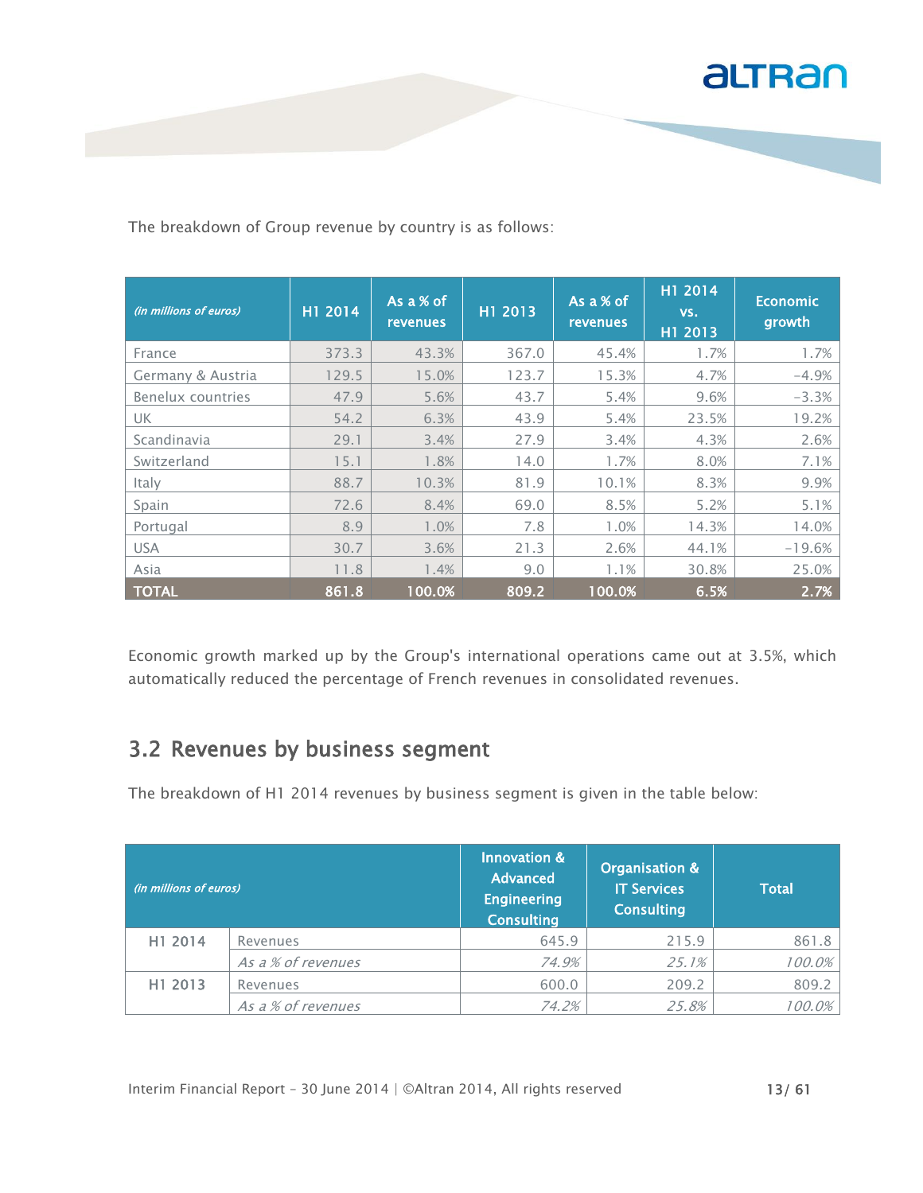The breakdown of Group revenue by country is as follows:

| *(in millions of euros)* | H1 2014 | As a % of revenues | H1 2013 | As a % of revenues | H1 2014 vs. H1 2013 | Economic growth |
|---|---|---|---|---|---|---|
| France | 373.3 | 43.3% | 367.0 | 45.4% | 1.7% | 1.7% |
| Germany & Austria | 129.5 | 15.0% | 123.7 | 15.3% | 4.7% | -4.9% |
| Benelux countries | 47.9 | 5.6% | 43.7 | 5.4% | 9.6% | -3.3% |
| UK | 54.2 | 6.3% | 43.9 | 5.4% | 23.5% | 19.2% |
| Scandinavia | 29.1 | 3.4% | 27.9 | 3.4% | 4.3% | 2.6% |
| Switzerland | 15.1 | 1.8% | 14.0 | 1.7% | 8.0% | 7.1% |
| Italy | 88.7 | 10.3% | 81.9 | 10.1% | 8.3% | 9.9% |
| Spain | 72.6 | 8.4% | 69.0 | 8.5% | 5.2% | 5.1% |
| Portugal | 8.9 | 1.0% | 7.8 | 1.0% | 14.3% | 14.0% |
| USA | 30.7 | 3.6% | 21.3 | 2.6% | 44.1% | -19.6% |
| Asia | 11.8 | 1.4% | 9.0 | 1.1% | 30.8% | 25.0% |
| **TOTAL** | **861.8** | **100.0%** | **809.2** | **100.0%** | **6.5%** | **2.7%** |

Economic growth marked up by the Group's international operations came out at 3.5%, which automatically reduced the percentage of French revenues in consolidated revenues.

## 3.2 Revenues by business segment

The breakdown of H1 2014 revenues by business segment is given in the table below:

| *(in millions of euros)* | | Innovation & Advanced Engineering Consulting | Organisation & IT Services Consulting | Total |
|---|---|---|---|---|
| H1 2014 | Revenues | 645.9 | 215.9 | 861.8 |
| | *As a % of revenues* | *74.9%* | *25.1%* | *100.0%* |
| H1 2013 | Revenues | 600.0 | 209.2 | 809.2 |
| | *As a % of revenues* | *74.2%* | *25.8%* | *100.0%* |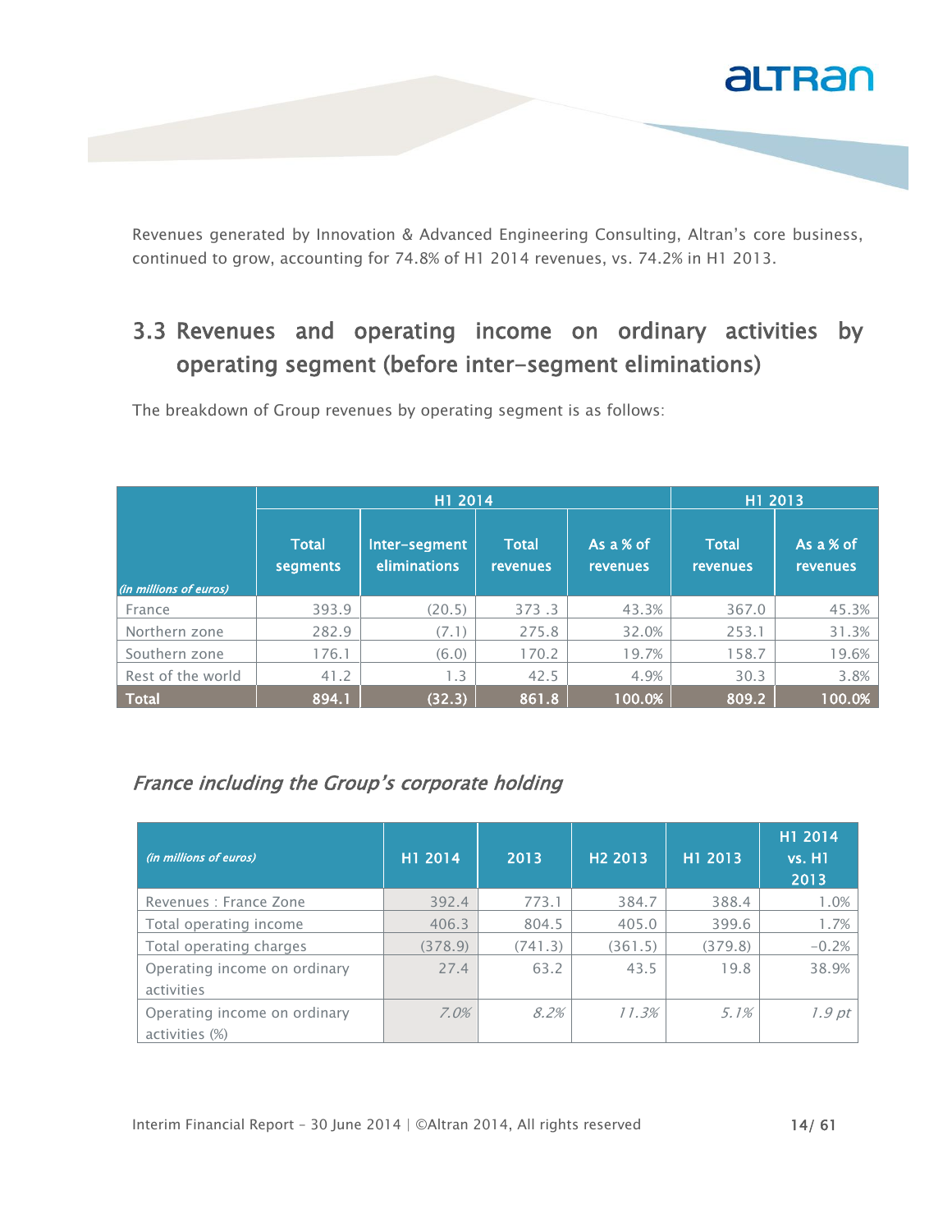Revenues generated by Innovation & Advanced Engineering Consulting, Altran's core business, continued to grow, accounting for 74.8% of H1 2014 revenues, vs. 74.2% in H1 2013.

## 3.3 Revenues and operating income on ordinary activities by operating segment (before inter-segment eliminations)

The breakdown of Group revenues by operating segment is as follows:

| | H1 2014 | | | | H1 2013 | |
|---|---|---|---|---|---|---|
| *(in millions of euros)* | Total segments | Inter-segment eliminations | Total revenues | As a % of revenues | Total revenues | As a % of revenues |
| France | 393.9 | (20.5) | 373 .3 | 43.3% | 367.0 | 45.3% |
| Northern zone | 282.9 | (7.1) | 275.8 | 32.0% | 253.1 | 31.3% |
| Southern zone | 176.1 | (6.0) | 170.2 | 19.7% | 158.7 | 19.6% |
| Rest of the world | 41.2 | 1.3 | 42.5 | 4.9% | 30.3 | 3.8% |
| **Total** | **894.1** | **(32.3)** | **861.8** | **100.0%** | **809.2** | **100.0%** |

### *France including the Group's corporate holding*

| *(in millions of euros)* | H1 2014 | 2013 | H2 2013 | H1 2013 | H1 2014 vs. H1 2013 |
|---|---|---|---|---|---|
| Revenues : France Zone | 392.4 | 773.1 | 384.7 | 388.4 | 1.0% |
| Total operating income | 406.3 | 804.5 | 405.0 | 399.6 | 1.7% |
| Total operating charges | (378.9) | (741.3) | (361.5) | (379.8) | -0.2% |
| Operating income on ordinary activities | 27.4 | 63.2 | 43.5 | 19.8 | 38.9% |
| Operating income on ordinary activities (%) | *7.0%* | *8.2%* | *11.3%* | *5.1%* | *1.9 pt* |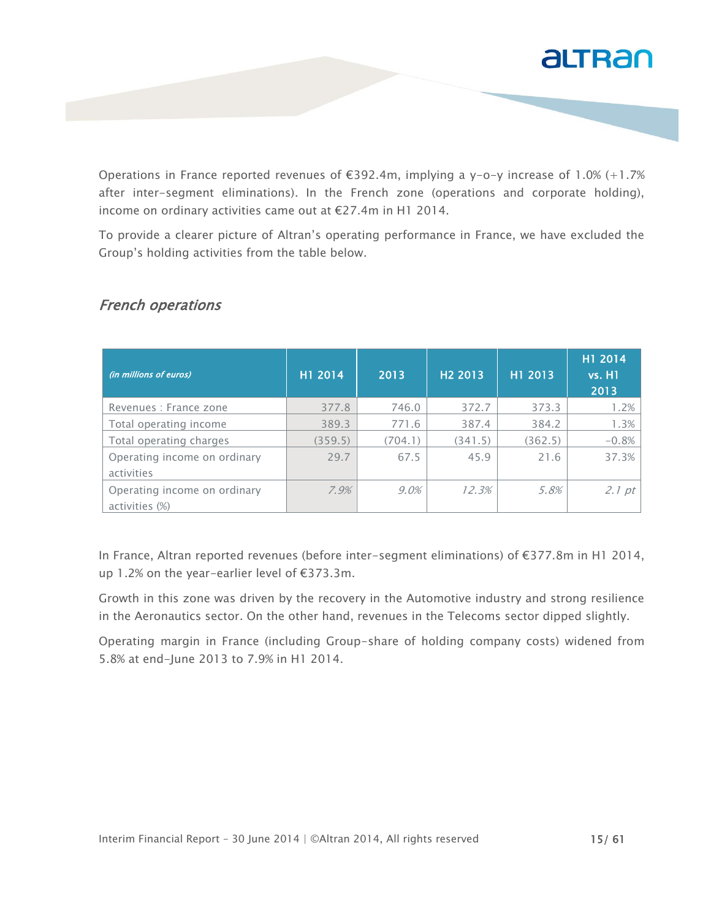Operations in France reported revenues of €392.4m, implying a y-o-y increase of 1.0% (+1.7% after inter-segment eliminations). In the French zone (operations and corporate holding), income on ordinary activities came out at €27.4m in H1 2014.

To provide a clearer picture of Altran's operating performance in France, we have excluded the Group's holding activities from the table below.

## *French operations*

| *(in millions of euros)* | H1 2014 | 2013 | H2 2013 | H1 2013 | H1 2014 vs. H1 2013 |
|---|---|---|---|---|---|
| Revenues : France zone | 377.8 | 746.0 | 372.7 | 373.3 | 1.2% |
| Total operating income | 389.3 | 771.6 | 387.4 | 384.2 | 1.3% |
| Total operating charges | (359.5) | (704.1) | (341.5) | (362.5) | -0.8% |
| Operating income on ordinary activities | 29.7 | 67.5 | 45.9 | 21.6 | 37.3% |
| Operating income on ordinary activities (%) | *7.9%* | *9.0%* | *12.3%* | *5.8%* | *2.1 pt* |

In France, Altran reported revenues (before inter-segment eliminations) of €377.8m in H1 2014, up 1.2% on the year-earlier level of €373.3m.

Growth in this zone was driven by the recovery in the Automotive industry and strong resilience in the Aeronautics sector. On the other hand, revenues in the Telecoms sector dipped slightly.

Operating margin in France (including Group-share of holding company costs) widened from 5.8% at end-June 2013 to 7.9% in H1 2014.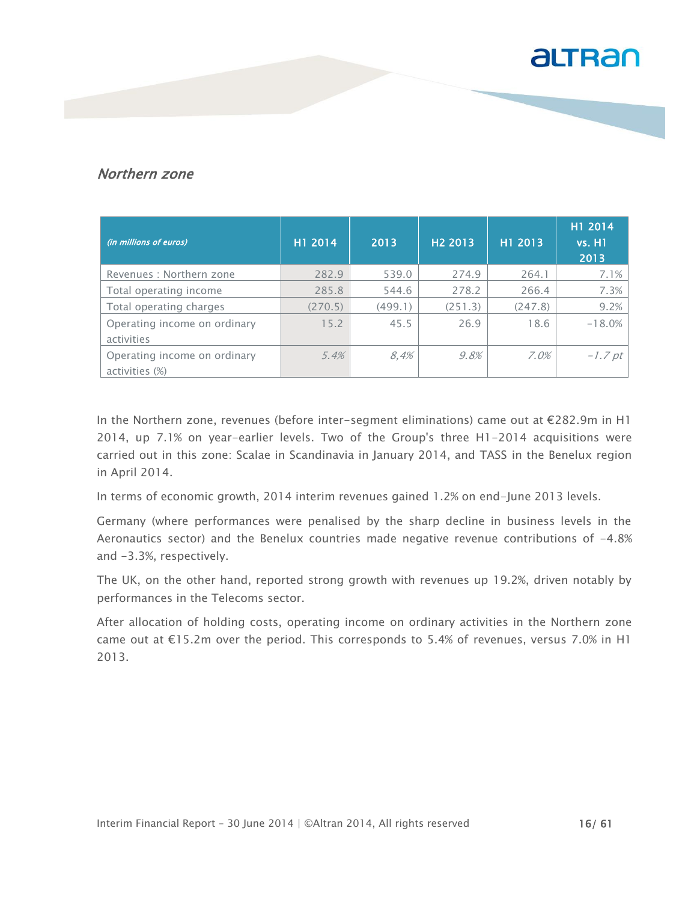## *Northern zone*

| *(in millions of euros)* | H1 2014 | 2013 | H2 2013 | H1 2013 | H1 2014 vs. H1 2013 |
|---|---|---|---|---|---|
| Revenues : Northern zone | 282.9 | 539.0 | 274.9 | 264.1 | 7.1% |
| Total operating income | 285.8 | 544.6 | 278.2 | 266.4 | 7.3% |
| Total operating charges | (270.5) | (499.1) | (251.3) | (247.8) | 9.2% |
| Operating income on ordinary activities | 15.2 | 45.5 | 26.9 | 18.6 | -18.0% |
| Operating income on ordinary activities (%) | *5.4%* | *8,4%* | *9.8%* | *7.0%* | *-1.7 pt* |

In the Northern zone, revenues (before inter-segment eliminations) came out at €282.9m in H1 2014, up 7.1% on year-earlier levels. Two of the Group's three H1-2014 acquisitions were carried out in this zone: Scalae in Scandinavia in January 2014, and TASS in the Benelux region in April 2014.

In terms of economic growth, 2014 interim revenues gained 1.2% on end-June 2013 levels.

Germany (where performances were penalised by the sharp decline in business levels in the Aeronautics sector) and the Benelux countries made negative revenue contributions of -4.8% and -3.3%, respectively.

The UK, on the other hand, reported strong growth with revenues up 19.2%, driven notably by performances in the Telecoms sector.

After allocation of holding costs, operating income on ordinary activities in the Northern zone came out at €15.2m over the period. This corresponds to 5.4% of revenues, versus 7.0% in H1 2013.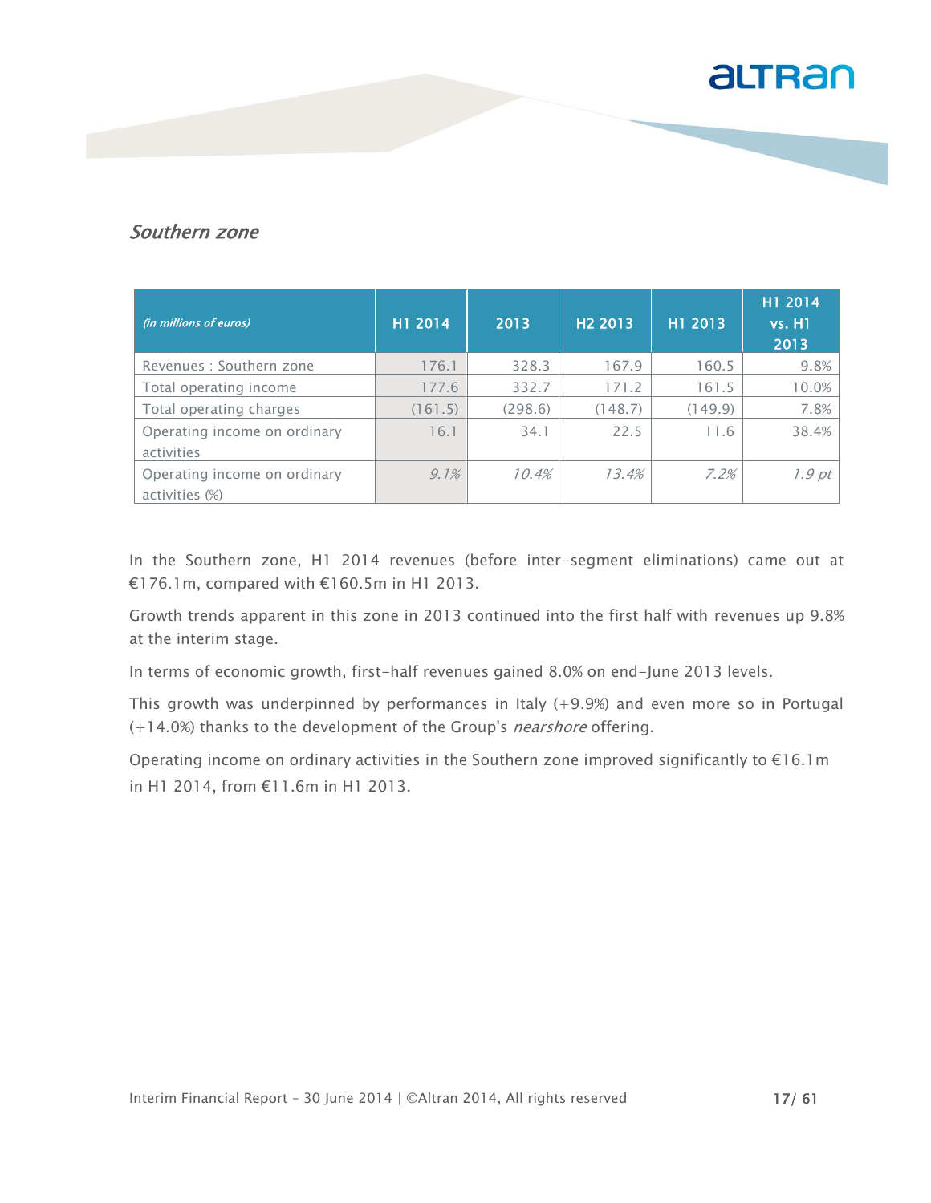### *Southern zone*

| *(in millions of euros)* | H1 2014 | 2013 | H2 2013 | H1 2013 | H1 2014 vs. H1 2013 |
|---|---|---|---|---|---|
| Revenues : Southern zone | 176.1 | 328.3 | 167.9 | 160.5 | 9.8% |
| Total operating income | 177.6 | 332.7 | 171.2 | 161.5 | 10.0% |
| Total operating charges | (161.5) | (298.6) | (148.7) | (149.9) | 7.8% |
| Operating income on ordinary activities | 16.1 | 34.1 | 22.5 | 11.6 | 38.4% |
| Operating income on ordinary activities (%) | *9.1%* | *10.4%* | *13.4%* | *7.2%* | *1.9 pt* |

In the Southern zone, H1 2014 revenues (before inter-segment eliminations) came out at €176.1m, compared with €160.5m in H1 2013.

Growth trends apparent in this zone in 2013 continued into the first half with revenues up 9.8% at the interim stage.

In terms of economic growth, first-half revenues gained 8.0% on end-June 2013 levels.

This growth was underpinned by performances in Italy (+9.9%) and even more so in Portugal (+14.0%) thanks to the development of the Group's *nearshore* offering.

Operating income on ordinary activities in the Southern zone improved significantly to €16.1m in H1 2014, from €11.6m in H1 2013.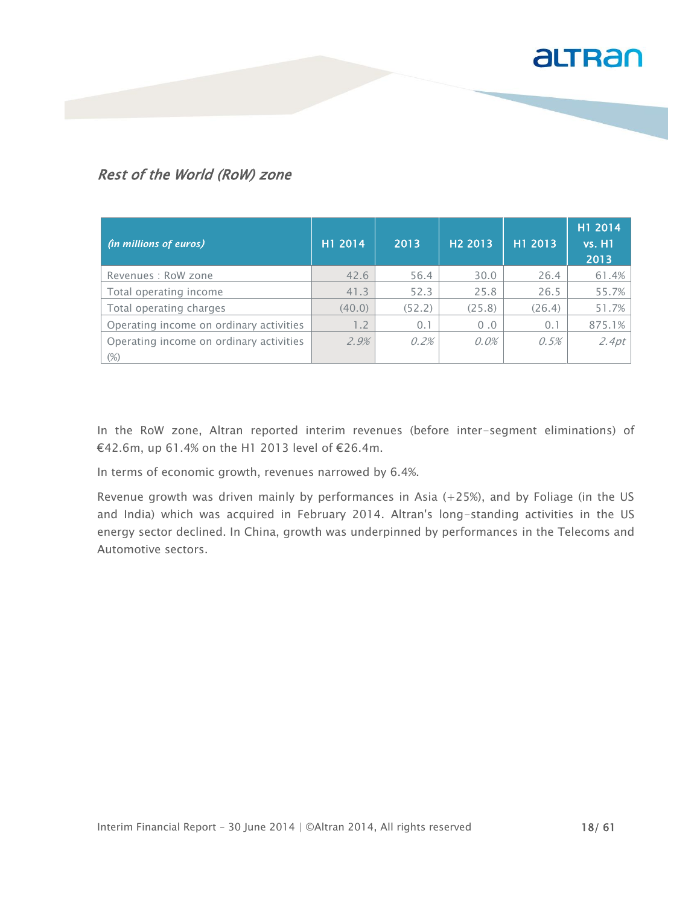### *Rest of the World (RoW) zone*

| *(in millions of euros)* | H1 2014 | 2013 | H2 2013 | H1 2013 | H1 2014 vs. H1 2013 |
|---|---|---|---|---|---|
| Revenues : RoW zone | 42.6 | 56.4 | 30.0 | 26.4 | 61.4% |
| Total operating income | 41.3 | 52.3 | 25.8 | 26.5 | 55.7% |
| Total operating charges | (40.0) | (52.2) | (25.8) | (26.4) | 51.7% |
| Operating income on ordinary activities | 1.2 | 0.1 | 0 .0 | 0.1 | 875.1% |
| Operating income on ordinary activities (%) | *2.9%* | *0.2%* | *0.0%* | *0.5%* | *2.4pt* |

In the RoW zone, Altran reported interim revenues (before inter-segment eliminations) of €42.6m, up 61.4% on the H1 2013 level of €26.4m.

In terms of economic growth, revenues narrowed by 6.4%.

Revenue growth was driven mainly by performances in Asia (+25%), and by Foliage (in the US and India) which was acquired in February 2014. Altran's long-standing activities in the US energy sector declined. In China, growth was underpinned by performances in the Telecoms and Automotive sectors.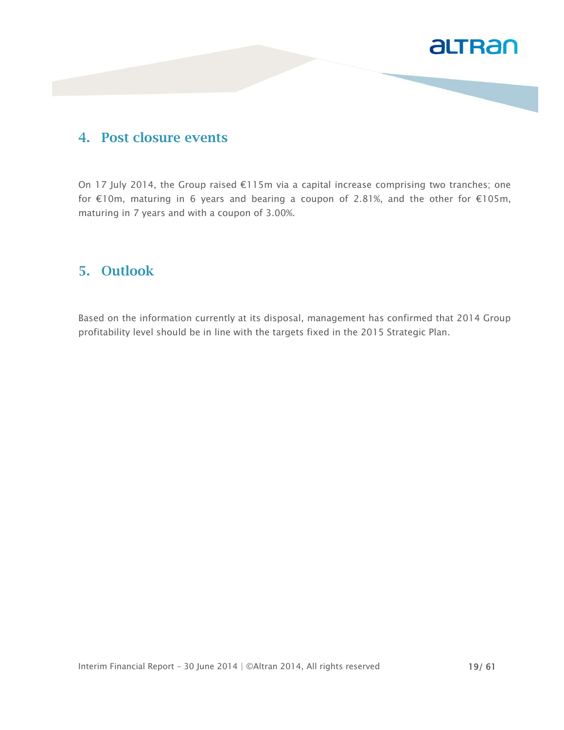## 4. Post closure events

On 17 July 2014, the Group raised €115m via a capital increase comprising two tranches; one for €10m, maturing in 6 years and bearing a coupon of 2.81%, and the other for €105m, maturing in 7 years and with a coupon of 3.00%.

## 5. Outlook

Based on the information currently at its disposal, management has confirmed that 2014 Group profitability level should be in line with the targets fixed in the 2015 Strategic Plan.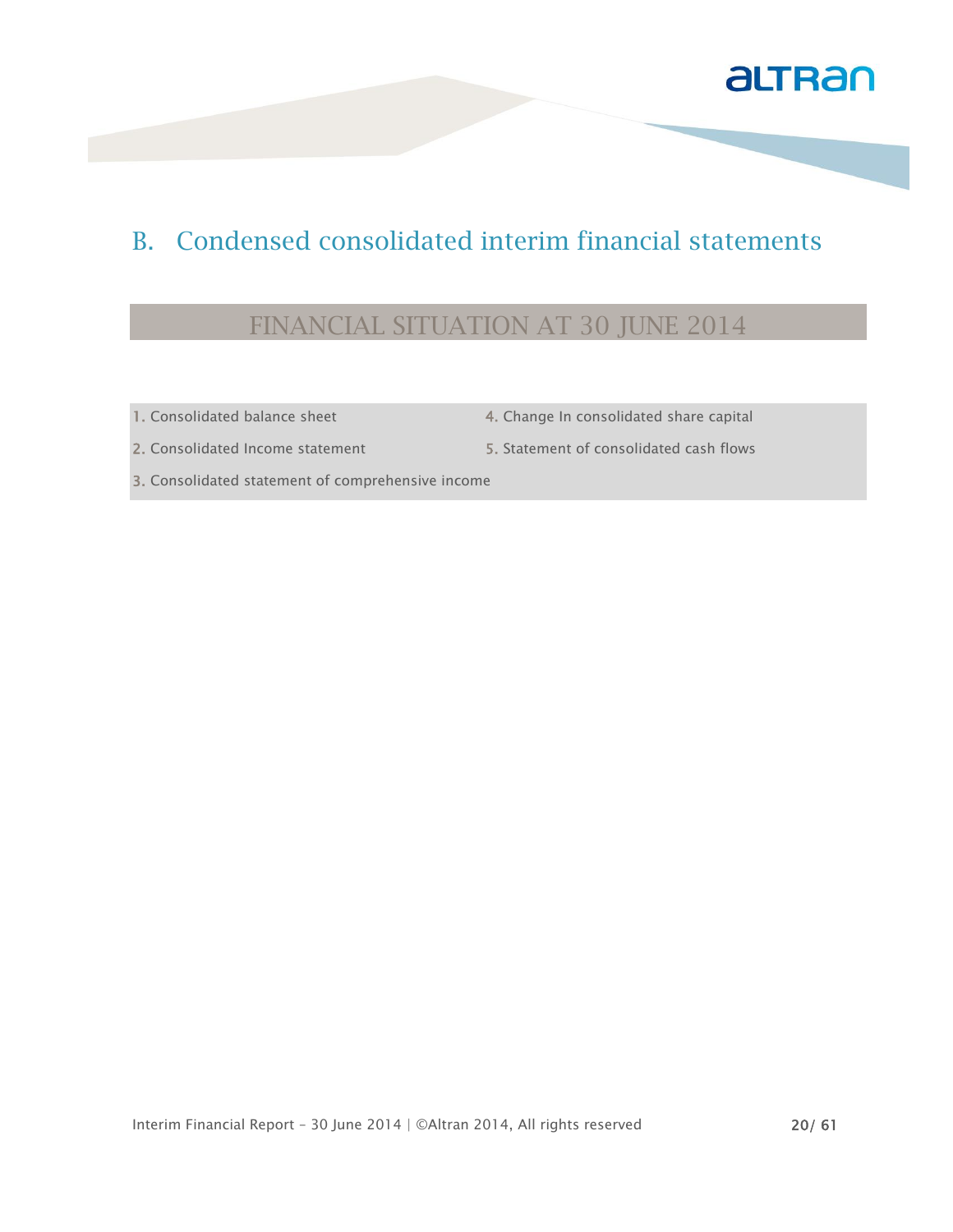# B. Condensed consolidated interim financial statements

## FINANCIAL SITUATION AT 30 JUNE 2014

1. Consolidated balance sheet
2. Consolidated Income statement
3. Consolidated statement of comprehensive income
4. Change In consolidated share capital
5. Statement of consolidated cash flows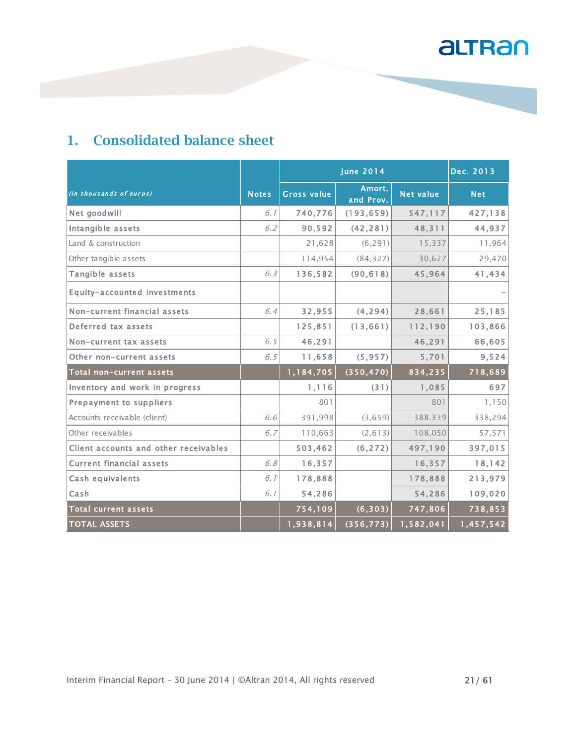# 1. Consolidated balance sheet

| *(In thousands of euros)* | Notes | June 2014 | | | Dec. 2013 |
|---|---|---|---|---|---|
| | | Gross value | Amort. and Prov. | Net value | Net |
| Net goodwill | *6.1* | 740,776 | (193,659) | 547,117 | 427,138 |
| Intangible assets | *6.2* | 90,592 | (42,281) | 48,311 | 44,937 |
| Land & construction | | 21,628 | (6,291) | 15,337 | 11,964 |
| Other tangible assets | | 114,954 | (84,327) | 30,627 | 29,470 |
| Tangible assets | *6.3* | 136,582 | (90,618) | 45,964 | 41,434 |
| Equity-accounted investments | | | | | - |
| Non-current financial assets | *6.4* | 32,955 | (4,294) | 28,661 | 25,185 |
| Deferred tax assets | | 125,851 | (13,661) | 112,190 | 103,866 |
| Non-current tax assets | *6.5* | 46,291 | | 46,291 | 66,605 |
| Other non-current assets | *6.5* | 11,658 | (5,957) | 5,701 | 9,524 |
| **Total non-current assets** | | **1,184,705** | **(350,470)** | **834,235** | **718,689** |
| Inventory and work in progress | | 1,116 | (31) | 1,085 | 697 |
| Prepayment to suppliers | | 801 | | 801 | 1,150 |
| Accounts receivable (client) | *6.6* | 391,998 | (3,659) | 388,339 | 338,294 |
| Other receivables | *6.7* | 110,663 | (2,613) | 108,050 | 57,571 |
| Client accounts and other receivables | | 503,462 | (6,272) | 497,190 | 397,015 |
| Current financial assets | *6.8* | 16,357 | | 16,357 | 18,142 |
| Cash equivalents | *6.1* | 178,888 | | 178,888 | 213,979 |
| Cash | *6.1* | 54,286 | | 54,286 | 109,020 |
| **Total current assets** | | **754,109** | **(6,303)** | **747,806** | **738,853** |
| **TOTAL ASSETS** | | **1,938,814** | **(356,773)** | **1,582,041** | **1,457,542** |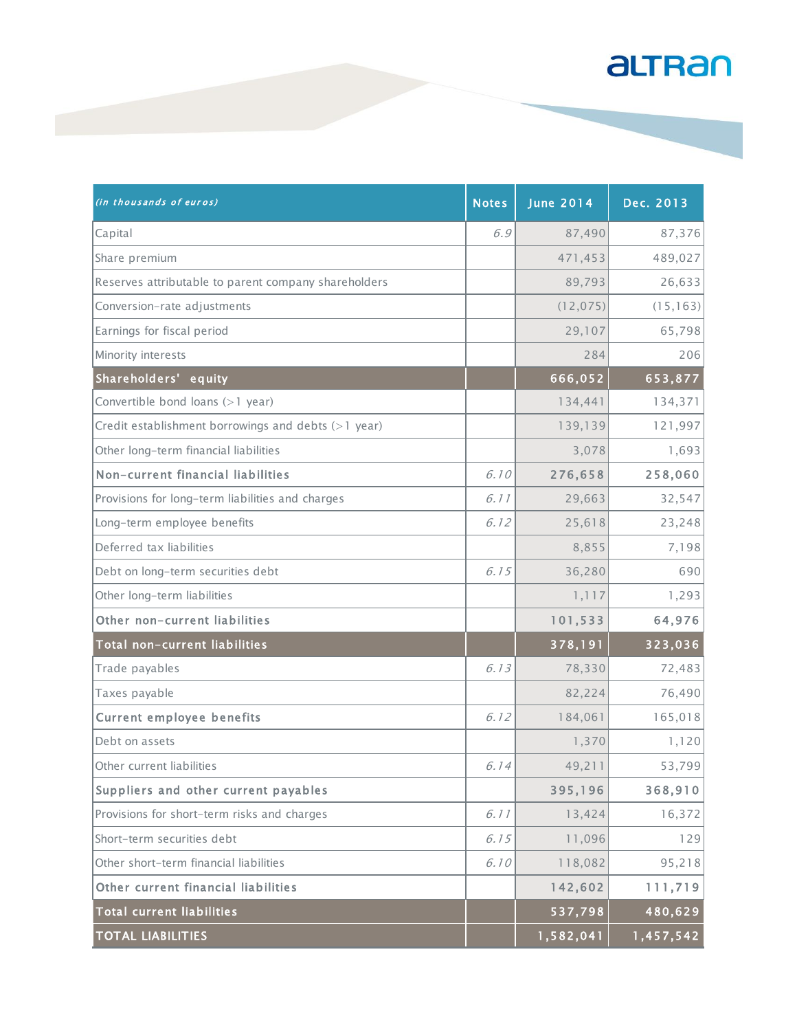| *(in thousands of euros)* | Notes | June 2014 | Dec. 2013 |
|---|---|---|---|
| Capital | *6.9* | 87,490 | 87,376 |
| Share premium | | 471,453 | 489,027 |
| Reserves attributable to parent company shareholders | | 89,793 | 26,633 |
| Conversion-rate adjustments | | (12,075) | (15,163) |
| Earnings for fiscal period | | 29,107 | 65,798 |
| Minority interests | | 284 | 206 |
| **Shareholders' equity** | | **666,052** | **653,877** |
| Convertible bond loans (>1 year) | | 134,441 | 134,371 |
| Credit establishment borrowings and debts (>1 year) | | 139,139 | 121,997 |
| Other long-term financial liabilities | | 3,078 | 1,693 |
| **Non-current financial liabilities** | *6.10* | **276,658** | **258,060** |
| Provisions for long-term liabilities and charges | *6.11* | 29,663 | 32,547 |
| Long-term employee benefits | *6.12* | 25,618 | 23,248 |
| Deferred tax liabilities | | 8,855 | 7,198 |
| Debt on long-term securities debt | *6.15* | 36,280 | 690 |
| Other long-term liabilities | | 1,117 | 1,293 |
| **Other non-current liabilities** | | **101,533** | **64,976** |
| **Total non-current liabilities** | | **378,191** | **323,036** |
| Trade payables | *6.13* | 78,330 | 72,483 |
| Taxes payable | | 82,224 | 76,490 |
| **Current employee benefits** | *6.12* | 184,061 | 165,018 |
| Debt on assets | | 1,370 | 1,120 |
| Other current liabilities | *6.14* | 49,211 | 53,799 |
| **Suppliers and other current payables** | | **395,196** | **368,910** |
| Provisions for short-term risks and charges | *6.11* | 13,424 | 16,372 |
| Short-term securities debt | *6.15* | 11,096 | 129 |
| Other short-term financial liabilities | *6.10* | 118,082 | 95,218 |
| **Other current financial liabilities** | | **142,602** | **111,719** |
| **Total current liabilities** | | **537,798** | **480,629** |
| **TOTAL LIABILITIES** | | **1,582,041** | **1,457,542** |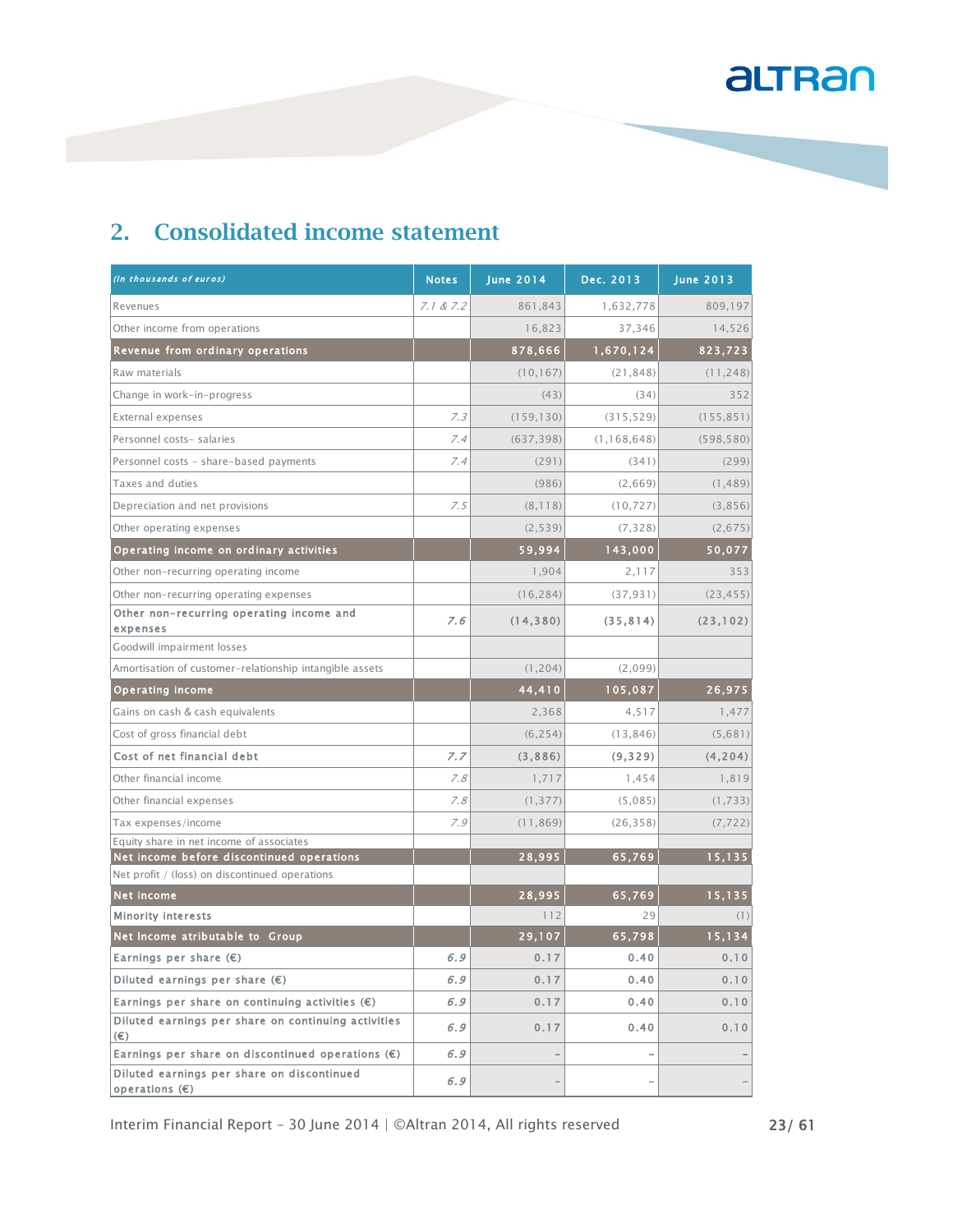## 2. Consolidated income statement

| *(In thousands of euros)* | Notes | June 2014 | Dec. 2013 | June 2013 |
|---|---|---|---|---|
| Revenues | *7.1 & 7.2* | 861,843 | 1,632,778 | 809,197 |
| Other income from operations | | 16,823 | 37,346 | 14,526 |
| **Revenue from ordinary operations** | | **878,666** | **1,670,124** | **823,723** |
| Raw materials | | (10,167) | (21,848) | (11,248) |
| Change in work-in-progress | | (43) | (34) | 352 |
| External expenses | *7.3* | (159,130) | (315,529) | (155,851) |
| Personnel costs- salaries | *7.4* | (637,398) | (1,168,648) | (598,580) |
| Personnel costs - share-based payments | *7.4* | (291) | (341) | (299) |
| Taxes and duties | | (986) | (2,669) | (1,489) |
| Depreciation and net provisions | *7.5* | (8,118) | (10,727) | (3,856) |
| Other operating expenses | | (2,539) | (7,328) | (2,675) |
| **Operating income on ordinary activities** | | **59,994** | **143,000** | **50,077** |
| Other non-recurring operating income | | 1,904 | 2,117 | 353 |
| Other non-recurring operating expenses | | (16,284) | (37,931) | (23,455) |
| **Other non-recurring operating income and expenses** | *7.6* | **(14,380)** | **(35,814)** | **(23,102)** |
| Goodwill impairment losses | | | | |
| Amortisation of customer-relationship intangible assets | | (1,204) | (2,099) | |
| **Operating income** | | **44,410** | **105,087** | **26,975** |
| Gains on cash & cash equivalents | | 2,368 | 4,517 | 1,477 |
| Cost of gross financial debt | | (6,254) | (13,846) | (5,681) |
| **Cost of net financial debt** | *7.7* | **(3,886)** | **(9,329)** | **(4,204)** |
| Other financial income | *7.8* | 1,717 | 1,454 | 1,819 |
| Other financial expenses | *7.8* | (1,377) | (5,085) | (1,733) |
| Tax expenses/income | *7.9* | (11,869) | (26,358) | (7,722) |
| Equity share in net income of associates | | | | |
| **Net income before discontinued operations** | | **28,995** | **65,769** | **15,135** |
| Net profit / (loss) on discontinued operations | | | | |
| **Net income** | | **28,995** | **65,769** | **15,135** |
| Minority interests | | 112 | 29 | (1) |
| **Net Income atributable to Group** | | **29,107** | **65,798** | **15,134** |
| Earnings per share (€) | *6.9* | 0.17 | 0.40 | 0.10 |
| Diluted earnings per share (€) | *6.9* | 0.17 | 0.40 | 0.10 |
| Earnings per share on continuing activities (€) | *6.9* | 0.17 | 0.40 | 0.10 |
| Diluted earnings per share on continuing activities (€) | *6.9* | 0.17 | 0.40 | 0.10 |
| Earnings per share on discontinued operations (€) | *6.9* | - | - | - |
| Diluted earnings per share on discontinued operations (€) | *6.9* | - | - | - |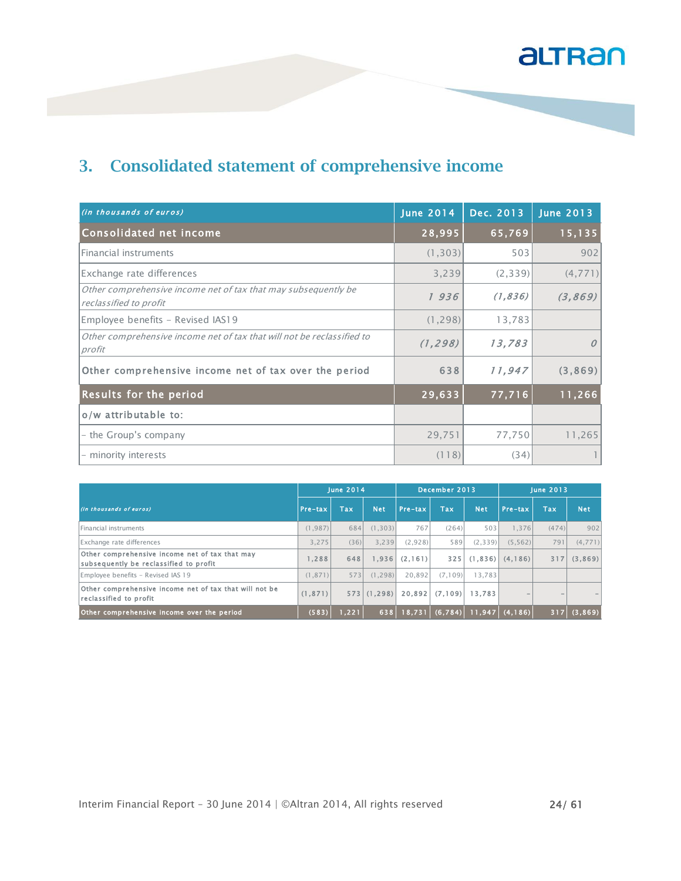## 3. Consolidated statement of comprehensive income

| *(in thousands of euros)* | June 2014 | Dec. 2013 | June 2013 |
|---|---|---|---|
| **Consolidated net income** | **28,995** | **65,769** | **15,135** |
| Financial instruments | (1,303) | 503 | 902 |
| Exchange rate differences | 3,239 | (2,339) | (4,771) |
| *Other comprehensive income net of tax that may subsequently be reclassified to profit* | *1 936* | *(1,836)* | *(3,869)* |
| Employee benefits - Revised IAS19 | (1,298) | 13,783 | |
| *Other comprehensive income net of tax that will not be reclassified to profit* | *(1,298)* | *13,783* | *0* |
| Other comprehensive income net of tax over the period | 638 | *11,947* | (3,869) |
| **Results for the period** | **29,633** | **77,716** | **11,266** |
| o/w attributable to: | | | |
| - the Group's company | 29,751 | 77,750 | 11,265 |
| - minority interests | (118) | (34) | 1 |

| *(in thousands of euros)* | June 2014 | | | December 2013 | | | June 2013 | | |
|---|---|---|---|---|---|---|---|---|---|
| | Pre-tax | Tax | Net | Pre-tax | Tax | Net | Pre-tax | Tax | Net |
| Financial instruments | (1,987) | 684 | (1,303) | 767 | (264) | 503 | 1,376 | (474) | 902 |
| Exchange rate differences | 3,275 | (36) | 3,239 | (2,928) | 589 | (2,339) | (5,562) | 791 | (4,771) |
| Other comprehensive income net of tax that may subsequently be reclassified to profit | 1,288 | 648 | 1,936 | (2,161) | 325 | (1,836) | (4,186) | 317 | (3,869) |
| Employee benefits - Revised IAS 19 | (1,871) | 573 | (1,298) | 20,892 | (7,109) | 13,783 | | | |
| Other comprehensive income net of tax that will not be reclassified to profit | (1,871) | 573 | (1,298) | 20,892 | (7,109) | 13,783 | - | - | - |
| **Other comprehensive income over the period** | **(583)** | **1,221** | **638** | **18,731** | **(6,784)** | **11,947** | **(4,186)** | **317** | **(3,869)** |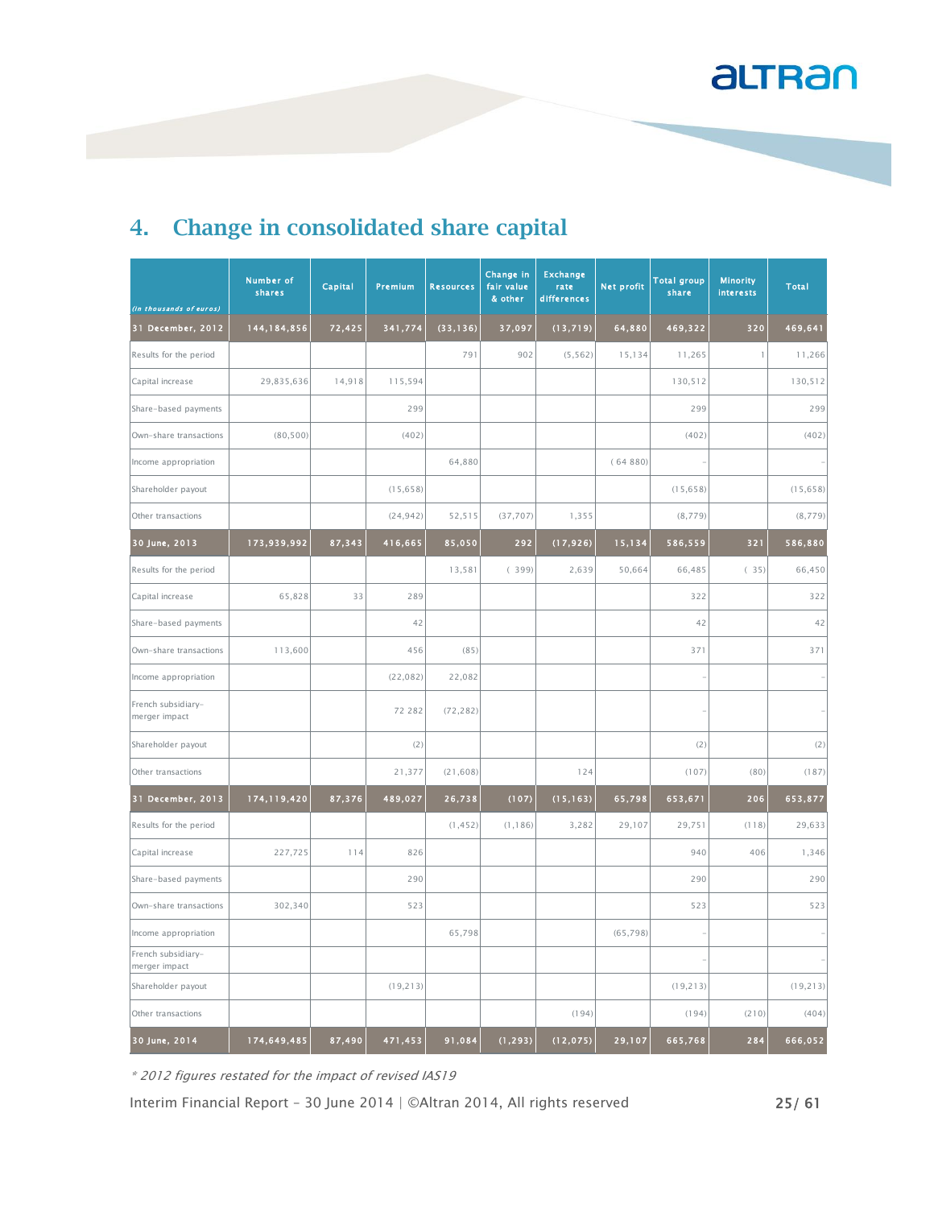## 4. Change in consolidated share capital

| *(in thousands of euros)* | Number of shares | Capital | Premium | Resources | Change in fair value & other | Exchange rate differences | Net profit | Total group share | Minority interests | Total |
|---|---|---|---|---|---|---|---|---|---|---|
| **31 December, 2012** | **144,184,856** | **72,425** | **341,774** | **(33,136)** | **37,097** | **(13,719)** | **64,880** | **469,322** | **320** | **469,641** |
| Results for the period | | | | 791 | 902 | (5,562) | 15,134 | 11,265 | 1 | 11,266 |
| Capital increase | 29,835,636 | 14,918 | 115,594 | | | | | 130,512 | | 130,512 |
| Share-based payments | | | 299 | | | | | 299 | | 299 |
| Own-share transactions | (80,500) | | (402) | | | | | (402) | | (402) |
| Income appropriation | | | | 64,880 | | | ( 64 880) | - | | - |
| Shareholder payout | | | (15,658) | | | | | (15,658) | | (15,658) |
| Other transactions | | | (24,942) | 52,515 | (37,707) | 1,355 | | (8,779) | | (8,779) |
| **30 June, 2013** | **173,939,992** | **87,343** | **416,665** | **85,050** | **292** | **(17,926)** | **15,134** | **586,559** | **321** | **586,880** |
| Results for the period | | | | 13,581 | ( 399) | 2,639 | 50,664 | 66,485 | ( 35) | 66,450 |
| Capital increase | 65,828 | 33 | 289 | | | | | 322 | | 322 |
| Share-based payments | | | 42 | | | | | 42 | | 42 |
| Own-share transactions | 113,600 | | 456 | (85) | | | | 371 | | 371 |
| Income appropriation | | | (22,082) | 22,082 | | | | - | | - |
| French subsidiary-merger impact | | | 72 282 | (72,282) | | | | - | | - |
| Shareholder payout | | | (2) | | | | | (2) | | (2) |
| Other transactions | | | 21,377 | (21,608) | | 124 | | (107) | (80) | (187) |
| **31 December, 2013** | **174,119,420** | **87,376** | **489,027** | **26,738** | **(107)** | **(15,163)** | **65,798** | **653,671** | **206** | **653,877** |
| Results for the period | | | | (1,452) | (1,186) | 3,282 | 29,107 | 29,751 | (118) | 29,633 |
| Capital increase | 227,725 | 114 | 826 | | | | | 940 | 406 | 1,346 |
| Share-based payments | | | 290 | | | | | 290 | | 290 |
| Own-share transactions | 302,340 | | 523 | | | | | 523 | | 523 |
| Income appropriation | | | | 65,798 | | | (65,798) | - | | - |
| French subsidiary-merger impact | | | | | | | | - | | - |
| Shareholder payout | | | (19,213) | | | | | (19,213) | | (19,213) |
| Other transactions | | | | | | (194) | | (194) | (210) | (404) |
| **30 June, 2014** | **174,649,485** | **87,490** | **471,453** | **91,084** | **(1,293)** | **(12,075)** | **29,107** | **665,768** | **284** | **666,052** |

*\* 2012 figures restated for the impact of revised IAS19*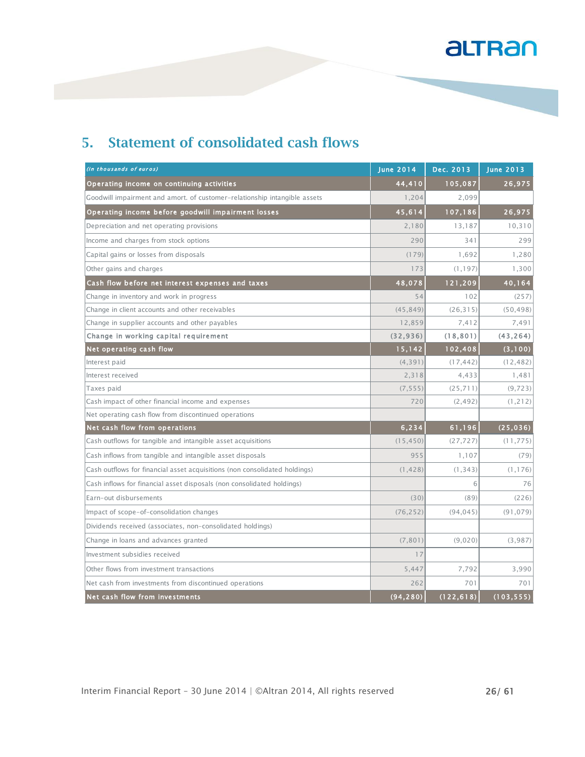## 5. Statement of consolidated cash flows

| *(in thousands of euros)* | June 2014 | Dec. 2013 | June 2013 |
|---|---|---|---|
| **Operating income on continuing activities** | **44,410** | **105,087** | **26,975** |
| Goodwill impairment and amort. of customer-relationship intangible assets | 1,204 | 2,099 | |
| **Operating income before goodwill impairment losses** | **45,614** | **107,186** | **26,975** |
| Depreciation and net operating provisions | 2,180 | 13,187 | 10,310 |
| Income and charges from stock options | 290 | 341 | 299 |
| Capital gains or losses from disposals | (179) | 1,692 | 1,280 |
| Other gains and charges | 173 | (1,197) | 1,300 |
| **Cash flow before net interest expenses and taxes** | **48,078** | **121,209** | **40,164** |
| Change in inventory and work in progress | 54 | 102 | (257) |
| Change in client accounts and other receivables | (45,849) | (26,315) | (50,498) |
| Change in supplier accounts and other payables | 12,859 | 7,412 | 7,491 |
| **Change in working capital requirement** | **(32,936)** | **(18,801)** | **(43,264)** |
| **Net operating cash flow** | **15,142** | **102,408** | **(3,100)** |
| Interest paid | (4,391) | (17,442) | (12,482) |
| Interest received | 2,318 | 4,433 | 1,481 |
| Taxes paid | (7,555) | (25,711) | (9,723) |
| Cash impact of other financial income and expenses | 720 | (2,492) | (1,212) |
| Net operating cash flow from discontinued operations | | | |
| **Net cash flow from operations** | **6,234** | **61,196** | **(25,036)** |
| Cash outflows for tangible and intangible asset acquisitions | (15,450) | (27,727) | (11,775) |
| Cash inflows from tangible and intangible asset disposals | 955 | 1,107 | (79) |
| Cash outflows for financial asset acquisitions (non consolidated holdings) | (1,428) | (1,343) | (1,176) |
| Cash inflows for financial asset disposals (non consolidated holdings) | | 6 | 76 |
| Earn-out disbursements | (30) | (89) | (226) |
| Impact of scope-of-consolidation changes | (76,252) | (94,045) | (91,079) |
| Dividends received (associates, non-consolidated holdings) | | | |
| Change in loans and advances granted | (7,801) | (9,020) | (3,987) |
| Investment subsidies received | 17 | | |
| Other flows from investment transactions | 5,447 | 7,792 | 3,990 |
| Net cash from investments from discontinued operations | 262 | 701 | 701 |
| **Net cash flow from investments** | **(94,280)** | **(122,618)** | **(103,555)** |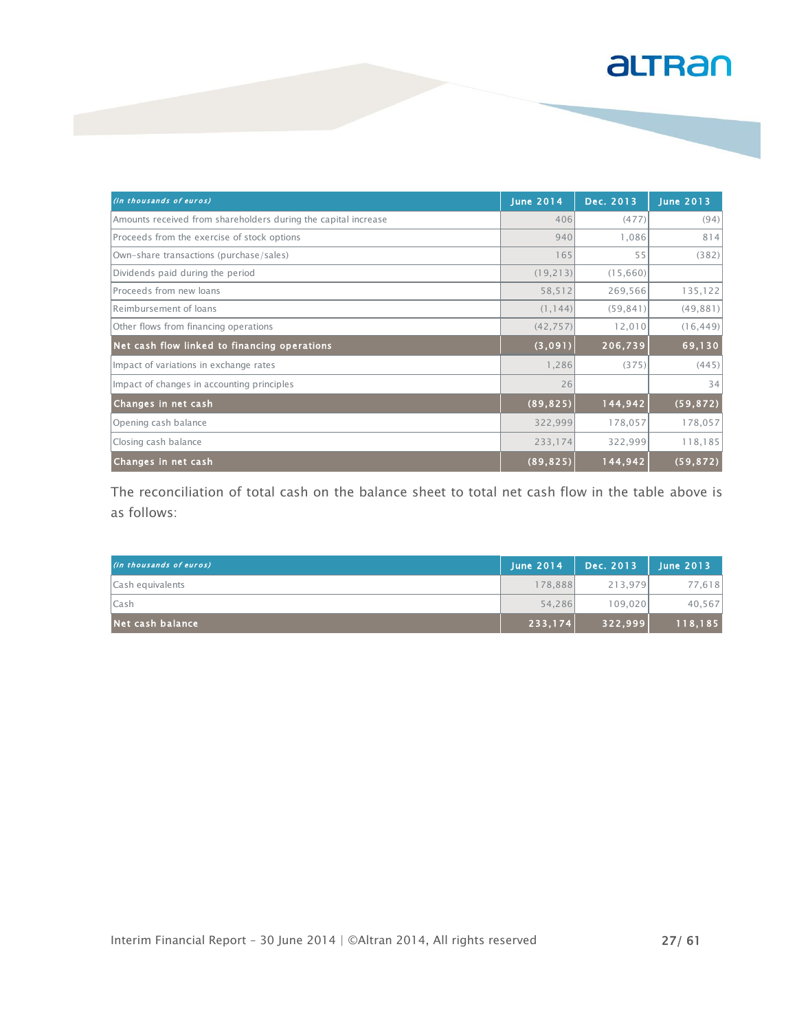| *(in thousands of euros)* | June 2014 | Dec. 2013 | June 2013 |
|---|---|---|---|
| Amounts received from shareholders during the capital increase | 406 | (477) | (94) |
| Proceeds from the exercise of stock options | 940 | 1,086 | 814 |
| Own-share transactions (purchase/sales) | 165 | 55 | (382) |
| Dividends paid during the period | (19,213) | (15,660) | |
| Proceeds from new loans | 58,512 | 269,566 | 135,122 |
| Reimbursement of loans | (1,144) | (59,841) | (49,881) |
| Other flows from financing operations | (42,757) | 12,010 | (16,449) |
| **Net cash flow linked to financing operations** | **(3,091)** | **206,739** | **69,130** |
| Impact of variations in exchange rates | 1,286 | (375) | (445) |
| Impact of changes in accounting principles | 26 | | 34 |
| **Changes in net cash** | **(89,825)** | **144,942** | **(59,872)** |
| Opening cash balance | 322,999 | 178,057 | 178,057 |
| Closing cash balance | 233,174 | 322,999 | 118,185 |
| **Changes in net cash** | **(89,825)** | **144,942** | **(59,872)** |

The reconciliation of total cash on the balance sheet to total net cash flow in the table above is as follows:

| *(in thousands of euros)* | June 2014 | Dec. 2013 | June 2013 |
|---|---|---|---|
| Cash equivalents | 178,888 | 213,979 | 77,618 |
| Cash | 54,286 | 109,020 | 40,567 |
| **Net cash balance** | **233,174** | **322,999** | **118,185** |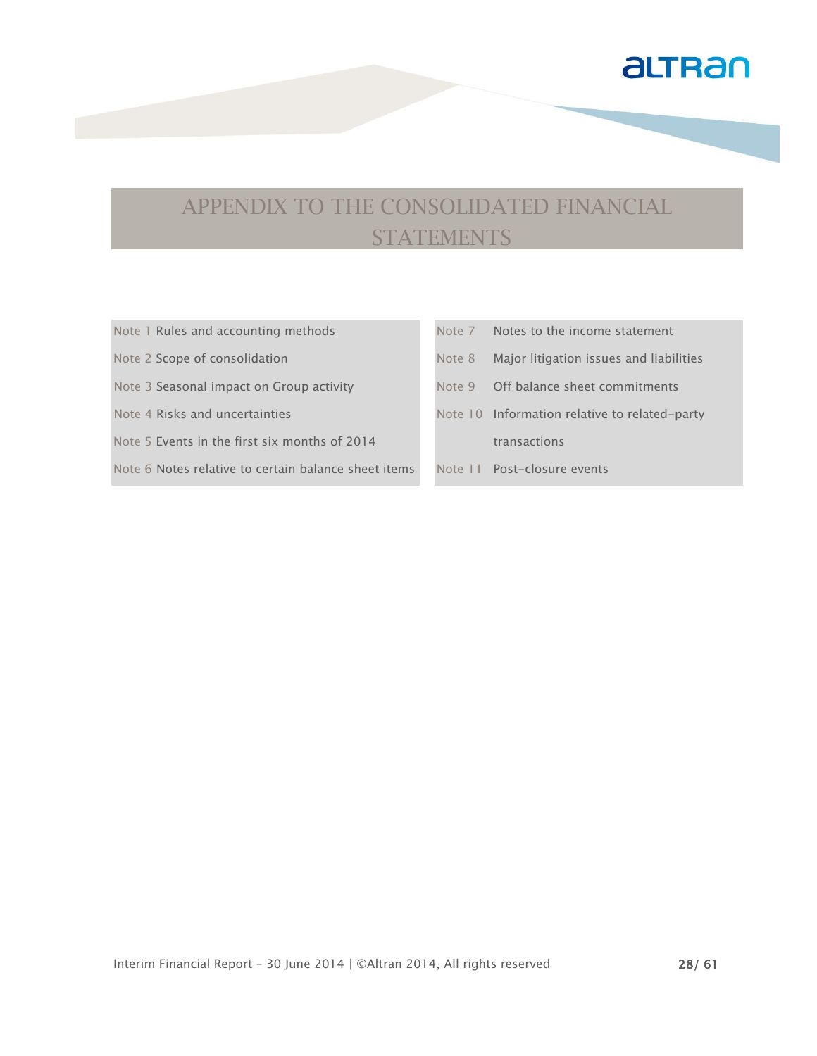# APPENDIX TO THE CONSOLIDATED FINANCIAL STATEMENTS

- Note 1 Rules and accounting methods
- Note 2 Scope of consolidation
- Note 3 Seasonal impact on Group activity
- Note 4 Risks and uncertainties
- Note 5 Events in the first six months of 2014
- Note 6 Notes relative to certain balance sheet items
- Note 7 Notes to the income statement
- Note 8 Major litigation issues and liabilities
- Note 9 Off balance sheet commitments
- Note 10 Information relative to related-party transactions
- Note 11 Post-closure events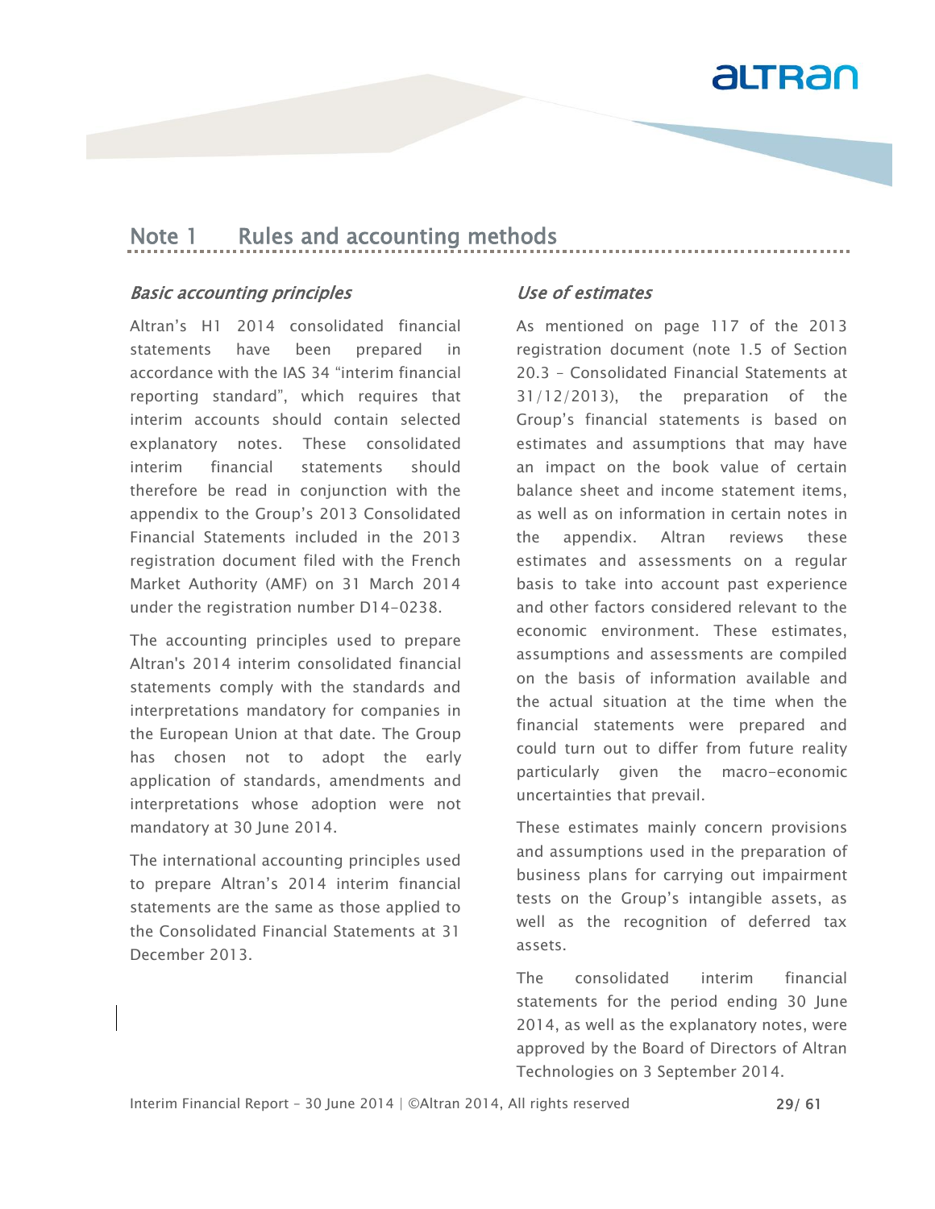## Note 1 Rules and accounting methods

### *Basic accounting principles*

Altran's H1 2014 consolidated financial statements have been prepared in accordance with the IAS 34 "interim financial reporting standard", which requires that interim accounts should contain selected explanatory notes. These consolidated interim financial statements should therefore be read in conjunction with the appendix to the Group's 2013 Consolidated Financial Statements included in the 2013 registration document filed with the French Market Authority (AMF) on 31 March 2014 under the registration number D14-0238.

The accounting principles used to prepare Altran's 2014 interim consolidated financial statements comply with the standards and interpretations mandatory for companies in the European Union at that date. The Group has chosen not to adopt the early application of standards, amendments and interpretations whose adoption were not mandatory at 30 June 2014.

The international accounting principles used to prepare Altran's 2014 interim financial statements are the same as those applied to the Consolidated Financial Statements at 31 December 2013.

### *Use of estimates*

As mentioned on page 117 of the 2013 registration document (note 1.5 of Section 20.3 – Consolidated Financial Statements at 31/12/2013), the preparation of the Group's financial statements is based on estimates and assumptions that may have an impact on the book value of certain balance sheet and income statement items, as well as on information in certain notes in the appendix. Altran reviews these estimates and assessments on a regular basis to take into account past experience and other factors considered relevant to the economic environment. These estimates, assumptions and assessments are compiled on the basis of information available and the actual situation at the time when the financial statements were prepared and could turn out to differ from future reality particularly given the macro-economic uncertainties that prevail.

These estimates mainly concern provisions and assumptions used in the preparation of business plans for carrying out impairment tests on the Group's intangible assets, as well as the recognition of deferred tax assets.

The consolidated interim financial statements for the period ending 30 June 2014, as well as the explanatory notes, were approved by the Board of Directors of Altran Technologies on 3 September 2014.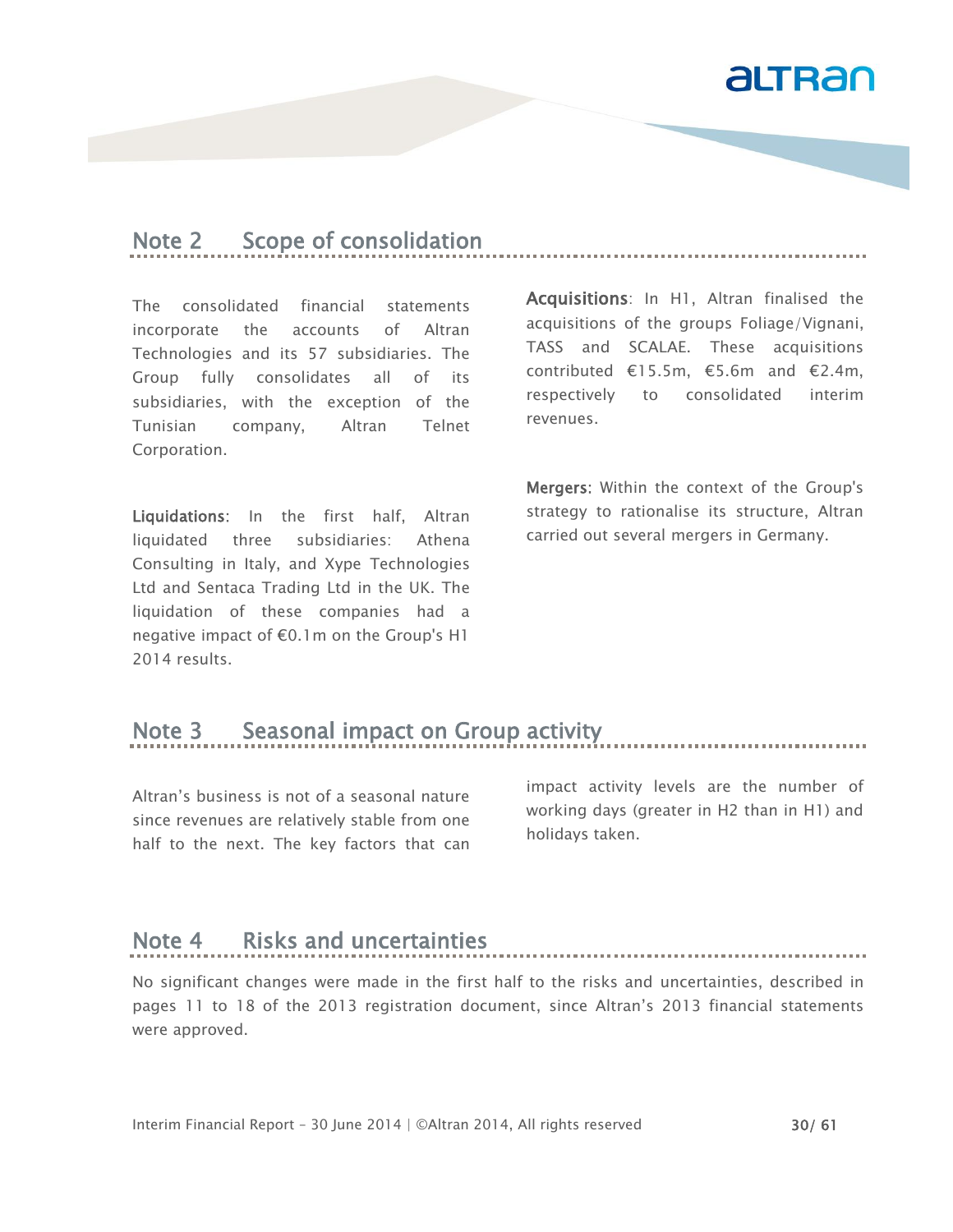## Note 2 Scope of consolidation

The consolidated financial statements incorporate the accounts of Altran Technologies and its 57 subsidiaries. The Group fully consolidates all of its subsidiaries, with the exception of the Tunisian company, Altran Telnet Corporation.

**Liquidations**: In the first half, Altran liquidated three subsidiaries: Athena Consulting in Italy, and Xype Technologies Ltd and Sentaca Trading Ltd in the UK. The liquidation of these companies had a negative impact of €0.1m on the Group's H1 2014 results.

**Acquisitions**: In H1, Altran finalised the acquisitions of the groups Foliage/Vignani, TASS and SCALAE. These acquisitions contributed €15.5m, €5.6m and €2.4m, respectively to consolidated interim revenues.

**Mergers:** Within the context of the Group's strategy to rationalise its structure, Altran carried out several mergers in Germany.

## Note 3 Seasonal impact on Group activity

Altran's business is not of a seasonal nature since revenues are relatively stable from one half to the next. The key factors that can impact activity levels are the number of working days (greater in H2 than in H1) and holidays taken.

## Note 4 Risks and uncertainties

No significant changes were made in the first half to the risks and uncertainties, described in pages 11 to 18 of the 2013 registration document, since Altran's 2013 financial statements were approved.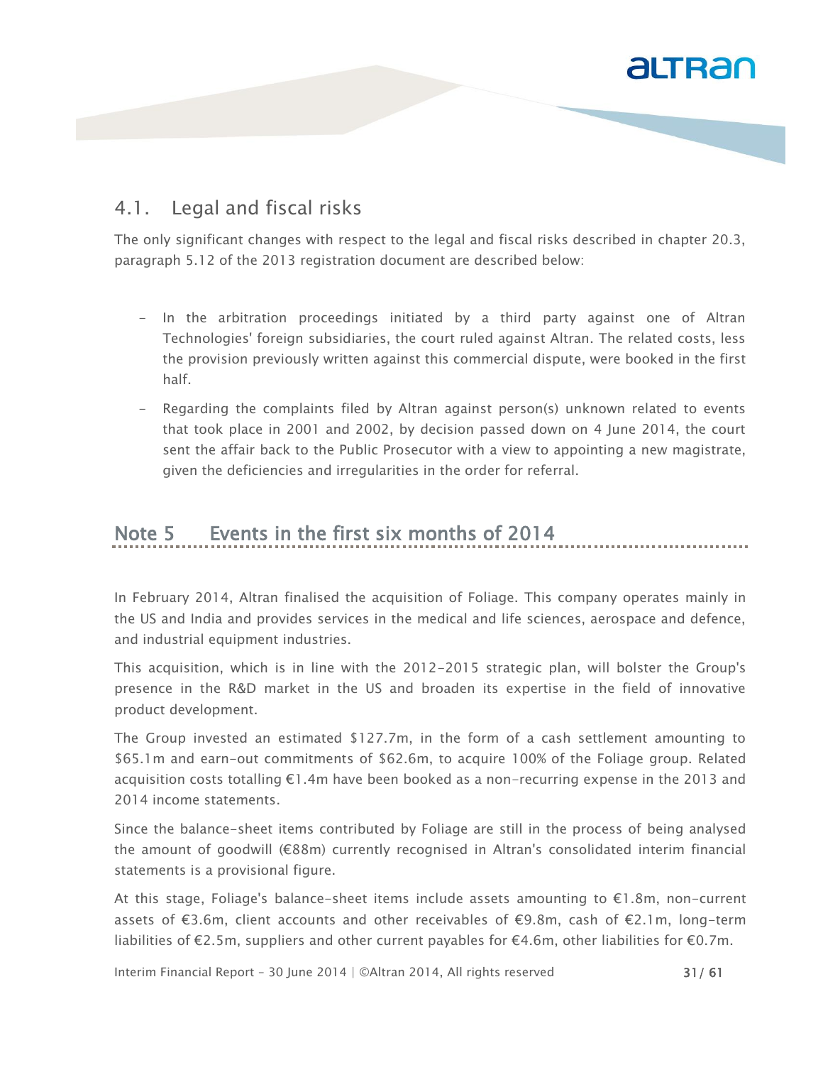## 4.1. Legal and fiscal risks

The only significant changes with respect to the legal and fiscal risks described in chapter 20.3, paragraph 5.12 of the 2013 registration document are described below:

- In the arbitration proceedings initiated by a third party against one of Altran Technologies' foreign subsidiaries, the court ruled against Altran. The related costs, less the provision previously written against this commercial dispute, were booked in the first half.
- Regarding the complaints filed by Altran against person(s) unknown related to events that took place in 2001 and 2002, by decision passed down on 4 June 2014, the court sent the affair back to the Public Prosecutor with a view to appointing a new magistrate, given the deficiencies and irregularities in the order for referral.

# Note 5 Events in the first six months of 2014

In February 2014, Altran finalised the acquisition of Foliage. This company operates mainly in the US and India and provides services in the medical and life sciences, aerospace and defence, and industrial equipment industries.

This acquisition, which is in line with the 2012-2015 strategic plan, will bolster the Group's presence in the R&D market in the US and broaden its expertise in the field of innovative product development.

The Group invested an estimated $127.7m, in the form of a cash settlement amounting to $65.1m and earn-out commitments of $62.6m, to acquire 100% of the Foliage group. Related acquisition costs totalling €1.4m have been booked as a non-recurring expense in the 2013 and 2014 income statements.

Since the balance-sheet items contributed by Foliage are still in the process of being analysed the amount of goodwill (€88m) currently recognised in Altran's consolidated interim financial statements is a provisional figure.

At this stage, Foliage's balance-sheet items include assets amounting to €1.8m, non-current assets of €3.6m, client accounts and other receivables of €9.8m, cash of €2.1m, long-term liabilities of €2.5m, suppliers and other current payables for €4.6m, other liabilities for €0.7m.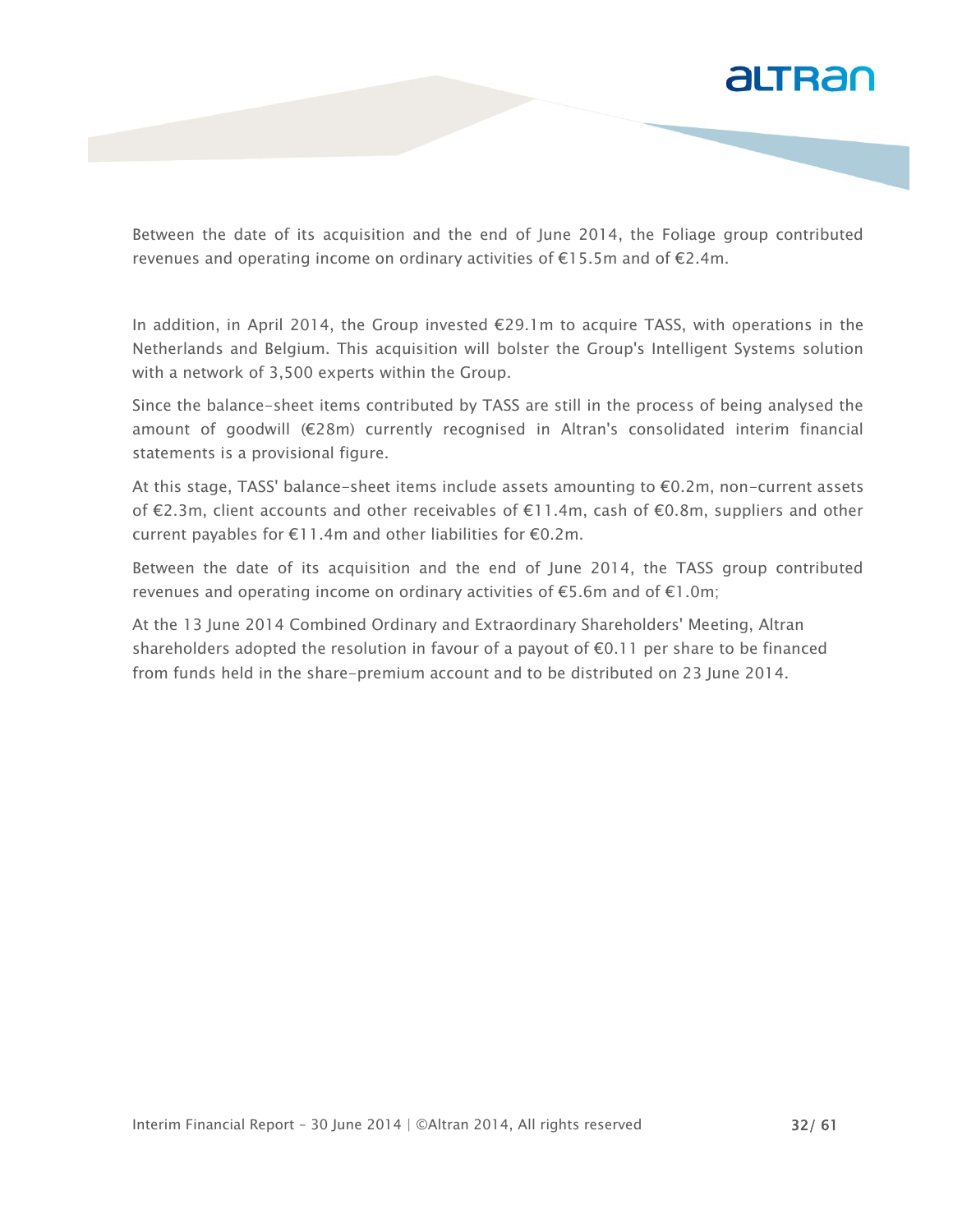Between the date of its acquisition and the end of June 2014, the Foliage group contributed revenues and operating income on ordinary activities of €15.5m and of €2.4m.

In addition, in April 2014, the Group invested €29.1m to acquire TASS, with operations in the Netherlands and Belgium. This acquisition will bolster the Group's Intelligent Systems solution with a network of 3,500 experts within the Group.

Since the balance-sheet items contributed by TASS are still in the process of being analysed the amount of goodwill (€28m) currently recognised in Altran's consolidated interim financial statements is a provisional figure.

At this stage, TASS' balance-sheet items include assets amounting to €0.2m, non-current assets of €2.3m, client accounts and other receivables of €11.4m, cash of €0.8m, suppliers and other current payables for €11.4m and other liabilities for €0.2m.

Between the date of its acquisition and the end of June 2014, the TASS group contributed revenues and operating income on ordinary activities of €5.6m and of €1.0m;

At the 13 June 2014 Combined Ordinary and Extraordinary Shareholders' Meeting, Altran shareholders adopted the resolution in favour of a payout of €0.11 per share to be financed from funds held in the share-premium account and to be distributed on 23 June 2014.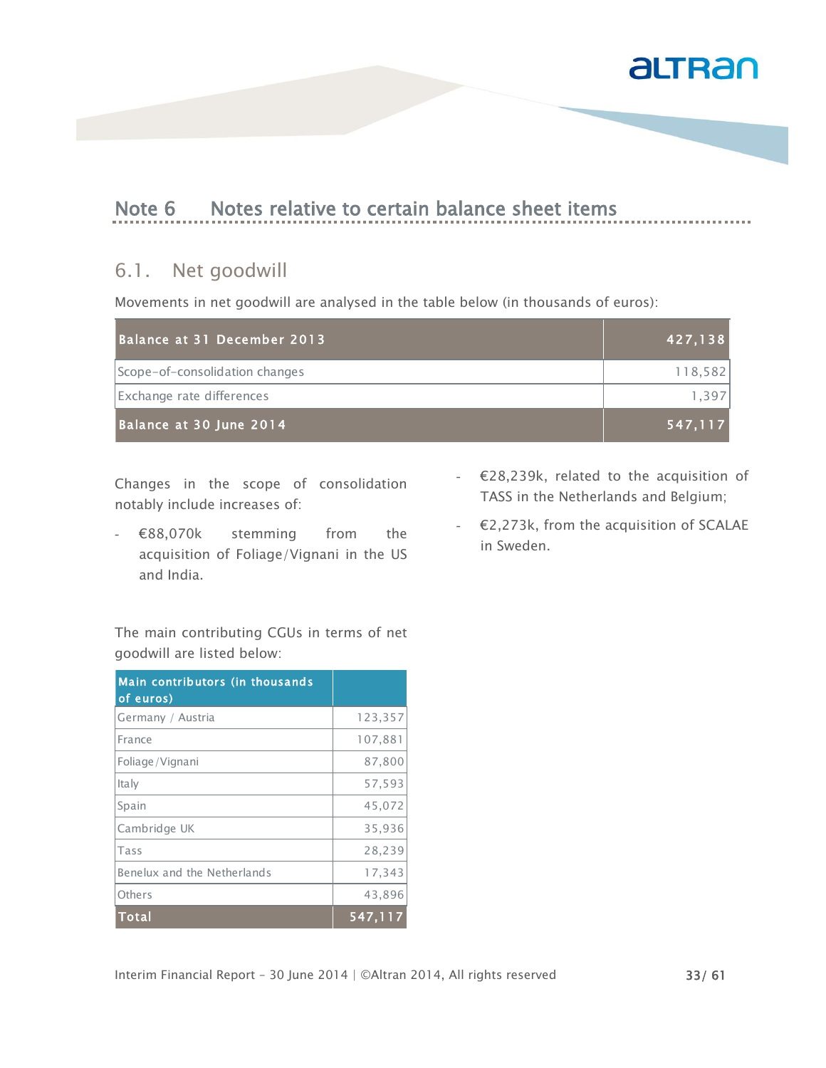## Note 6 Notes relative to certain balance sheet items

### 6.1. Net goodwill

Movements in net goodwill are analysed in the table below (in thousands of euros):

| Balance at 31 December 2013 | 427,138 |
|---|---|
| Scope-of-consolidation changes | 118,582 |
| Exchange rate differences | 1,397 |
| **Balance at 30 June 2014** | **547,117** |

Changes in the scope of consolidation notably include increases of:

- €88,070k stemming from the acquisition of Foliage/Vignani in the US and India.
- €28,239k, related to the acquisition of TASS in the Netherlands and Belgium;
- €2,273k, from the acquisition of SCALAE in Sweden.

The main contributing CGUs in terms of net goodwill are listed below:

| Main contributors (in thousands of euros) | |
|---|---|
| Germany / Austria | 123,357 |
| France | 107,881 |
| Foliage/Vignani | 87,800 |
| Italy | 57,593 |
| Spain | 45,072 |
| Cambridge UK | 35,936 |
| Tass | 28,239 |
| Benelux and the Netherlands | 17,343 |
| Others | 43,896 |
| **Total** | **547,117** |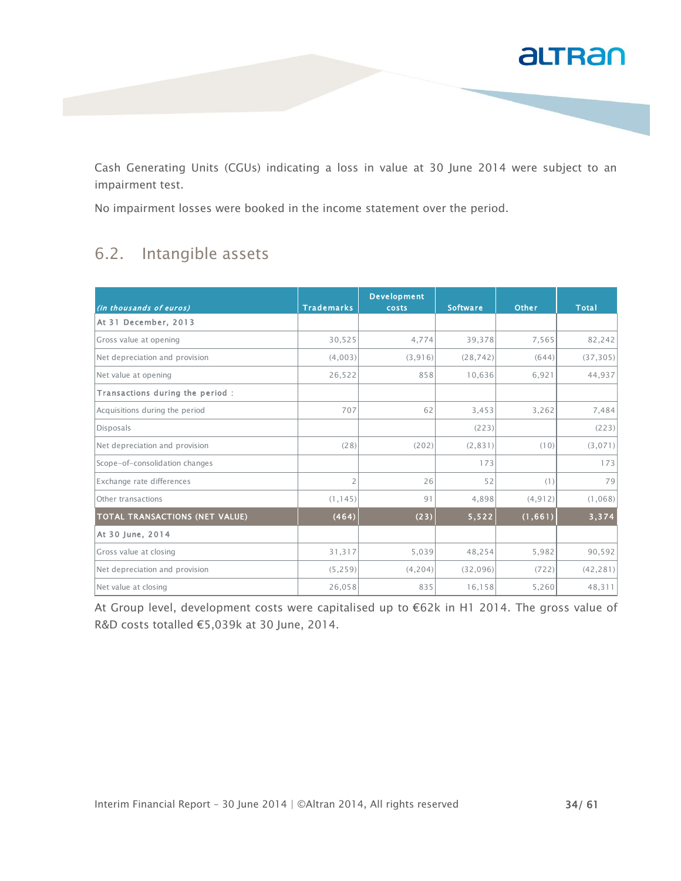Cash Generating Units (CGUs) indicating a loss in value at 30 June 2014 were subject to an impairment test.

No impairment losses were booked in the income statement over the period.

## 6.2. Intangible assets

| *(in thousands of euros)* | Trademarks | Development costs | Software | Other | Total |
|---|---|---|---|---|---|
| **At 31 December, 2013** | | | | | |
| Gross value at opening | 30,525 | 4,774 | 39,378 | 7,565 | 82,242 |
| Net depreciation and provision | (4,003) | (3,916) | (28,742) | (644) | (37,305) |
| Net value at opening | 26,522 | 858 | 10,636 | 6,921 | 44,937 |
| **Transactions during the period :** | | | | | |
| Acquisitions during the period | 707 | 62 | 3,453 | 3,262 | 7,484 |
| Disposals | | | (223) | | (223) |
| Net depreciation and provision | (28) | (202) | (2,831) | (10) | (3,071) |
| Scope-of-consolidation changes | | | 173 | | 173 |
| Exchange rate differences | 2 | 26 | 52 | (1) | 79 |
| Other transactions | (1,145) | 91 | 4,898 | (4,912) | (1,068) |
| **TOTAL TRANSACTIONS (NET VALUE)** | **(464)** | **(23)** | **5,522** | **(1,661)** | **3,374** |
| **At 30 June, 2014** | | | | | |
| Gross value at closing | 31,317 | 5,039 | 48,254 | 5,982 | 90,592 |
| Net depreciation and provision | (5,259) | (4,204) | (32,096) | (722) | (42,281) |
| Net value at closing | 26,058 | 835 | 16,158 | 5,260 | 48,311 |

At Group level, development costs were capitalised up to €62k in H1 2014. The gross value of R&D costs totalled €5,039k at 30 June, 2014.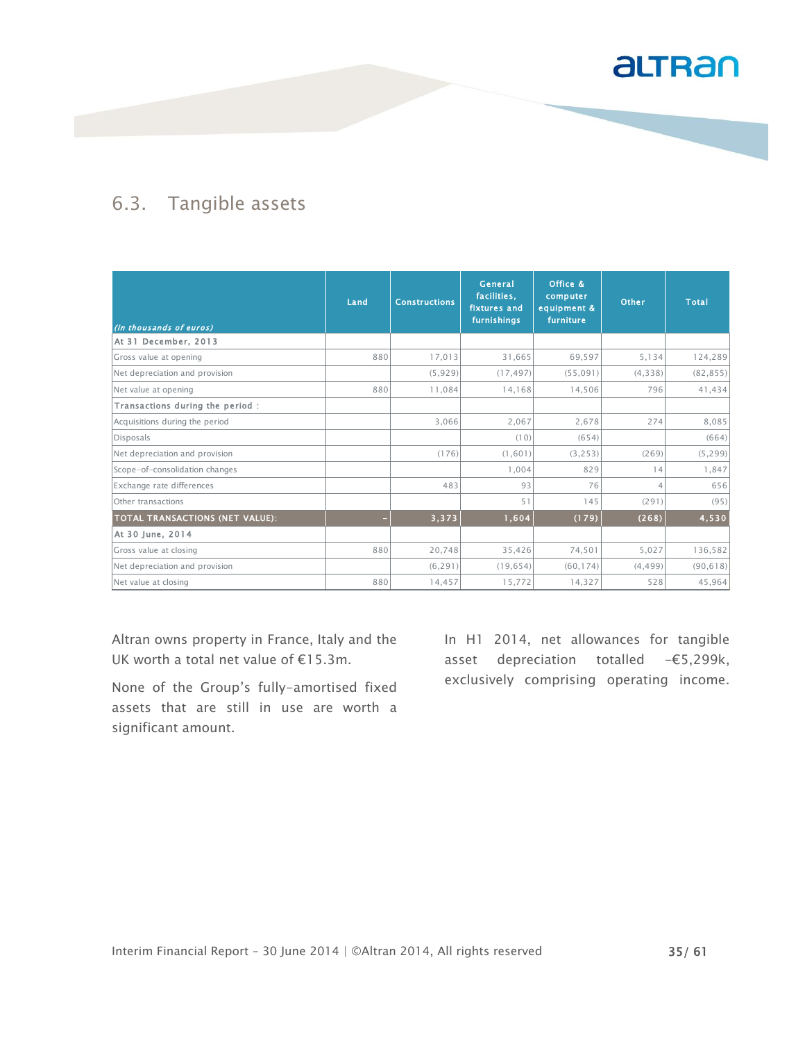## 6.3. Tangible assets

| *(in thousands of euros)* | Land | Constructions | General facilities, fixtures and furnishings | Office & computer equipment & furniture | Other | Total |
|---|---|---|---|---|---|---|
| **At 31 December, 2013** | | | | | | |
| Gross value at opening | 880 | 17,013 | 31,665 | 69,597 | 5,134 | 124,289 |
| Net depreciation and provision | | (5,929) | (17,497) | (55,091) | (4,338) | (82,855) |
| Net value at opening | 880 | 11,084 | 14,168 | 14,506 | 796 | 41,434 |
| **Transactions during the period :** | | | | | | |
| Acquisitions during the period | | 3,066 | 2,067 | 2,678 | 274 | 8,085 |
| Disposals | | | (10) | (654) | | (664) |
| Net depreciation and provision | | (176) | (1,601) | (3,253) | (269) | (5,299) |
| Scope-of-consolidation changes | | | 1,004 | 829 | 14 | 1,847 |
| Exchange rate differences | | 483 | 93 | 76 | 4 | 656 |
| Other transactions | | | 51 | 145 | (291) | (95) |
| **TOTAL TRANSACTIONS (NET VALUE):** | **-** | **3,373** | **1,604** | **(179)** | **(268)** | **4,530** |
| **At 30 June, 2014** | | | | | | |
| Gross value at closing | 880 | 20,748 | 35,426 | 74,501 | 5,027 | 136,582 |
| Net depreciation and provision | | (6,291) | (19,654) | (60,174) | (4,499) | (90,618) |
| Net value at closing | 880 | 14,457 | 15,772 | 14,327 | 528 | 45,964 |

Altran owns property in France, Italy and the UK worth a total net value of €15.3m.

None of the Group's fully-amortised fixed assets that are still in use are worth a significant amount.

In H1 2014, net allowances for tangible asset depreciation totalled -€5,299k, exclusively comprising operating income.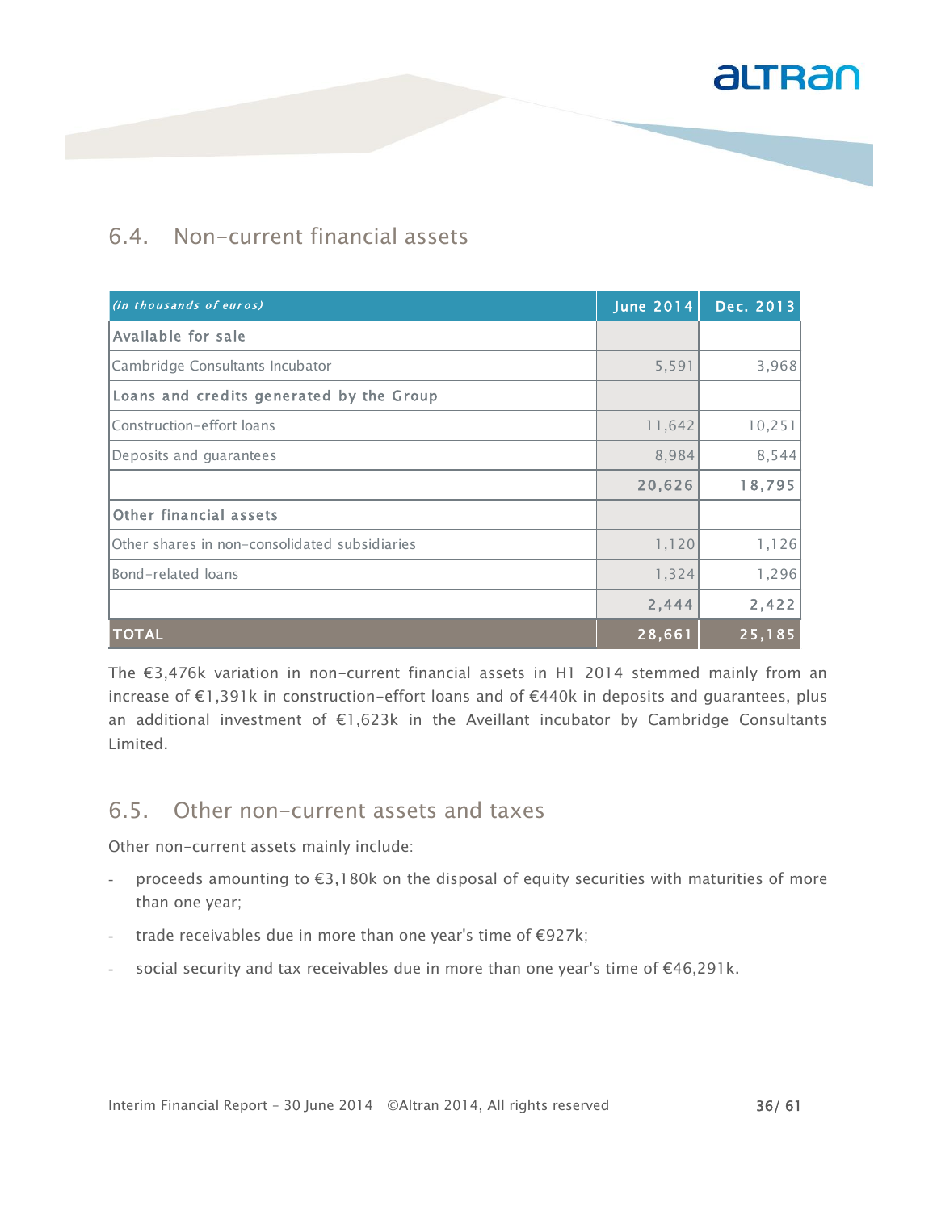## 6.4. Non-current financial assets

| *(in thousands of euros)* | June 2014 | Dec. 2013 |
|---|---|---|
| **Available for sale** | | |
| Cambridge Consultants Incubator | 5,591 | 3,968 |
| **Loans and credits generated by the Group** | | |
| Construction-effort loans | 11,642 | 10,251 |
| Deposits and guarantees | 8,984 | 8,544 |
| | **20,626** | **18,795** |
| **Other financial assets** | | |
| Other shares in non-consolidated subsidiaries | 1,120 | 1,126 |
| Bond-related loans | 1,324 | 1,296 |
| | **2,444** | **2,422** |
| **TOTAL** | **28,661** | **25,185** |

The €3,476k variation in non-current financial assets in H1 2014 stemmed mainly from an increase of €1,391k in construction-effort loans and of €440k in deposits and guarantees, plus an additional investment of €1,623k in the Aveillant incubator by Cambridge Consultants Limited.

## 6.5. Other non-current assets and taxes

Other non-current assets mainly include:

- proceeds amounting to €3,180k on the disposal of equity securities with maturities of more than one year;
- trade receivables due in more than one year's time of €927k;
- social security and tax receivables due in more than one year's time of €46,291k.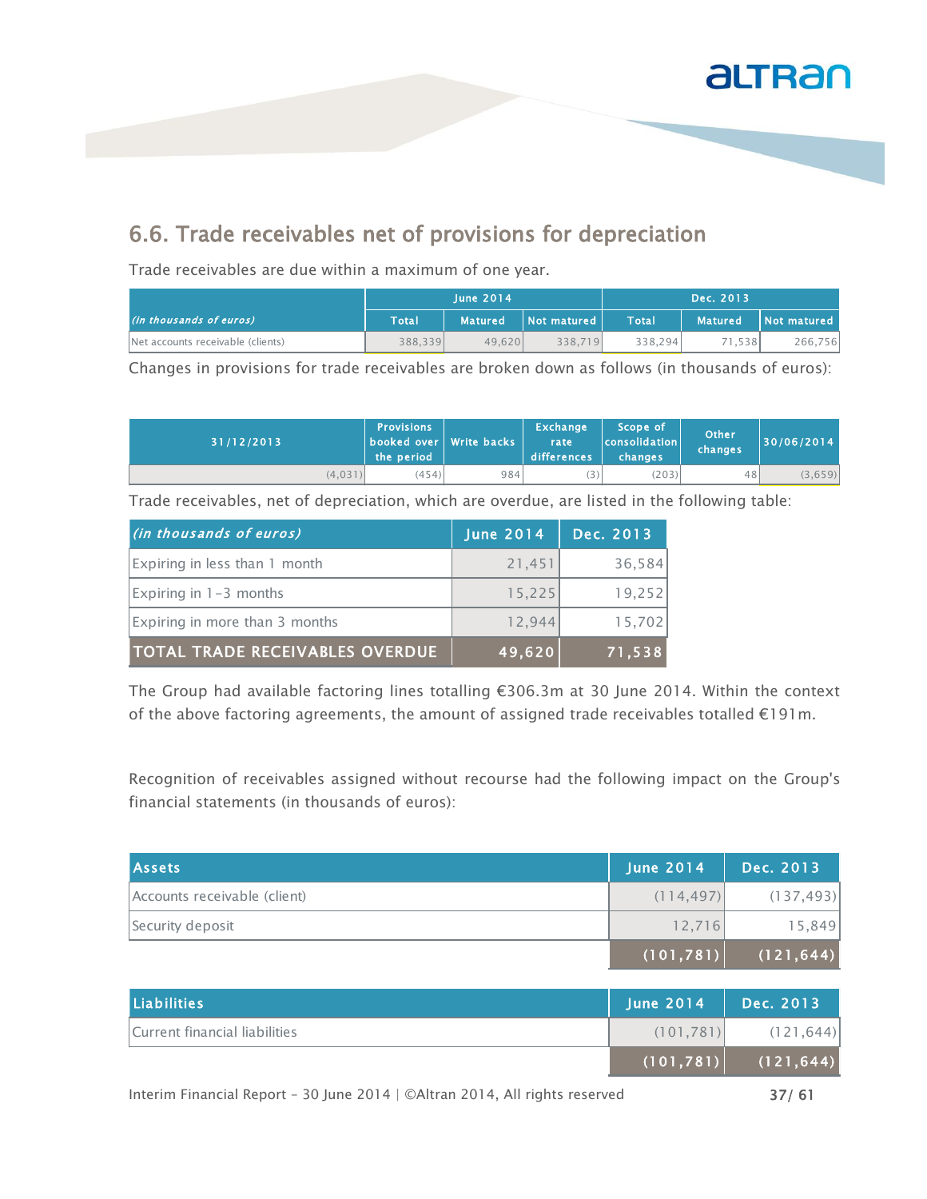## 6.6. Trade receivables net of provisions for depreciation

Trade receivables are due within a maximum of one year.

| *(in thousands of euros)* | June 2014 | | | Dec. 2013 | | |
|---|---|---|---|---|---|---|
| | Total | Matured | Not matured | Total | Matured | Not matured |
| Net accounts receivable (clients) | 388,339 | 49,620 | 338,719 | 338,294 | 71,538 | 266,756 |

Changes in provisions for trade receivables are broken down as follows (in thousands of euros):

| 31/12/2013 | Provisions booked over the period | Write backs | Exchange rate differences | Scope of consolidation changes | Other changes | 30/06/2014 |
|---|---|---|---|---|---|---|
| (4,031) | (454) | 984 | (3) | (203) | 48 | (3,659) |

Trade receivables, net of depreciation, which are overdue, are listed in the following table:

| *(in thousands of euros)* | June 2014 | Dec. 2013 |
|---|---|---|
| Expiring in less than 1 month | 21,451 | 36,584 |
| Expiring in 1-3 months | 15,225 | 19,252 |
| Expiring in more than 3 months | 12,944 | 15,702 |
| **TOTAL TRADE RECEIVABLES OVERDUE** | **49,620** | **71,538** |

The Group had available factoring lines totalling €306.3m at 30 June 2014. Within the context of the above factoring agreements, the amount of assigned trade receivables totalled €191m.

Recognition of receivables assigned without recourse had the following impact on the Group's financial statements (in thousands of euros):

| Assets | June 2014 | Dec. 2013 |
|---|---|---|
| Accounts receivable (client) | (114,497) | (137,493) |
| Security deposit | 12,716 | 15,849 |
| | **(101,781)** | **(121,644)** |

| Liabilities | June 2014 | Dec. 2013 |
|---|---|---|
| Current financial liabilities | (101,781) | (121,644) |
| | **(101,781)** | **(121,644)** |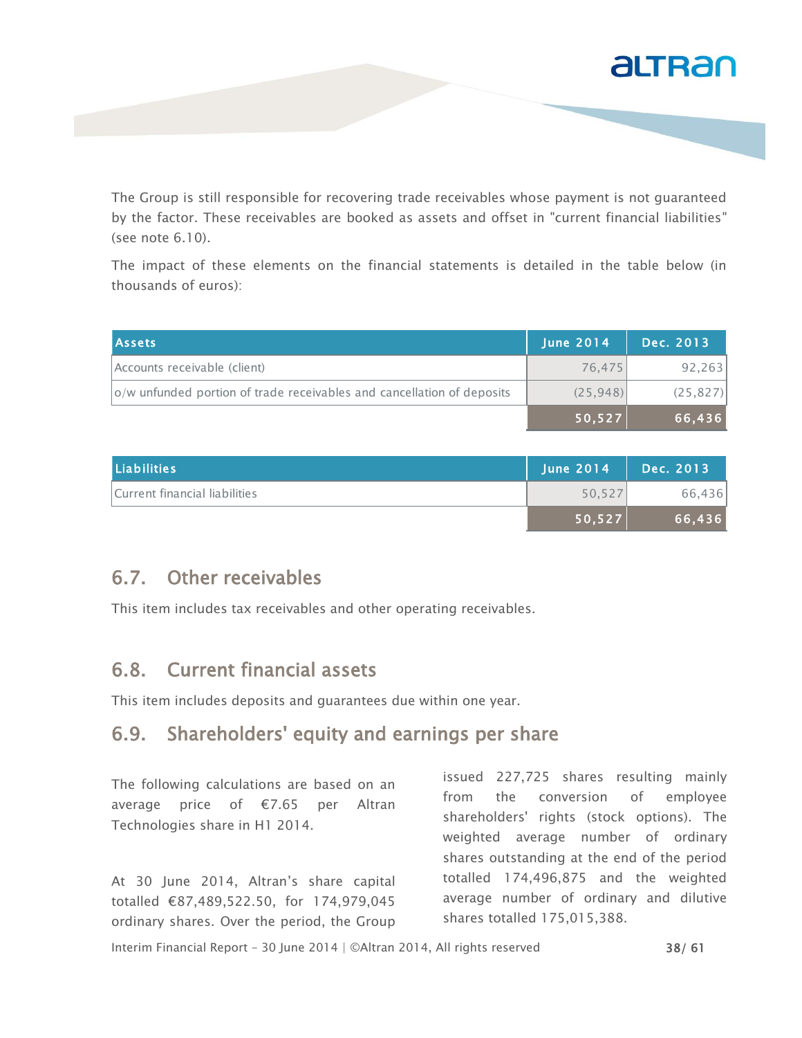The Group is still responsible for recovering trade receivables whose payment is not guaranteed by the factor. These receivables are booked as assets and offset in "current financial liabilities" (see note 6.10).

The impact of these elements on the financial statements is detailed in the table below (in thousands of euros):

| Assets | June 2014 | Dec. 2013 |
|---|---|---|
| Accounts receivable (client) | 76,475 | 92,263 |
| o/w unfunded portion of trade receivables and cancellation of deposits | (25,948) | (25,827) |
| | **50,527** | **66,436** |

| Liabilities | June 2014 | Dec. 2013 |
|---|---|---|
| Current financial liabilities | 50,527 | 66,436 |
| | **50,527** | **66,436** |

## 6.7. Other receivables

This item includes tax receivables and other operating receivables.

## 6.8. Current financial assets

This item includes deposits and guarantees due within one year.

## 6.9. Shareholders' equity and earnings per share

The following calculations are based on an average price of €7.65 per Altran Technologies share in H1 2014.

At 30 June 2014, Altran's share capital totalled €87,489,522.50, for 174,979,045 ordinary shares. Over the period, the Group issued 227,725 shares resulting mainly from the conversion of employee shareholders' rights (stock options). The weighted average number of ordinary shares outstanding at the end of the period totalled 174,496,875 and the weighted average number of ordinary and dilutive shares totalled 175,015,388.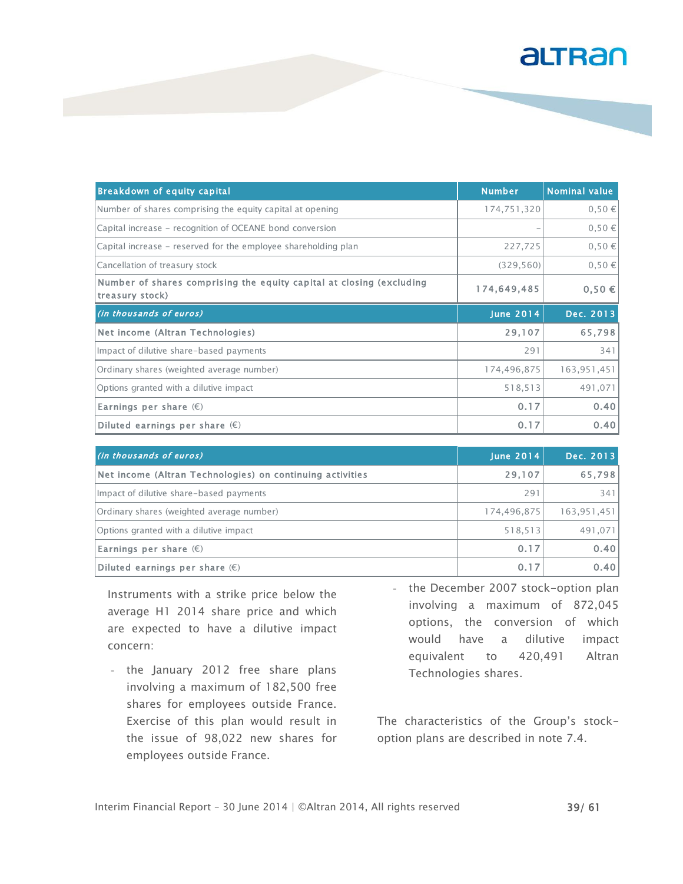| Breakdown of equity capital | Number | Nominal value |
|---|---|---|
| Number of shares comprising the equity capital at opening | 174,751,320 | 0,50 € |
| Capital increase - recognition of OCEANE bond conversion | - | 0,50 € |
| Capital increase - reserved for the employee shareholding plan | 227,725 | 0,50 € |
| Cancellation of treasury stock | (329,560) | 0,50 € |
| **Number of shares comprising the equity capital at closing (excluding treasury stock)** | **174,649,485** | **0,50 €** |

| *(in thousands of euros)* | June 2014 | Dec. 2013 |
|---|---|---|
| **Net income (Altran Technologies)** | **29,107** | **65,798** |
| Impact of dilutive share-based payments | 291 | 341 |
| Ordinary shares (weighted average number) | 174,496,875 | 163,951,451 |
| Options granted with a dilutive impact | 518,513 | 491,071 |
| **Earnings per share (€)** | **0.17** | **0.40** |
| **Diluted earnings per share (€)** | **0.17** | **0.40** |

| *(in thousands of euros)* | June 2014 | Dec. 2013 |
|---|---|---|
| **Net income (Altran Technologies) on continuing activities** | **29,107** | **65,798** |
| Impact of dilutive share-based payments | 291 | 341 |
| Ordinary shares (weighted average number) | 174,496,875 | 163,951,451 |
| Options granted with a dilutive impact | 518,513 | 491,071 |
| **Earnings per share (€)** | **0.17** | **0.40** |
| **Diluted earnings per share (€)** | **0.17** | **0.40** |

Instruments with a strike price below the average H1 2014 share price and which are expected to have a dilutive impact concern:

- the January 2012 free share plans involving a maximum of 182,500 free shares for employees outside France. Exercise of this plan would result in the issue of 98,022 new shares for employees outside France.
- the December 2007 stock-option plan involving a maximum of 872,045 options, the conversion of which would have a dilutive impact equivalent to 420,491 Altran Technologies shares.

The characteristics of the Group's stock-option plans are described in note 7.4.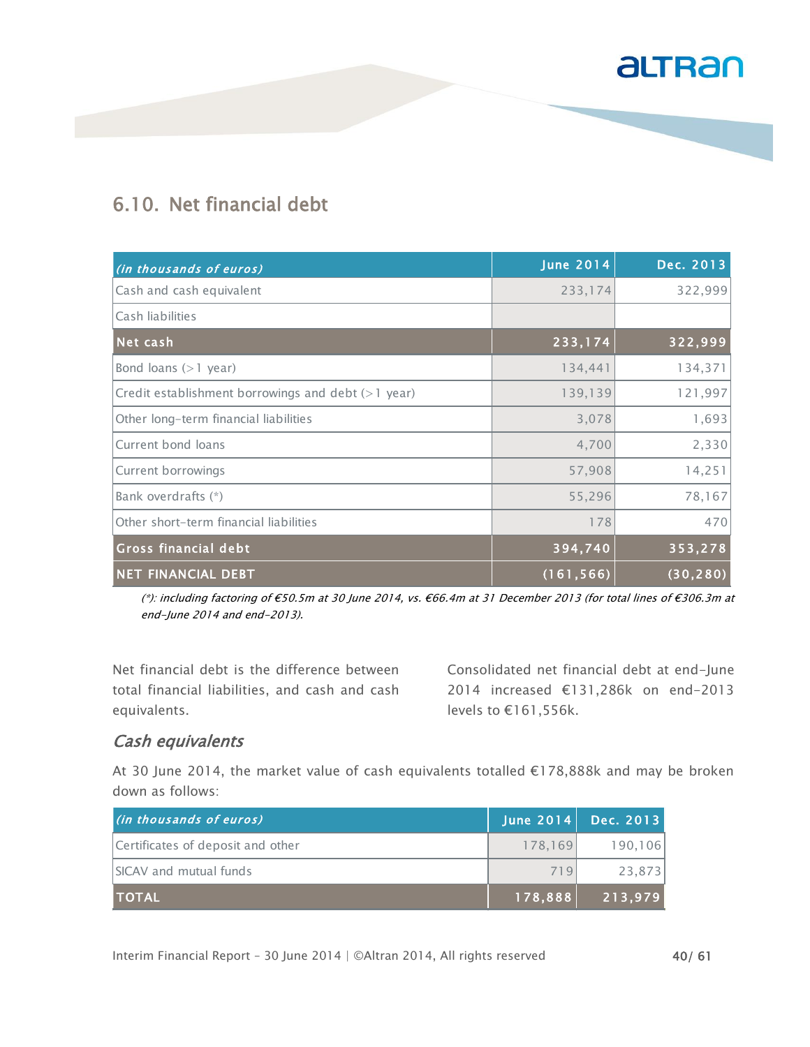## 6.10. Net financial debt

| *(in thousands of euros)* | June 2014 | Dec. 2013 |
|---|---|---|
| Cash and cash equivalent | 233,174 | 322,999 |
| Cash liabilities | | |
| **Net cash** | **233,174** | **322,999** |
| Bond loans (>1 year) | 134,441 | 134,371 |
| Credit establishment borrowings and debt (>1 year) | 139,139 | 121,997 |
| Other long-term financial liabilities | 3,078 | 1,693 |
| Current bond loans | 4,700 | 2,330 |
| Current borrowings | 57,908 | 14,251 |
| Bank overdrafts (*) | 55,296 | 78,167 |
| Other short-term financial liabilities | 178 | 470 |
| **Gross financial debt** | **394,740** | **353,278** |
| **NET FINANCIAL DEBT** | **(161,566)** | **(30,280)** |

*(*): including factoring of €50.5m at 30 June 2014, vs. €66.4m at 31 December 2013 (for total lines of €306.3m at end-June 2014 and end-2013).*

Net financial debt is the difference between total financial liabilities, and cash and cash equivalents.

Consolidated net financial debt at end-June 2014 increased €131,286k on end-2013 levels to €161,556k.

### *Cash equivalents*

At 30 June 2014, the market value of cash equivalents totalled €178,888k and may be broken down as follows:

| *(in thousands of euros)* | June 2014 | Dec. 2013 |
|---|---|---|
| Certificates of deposit and other | 178,169 | 190,106 |
| SICAV and mutual funds | 719 | 23,873 |
| **TOTAL** | **178,888** | **213,979** |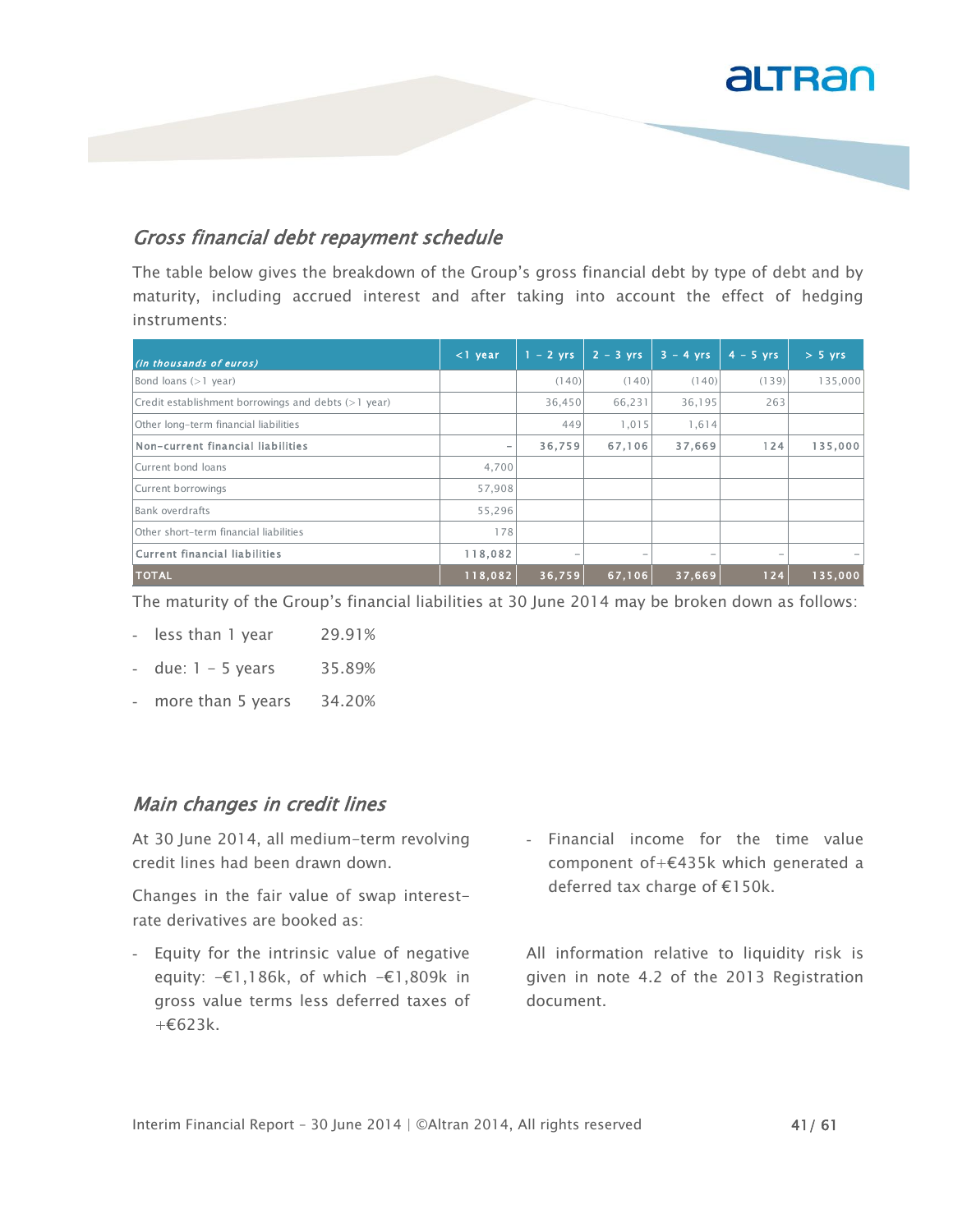### *Gross financial debt repayment schedule*

The table below gives the breakdown of the Group's gross financial debt by type of debt and by maturity, including accrued interest and after taking into account the effect of hedging instruments:

| *(In thousands of euros)* | <1 year | 1 - 2 yrs | 2 - 3 yrs | 3 - 4 yrs | 4 - 5 yrs | > 5 yrs |
|---|---|---|---|---|---|---|
| Bond loans (>1 year) | | (140) | (140) | (140) | (139) | 135,000 |
| Credit establishment borrowings and debts (>1 year) | | 36,450 | 66,231 | 36,195 | 263 | |
| Other long-term financial liabilities | | 449 | 1,015 | 1,614 | | |
| **Non-current financial liabilities** | - | **36,759** | **67,106** | **37,669** | **124** | **135,000** |
| Current bond loans | 4,700 | | | | | |
| Current borrowings | 57,908 | | | | | |
| Bank overdrafts | 55,296 | | | | | |
| Other short-term financial liabilities | 178 | | | | | |
| **Current financial liabilities** | **118,082** | - | - | - | - | - |
| **TOTAL** | **118,082** | **36,759** | **67,106** | **37,669** | **124** | **135,000** |

The maturity of the Group's financial liabilities at 30 June 2014 may be broken down as follows:

- less than 1 year 29.91%
- due: 1 – 5 years 35.89%
- more than 5 years 34.20%

### *Main changes in credit lines*

At 30 June 2014, all medium-term revolving credit lines had been drawn down.

Changes in the fair value of swap interest-rate derivatives are booked as:

- Equity for the intrinsic value of negative equity: -€1,186k, of which -€1,809k in gross value terms less deferred taxes of +€623k.
- Financial income for the time value component of+€435k which generated a deferred tax charge of €150k.

All information relative to liquidity risk is given in note 4.2 of the 2013 Registration document.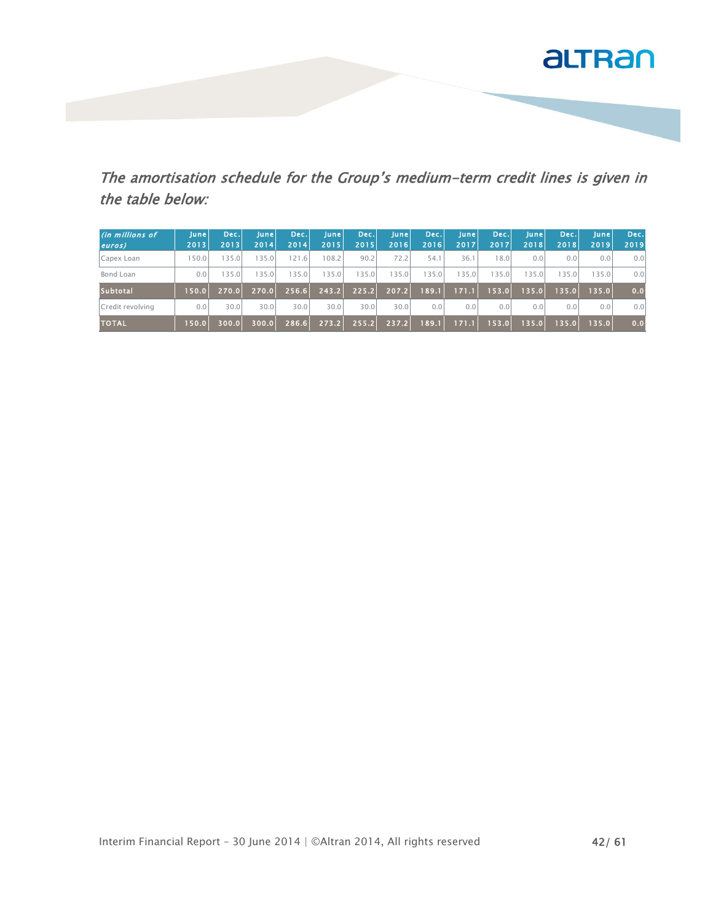*The amortisation schedule for the Group's medium-term credit lines is given in the table below:*

| *(in millions of euros)* | June 2013 | Dec. 2013 | June 2014 | Dec. 2014 | June 2015 | Dec. 2015 | June 2016 | Dec. 2016 | June 2017 | Dec. 2017 | June 2018 | Dec. 2018 | June 2019 | Dec. 2019 |
|---|---|---|---|---|---|---|---|---|---|---|---|---|---|---|
| Capex Loan | 150.0 | 135.0 | 135.0 | 121.6 | 108.2 | 90.2 | 72.2 | 54.1 | 36.1 | 18.0 | 0.0 | 0.0 | 0.0 | 0.0 |
| Bond Loan | 0.0 | 135.0 | 135.0 | 135.0 | 135.0 | 135.0 | 135.0 | 135.0 | 135.0 | 135.0 | 135.0 | 135.0 | 135.0 | 0.0 |
| **Subtotal** | **150.0** | **270.0** | **270.0** | **256.6** | **243.2** | **225.2** | **207.2** | **189.1** | **171.1** | **153.0** | **135.0** | **135.0** | **135.0** | **0.0** |
| Credit revolving | 0.0 | 30.0 | 30.0 | 30.0 | 30.0 | 30.0 | 30.0 | 0.0 | 0.0 | 0.0 | 0.0 | 0.0 | 0.0 | 0.0 |
| **TOTAL** | **150.0** | **300.0** | **300.0** | **286.6** | **273.2** | **255.2** | **237.2** | **189.1** | **171.1** | **153.0** | **135.0** | **135.0** | **135.0** | **0.0** |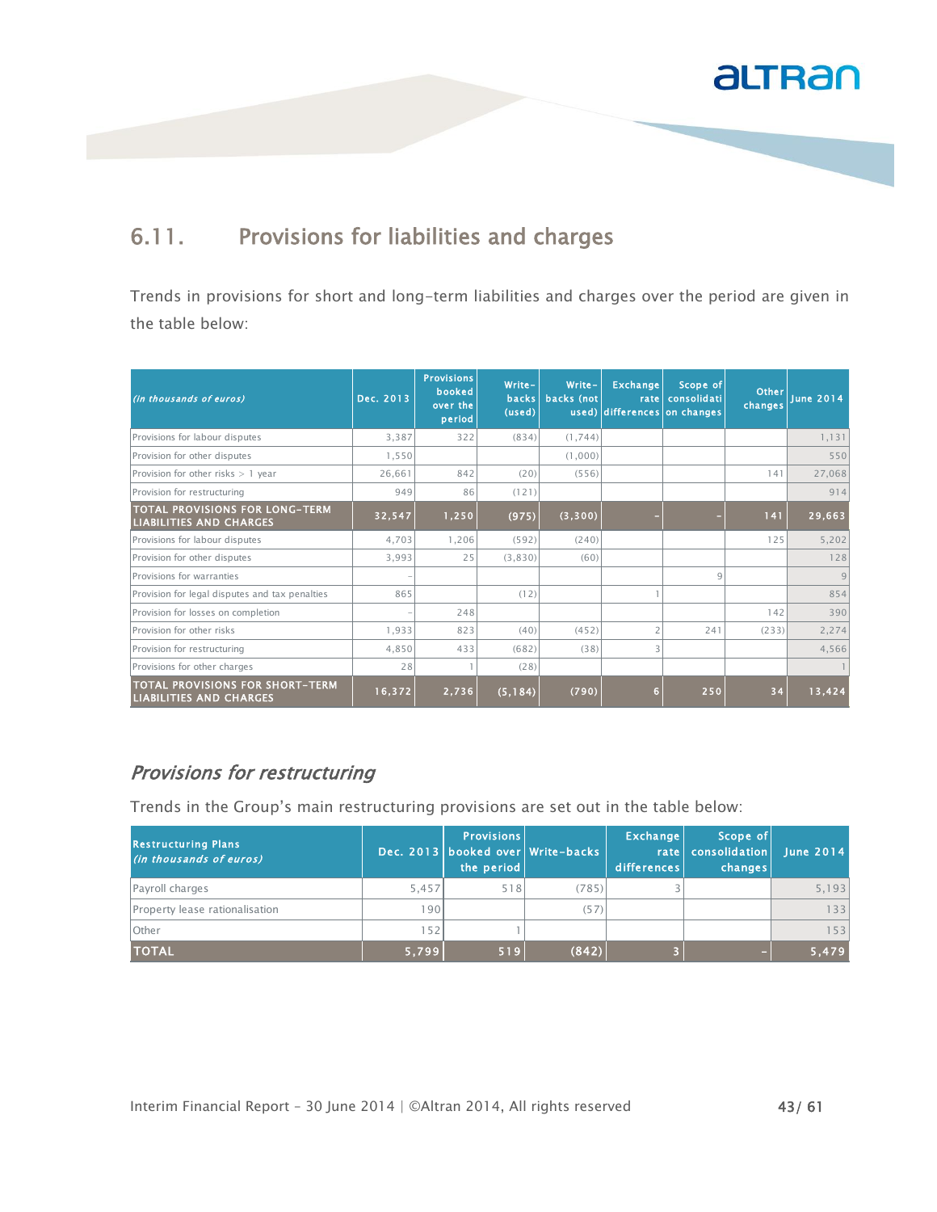## 6.11. Provisions for liabilities and charges

Trends in provisions for short and long-term liabilities and charges over the period are given in the table below:

| *(in thousands of euros)* | Dec. 2013 | Provisions booked over the period | Write-backs (used) | Write-backs (not used) | Exchange rate differences | Scope of consolidation changes | Other changes | June 2014 |
|---|---|---|---|---|---|---|---|---|
| Provisions for labour disputes | 3,387 | 322 | (834) | (1,744) | | | | 1,131 |
| Provision for other disputes | 1,550 | | | (1,000) | | | | 550 |
| Provision for other risks > 1 year | 26,661 | 842 | (20) | (556) | | | 141 | 27,068 |
| Provision for restructuring | 949 | 86 | (121) | | | | | 914 |
| **TOTAL PROVISIONS FOR LONG-TERM LIABILITIES AND CHARGES** | **32,547** | **1,250** | **(975)** | **(3,300)** | **-** | **-** | **141** | **29,663** |
| Provisions for labour disputes | 4,703 | 1,206 | (592) | (240) | | | 125 | 5,202 |
| Provision for other disputes | 3,993 | 25 | (3,830) | (60) | | | | 128 |
| Provisions for warranties | - | | | | | 9 | | 9 |
| Provision for legal disputes and tax penalties | 865 | | (12) | | 1 | | | 854 |
| Provision for losses on completion | - | 248 | | | | | 142 | 390 |
| Provision for other risks | 1,933 | 823 | (40) | (452) | 2 | 241 | (233) | 2,274 |
| Provision for restructuring | 4,850 | 433 | (682) | (38) | 3 | | | 4,566 |
| Provisions for other charges | 28 | 1 | (28) | | | | | 1 |
| **TOTAL PROVISIONS FOR SHORT-TERM LIABILITIES AND CHARGES** | **16,372** | **2,736** | **(5,184)** | **(790)** | **6** | **250** | **34** | **13,424** |

### *Provisions for restructuring*

Trends in the Group's main restructuring provisions are set out in the table below:

| Restructuring Plans *(in thousands of euros)* | Dec. 2013 | Provisions booked over the period | Write-backs | Exchange rate differences | Scope of consolidation changes | June 2014 |
|---|---|---|---|---|---|---|
| Payroll charges | 5,457 | 518 | (785) | 3 | | 5,193 |
| Property lease rationalisation | 190 | | (57) | | | 133 |
| Other | 152 | 1 | | | | 153 |
| **TOTAL** | **5,799** | **519** | **(842)** | **3** | **-** | **5,479** |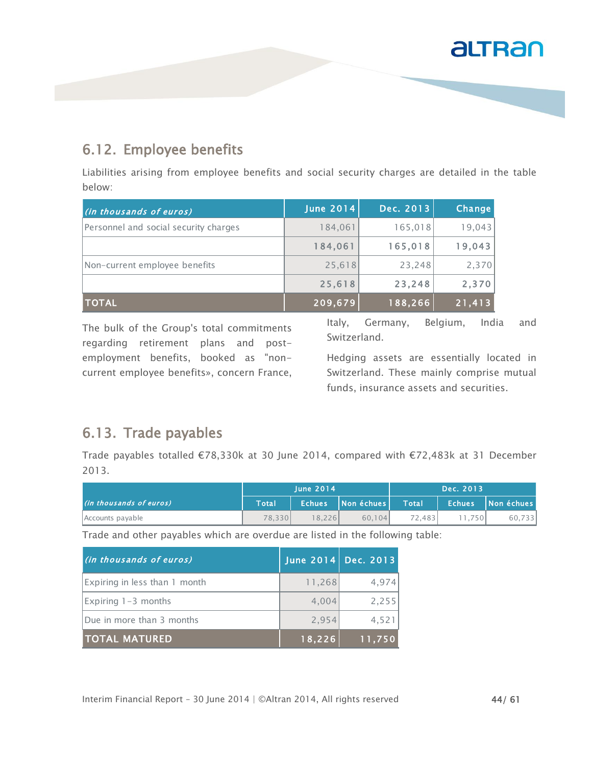## 6.12. Employee benefits

Liabilities arising from employee benefits and social security charges are detailed in the table below:

| *(in thousands of euros)* | June 2014 | Dec. 2013 | Change |
|---|---|---|---|
| Personnel and social security charges | 184,061 | 165,018 | 19,043 |
| | **184,061** | **165,018** | **19,043** |
| Non-current employee benefits | 25,618 | 23,248 | 2,370 |
| | **25,618** | **23,248** | **2,370** |
| **TOTAL** | **209,679** | **188,266** | **21,413** |

The bulk of the Group's total commitments regarding retirement plans and post-employment benefits, booked as "non-current employee benefits», concern France, Italy, Germany, Belgium, India and Switzerland.

Hedging assets are essentially located in Switzerland. These mainly comprise mutual funds, insurance assets and securities.

## 6.13. Trade payables

Trade payables totalled €78,330k at 30 June 2014, compared with €72,483k at 31 December 2013.

| *(in thousands of euros)* | June 2014 | | | Dec. 2013 | | |
|---|---|---|---|---|---|---|
| | Total | Echues | Non échues | Total | Echues | Non échues |
| Accounts payable | 78,330 | 18,226 | 60,104 | 72,483 | 11,750 | 60,733 |

Trade and other payables which are overdue are listed in the following table:

| *(in thousands of euros)* | June 2014 | Dec. 2013 |
|---|---|---|
| Expiring in less than 1 month | 11,268 | 4,974 |
| Expiring 1-3 months | 4,004 | 2,255 |
| Due in more than 3 months | 2,954 | 4,521 |
| **TOTAL MATURED** | **18,226** | **11,750** |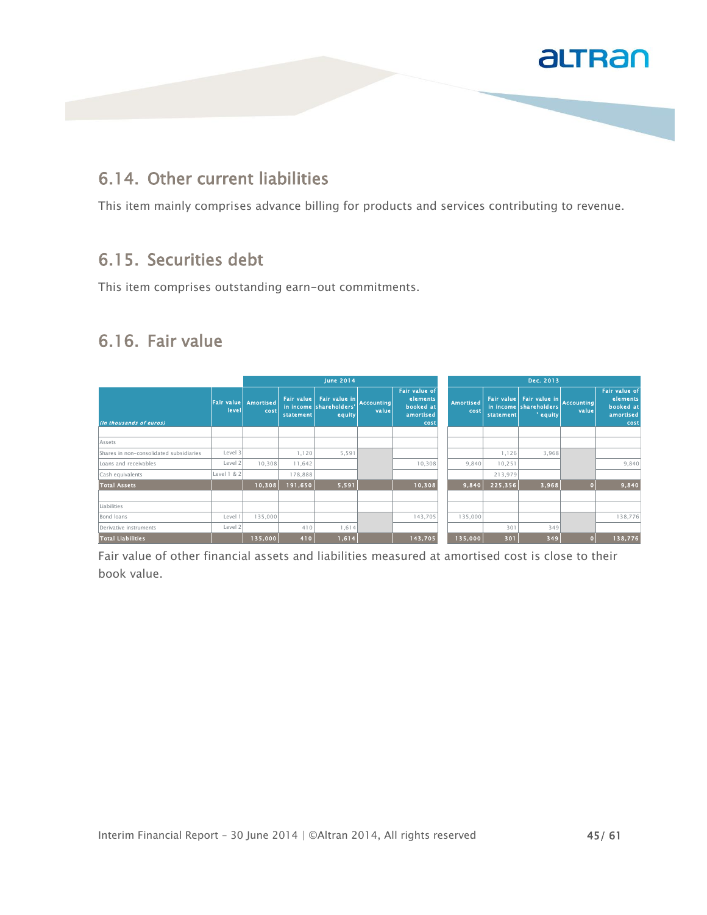## 6.14. Other current liabilities

This item mainly comprises advance billing for products and services contributing to revenue.

## 6.15. Securities debt

This item comprises outstanding earn-out commitments.

## 6.16. Fair value

| *(In thousands of euros)* | Fair value level | June 2014 | | | | | Dec. 2013 | | | | |
|---|---|---|---|---|---|---|---|---|---|---|---|
| | | Amortised cost | Fair value in income statement | Fair value in shareholders' equity | Accounting value | Fair value of elements booked at amortised cost | Amortised cost | Fair value in income statement | Fair value in shareholders ' equity | Accounting value | Fair value of elements booked at amortised cost |
| Assets | | | | | | | | | | | |
| Shares in non-consolidated subsidiaries | Level 3 | | 1,120 | 5,591 | | | | 1,126 | 3,968 | | |
| Loans and receivables | Level 2 | 10,308 | 11,642 | | | 10,308 | 9,840 | 10,251 | | | 9,840 |
| Cash equivalents | Level 1 & 2 | | 178,888 | | | | | 213,979 | | | |
| **Total Assets** | | **10,308** | **191,650** | **5,591** | | **10,308** | **9,840** | **225,356** | **3,968** | **0** | **9,840** |
| Liabilities | | | | | | | | | | | |
| Bond loans | Level 1 | 135,000 | | | | 143,705 | 135,000 | | | | 138,776 |
| Derivative instruments | Level 2 | | 410 | 1,614 | | | | 301 | 349 | | |
| **Total Liabilities** | | **135,000** | **410** | **1,614** | | **143,705** | **135,000** | **301** | **349** | **0** | **138,776** |

Fair value of other financial assets and liabilities measured at amortised cost is close to their book value.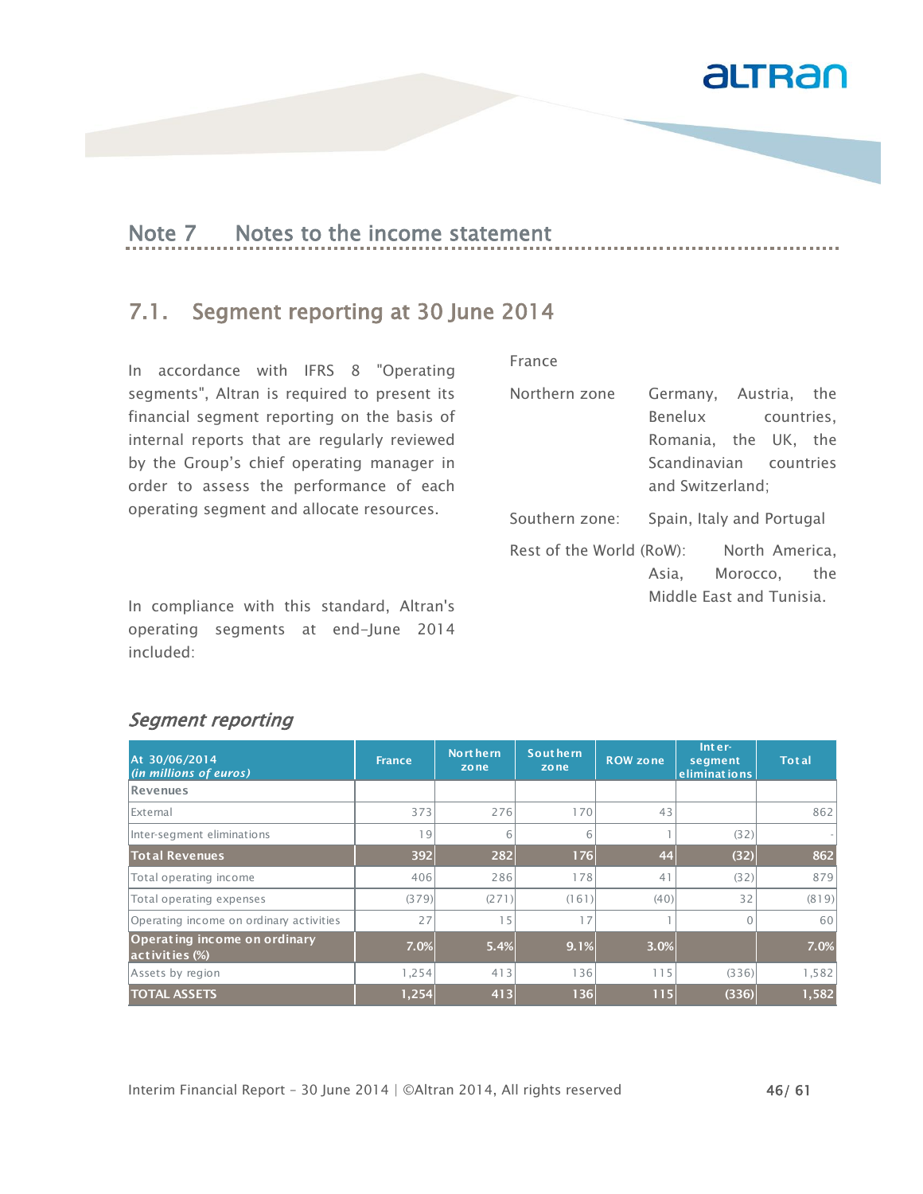## Note 7 Notes to the income statement

### 7.1. Segment reporting at 30 June 2014

In accordance with IFRS 8 "Operating segments", Altran is required to present its financial segment reporting on the basis of internal reports that are regularly reviewed by the Group's chief operating manager in order to assess the performance of each operating segment and allocate resources.

In compliance with this standard, Altran's operating segments at end-June 2014 included:

France

Northern zone: Germany, Austria, the Benelux countries, Romania, the UK, the Scandinavian countries and Switzerland;

Southern zone: Spain, Italy and Portugal

Rest of the World (RoW): North America, Asia, Morocco, the Middle East and Tunisia.

#### *Segment reporting*

| At 30/06/2014 *(in millions of euros)* | France | Northern zone | Southern zone | ROW zone | Inter-segment eliminations | Total |
|---|---|---|---|---|---|---|
| **Revenues** | | | | | | |
| External | 373 | 276 | 170 | 43 | | 862 |
| Inter-segment eliminations | 19 | 6 | 6 | 1 | (32) | - |
| **Total Revenues** | **392** | **282** | **176** | **44** | **(32)** | **862** |
| Total operating income | 406 | 286 | 178 | 41 | (32) | 879 |
| Total operating expenses | (379) | (271) | (161) | (40) | 32 | (819) |
| Operating income on ordinary activities | 27 | 15 | 17 | 1 | 0 | 60 |
| **Operating income on ordinary activities (%)** | **7.0%** | **5.4%** | **9.1%** | **3.0%** | | **7.0%** |
| Assets by region | 1,254 | 413 | 136 | 115 | (336) | 1,582 |
| **TOTAL ASSETS** | **1,254** | **413** | **136** | **115** | **(336)** | **1,582** |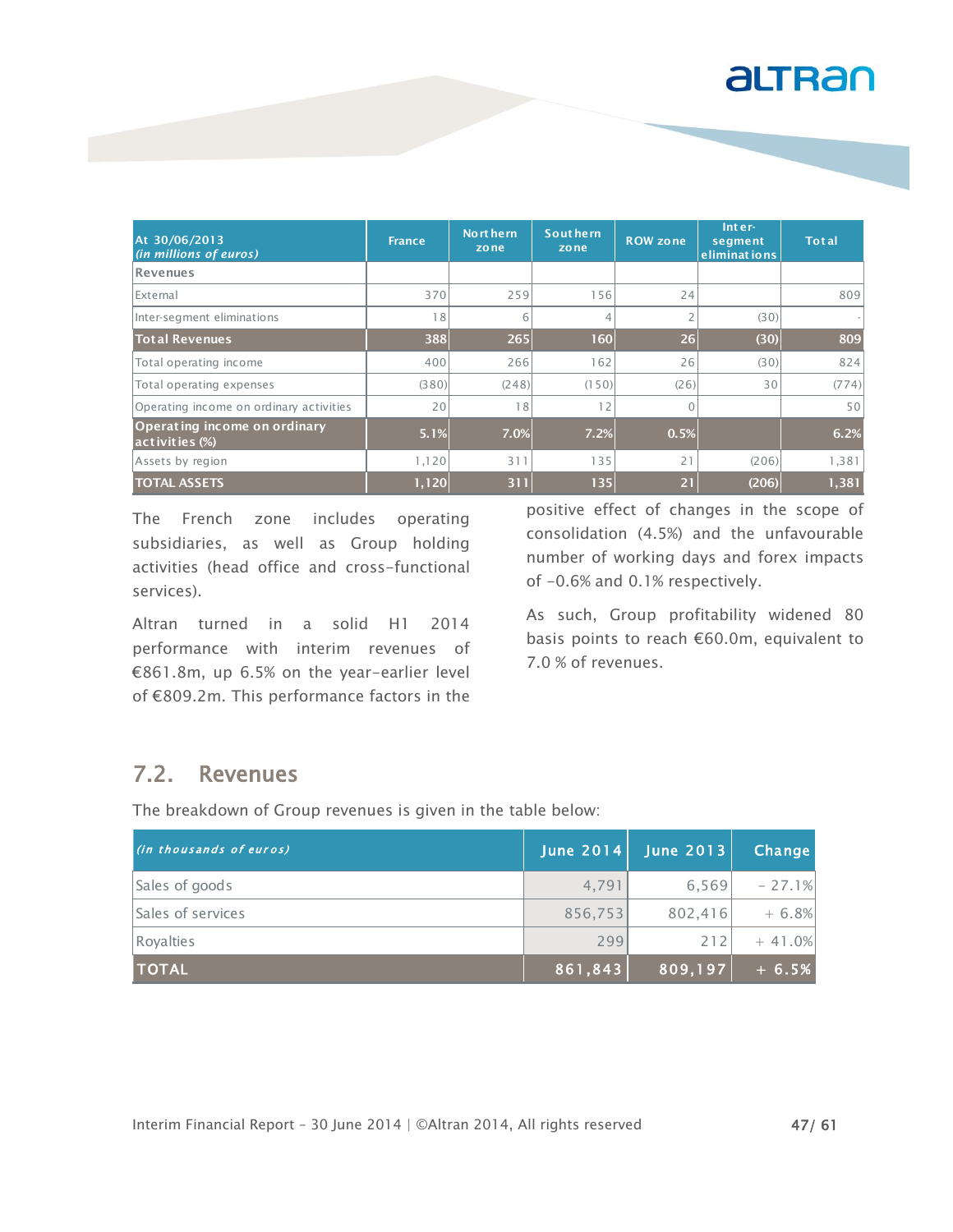| At 30/06/2013 *(in millions of euros)* | France | Northern zone | Southern zone | ROW zone | Inter-segment eliminations | Total |
|---|---|---|---|---|---|---|
| Revenues | | | | | | |
| External | 370 | 259 | 156 | 24 | | 809 |
| Inter-segment eliminations | 18 | 6 | 4 | 2 | (30) | - |
| **Total Revenues** | **388** | **265** | **160** | **26** | **(30)** | **809** |
| Total operating income | 400 | 266 | 162 | 26 | (30) | 824 |
| Total operating expenses | (380) | (248) | (150) | (26) | 30 | (774) |
| Operating income on ordinary activities | 20 | 18 | 12 | 0 | | 50 |
| **Operating income on ordinary activities (%)** | **5.1%** | **7.0%** | **7.2%** | **0.5%** | | **6.2%** |
| Assets by region | 1,120 | 311 | 135 | 21 | (206) | 1,381 |
| **TOTAL ASSETS** | **1,120** | **311** | **135** | **21** | **(206)** | **1,381** |

The French zone includes operating subsidiaries, as well as Group holding activities (head office and cross-functional services).

Altran turned in a solid H1 2014 performance with interim revenues of €861.8m, up 6.5% on the year-earlier level of €809.2m. This performance factors in the positive effect of changes in the scope of consolidation (4.5%) and the unfavourable number of working days and forex impacts of -0.6% and 0.1% respectively.

As such, Group profitability widened 80 basis points to reach €60.0m, equivalent to 7.0 % of revenues.

## 7.2. Revenues

The breakdown of Group revenues is given in the table below:

| *(in thousands of euros)* | June 2014 | June 2013 | Change |
|---|---|---|---|
| Sales of goods | 4,791 | 6,569 | - 27.1% |
| Sales of services | 856,753 | 802,416 | + 6.8% |
| Royalties | 299 | 212 | + 41.0% |
| **TOTAL** | **861,843** | **809,197** | **+ 6.5%** |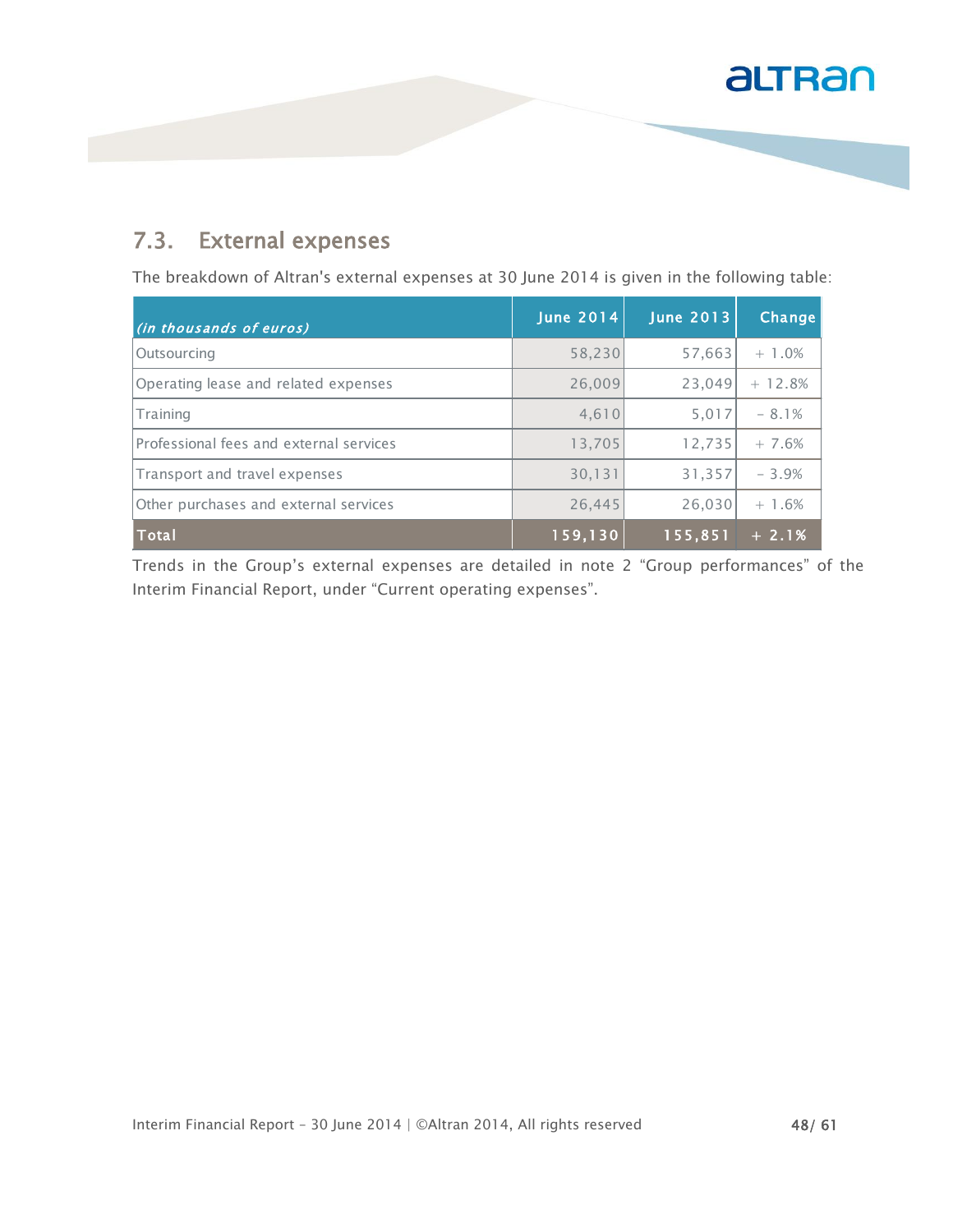## 7.3. External expenses

The breakdown of Altran's external expenses at 30 June 2014 is given in the following table:

| *(in thousands of euros)* | June 2014 | June 2013 | Change |
|---|---|---|---|
| Outsourcing | 58,230 | 57,663 | + 1.0% |
| Operating lease and related expenses | 26,009 | 23,049 | + 12.8% |
| Training | 4,610 | 5,017 | - 8.1% |
| Professional fees and external services | 13,705 | 12,735 | + 7.6% |
| Transport and travel expenses | 30,131 | 31,357 | - 3.9% |
| Other purchases and external services | 26,445 | 26,030 | + 1.6% |
| **Total** | **159,130** | **155,851** | **+ 2.1%** |

Trends in the Group's external expenses are detailed in note 2 "Group performances" of the Interim Financial Report, under "Current operating expenses".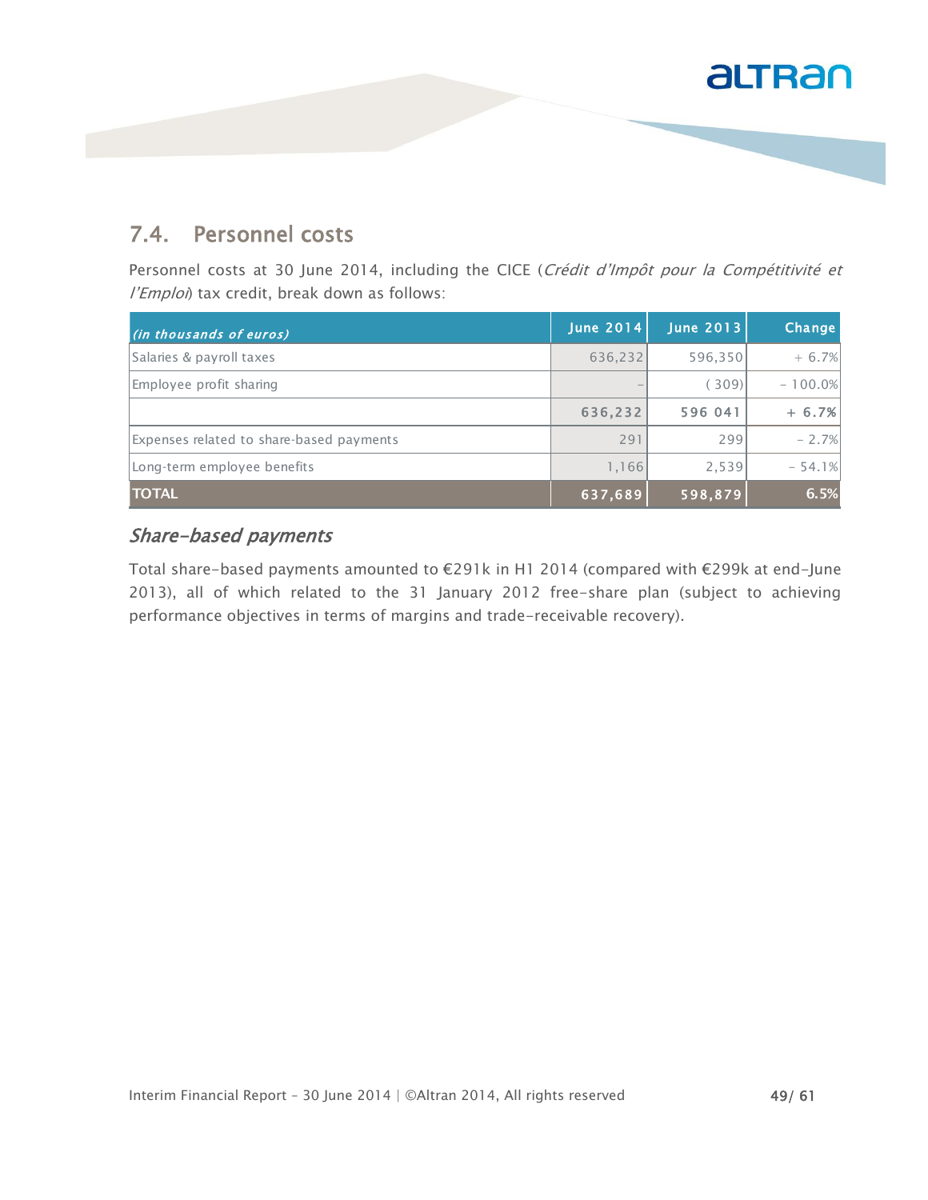## 7.4. Personnel costs

Personnel costs at 30 June 2014, including the CICE (*Crédit d'Impôt pour la Compétitivité et l'Emploi*) tax credit, break down as follows:

| *(in thousands of euros)* | June 2014 | June 2013 | Change |
|---|---|---|---|
| Salaries & payroll taxes | 636,232 | 596,350 | + 6.7% |
| Employee profit sharing | - | ( 309) | - 100.0% |
| | **636,232** | **596 041** | **+ 6.7%** |
| Expenses related to share-based payments | 291 | 299 | - 2.7% |
| Long-term employee benefits | 1,166 | 2,539 | - 54.1% |
| **TOTAL** | **637,689** | **598,879** | **6.5%** |

### *Share-based payments*

Total share-based payments amounted to €291k in H1 2014 (compared with €299k at end-June 2013), all of which related to the 31 January 2012 free-share plan (subject to achieving performance objectives in terms of margins and trade-receivable recovery).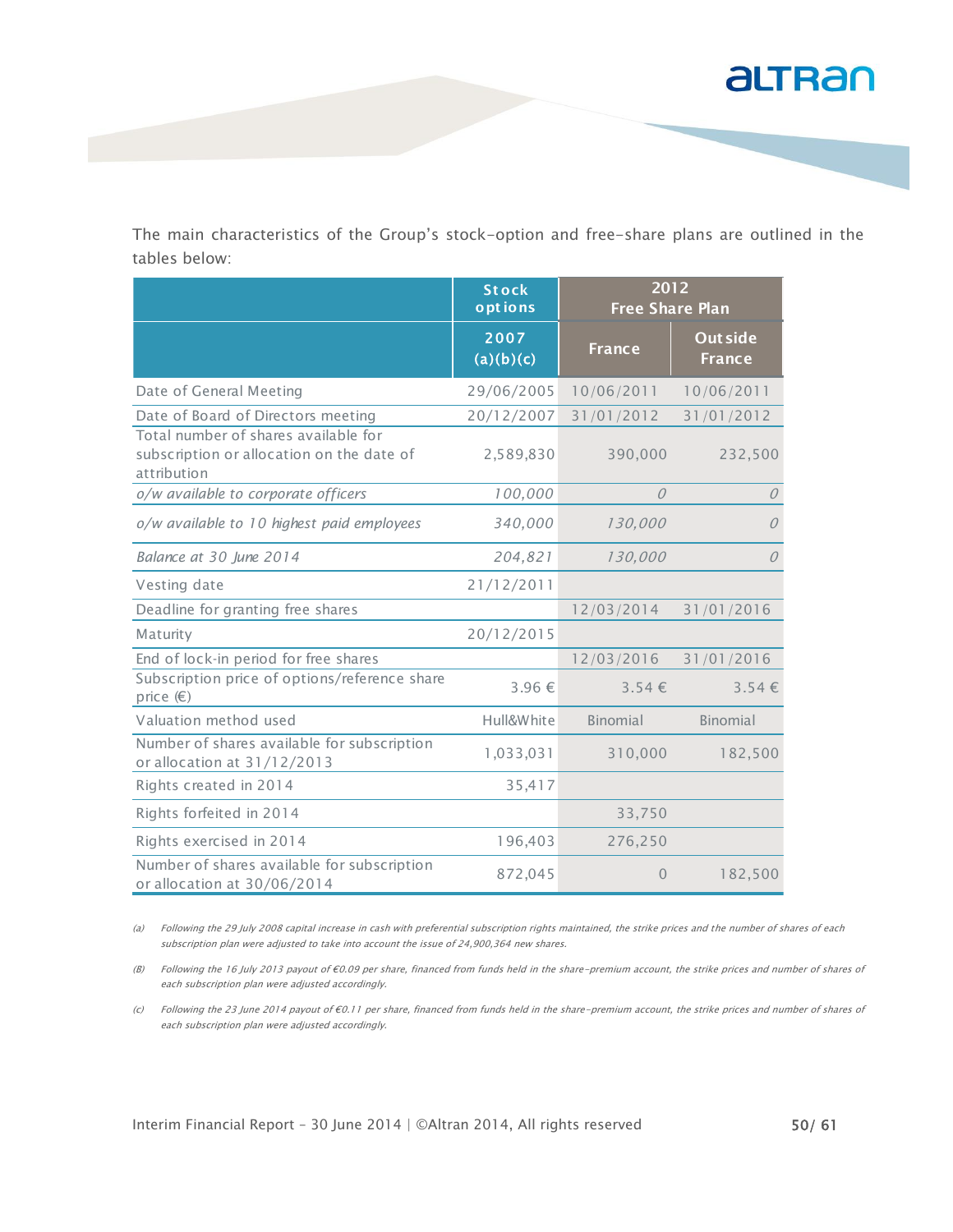The main characteristics of the Group's stock-option and free-share plans are outlined in the tables below:

| | Stock options | 2012 Free Share Plan | |
|---|---|---|---|
| | 2007 (a)(b)(c) | France | Outside France |
| Date of General Meeting | 29/06/2005 | 10/06/2011 | 10/06/2011 |
| Date of Board of Directors meeting | 20/12/2007 | 31/01/2012 | 31/01/2012 |
| Total number of shares available for subscription or allocation on the date of attribution | 2,589,830 | 390,000 | 232,500 |
| *o/w available to corporate officers* | *100,000* | *0* | *0* |
| *o/w available to 10 highest paid employees* | *340,000* | *130,000* | *0* |
| *Balance at 30 June 2014* | *204,821* | *130,000* | *0* |
| Vesting date | 21/12/2011 | | |
| Deadline for granting free shares | | 12/03/2014 | 31/01/2016 |
| Maturity | 20/12/2015 | | |
| End of lock-in period for free shares | | 12/03/2016 | 31/01/2016 |
| Subscription price of options/reference share price (€) | 3.96 € | 3.54 € | 3.54 € |
| Valuation method used | Hull&White | Binomial | Binomial |
| Number of shares available for subscription or allocation at 31/12/2013 | 1,033,031 | 310,000 | 182,500 |
| Rights created in 2014 | 35,417 | | |
| Rights forfeited in 2014 | | 33,750 | |
| Rights exercised in 2014 | 196,403 | 276,250 | |
| Number of shares available for subscription or allocation at 30/06/2014 | 872,045 | 0 | 182,500 |

*(a) Following the 29 July 2008 capital increase in cash with preferential subscription rights maintained, the strike prices and the number of shares of each subscription plan were adjusted to take into account the issue of 24,900,364 new shares.*

*(B) Following the 16 July 2013 payout of €0.09 per share, financed from funds held in the share-premium account, the strike prices and number of shares of each subscription plan were adjusted accordingly.*

*(c) Following the 23 June 2014 payout of €0.11 per share, financed from funds held in the share-premium account, the strike prices and number of shares of each subscription plan were adjusted accordingly.*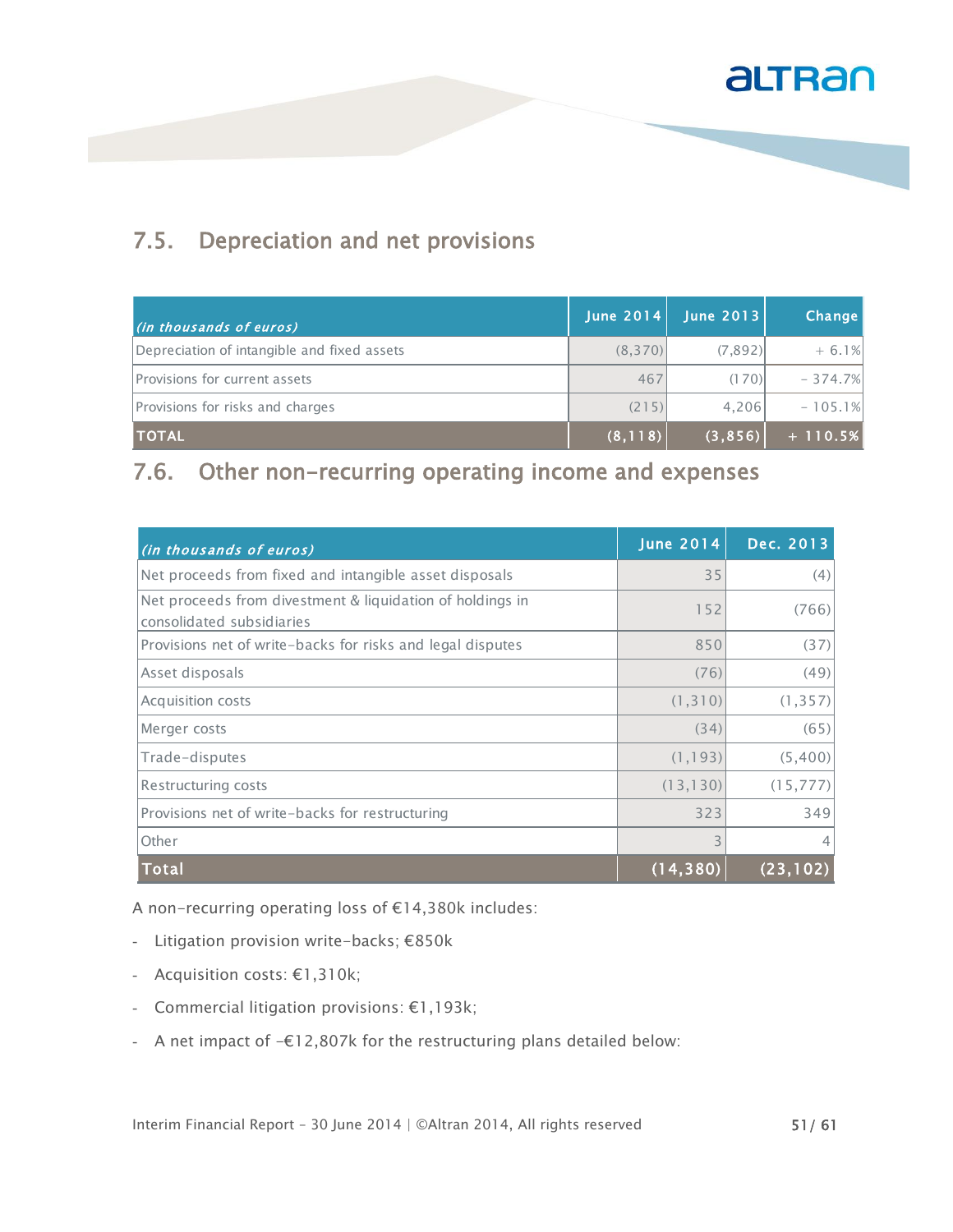## 7.5. Depreciation and net provisions

| *(in thousands of euros)* | June 2014 | June 2013 | Change |
|---|---|---|---|
| Depreciation of intangible and fixed assets | (8,370) | (7,892) | + 6.1% |
| Provisions for current assets | 467 | (170) | - 374.7% |
| Provisions for risks and charges | (215) | 4,206 | - 105.1% |
| **TOTAL** | **(8,118)** | **(3,856)** | **+ 110.5%** |

## 7.6. Other non-recurring operating income and expenses

| *(in thousands of euros)* | June 2014 | Dec. 2013 |
|---|---|---|
| Net proceeds from fixed and intangible asset disposals | 35 | (4) |
| Net proceeds from divestment & liquidation of holdings in consolidated subsidiaries | 152 | (766) |
| Provisions net of write-backs for risks and legal disputes | 850 | (37) |
| Asset disposals | (76) | (49) |
| Acquisition costs | (1,310) | (1,357) |
| Merger costs | (34) | (65) |
| Trade-disputes | (1,193) | (5,400) |
| Restructuring costs | (13,130) | (15,777) |
| Provisions net of write-backs for restructuring | 323 | 349 |
| Other | 3 | 4 |
| **Total** | **(14,380)** | **(23,102)** |

A non-recurring operating loss of €14,380k includes:

- Litigation provision write-backs; €850k
- Acquisition costs: €1,310k;
- Commercial litigation provisions: €1,193k;
- A net impact of -€12,807k for the restructuring plans detailed below: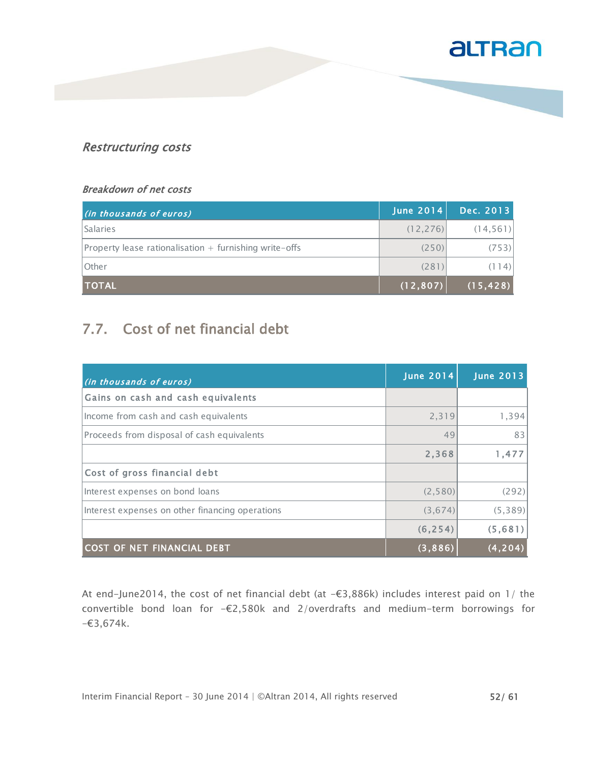### *Restructuring costs*

#### *Breakdown of net costs*

| *(in thousands of euros)* | June 2014 | Dec. 2013 |
|---|---|---|
| Salaries | (12,276) | (14,561) |
| Property lease rationalisation + furnishing write-offs | (250) | (753) |
| Other | (281) | (114) |
| **TOTAL** | **(12,807)** | **(15,428)** |

## 7.7. Cost of net financial debt

| *(in thousands of euros)* | June 2014 | June 2013 |
|---|---|---|
| Gains on cash and cash equivalents | | |
| Income from cash and cash equivalents | 2,319 | 1,394 |
| Proceeds from disposal of cash equivalents | 49 | 83 |
| | **2,368** | **1,477** |
| Cost of gross financial debt | | |
| Interest expenses on bond loans | (2,580) | (292) |
| Interest expenses on other financing operations | (3,674) | (5,389) |
| | **(6,254)** | **(5,681)** |
| **COST OF NET FINANCIAL DEBT** | **(3,886)** | **(4,204)** |

At end-June2014, the cost of net financial debt (at -€3,886k) includes interest paid on 1/ the convertible bond loan for -€2,580k and 2/overdrafts and medium-term borrowings for -€3,674k.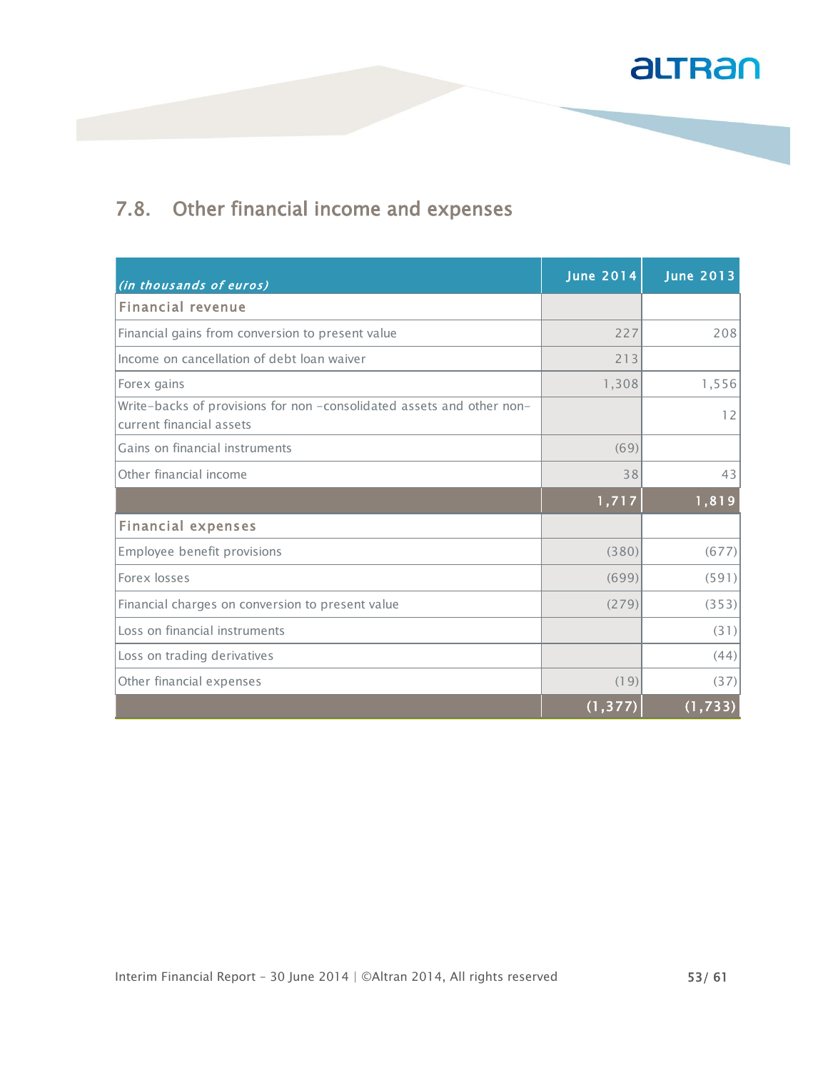## 7.8. Other financial income and expenses

| *(in thousands of euros)* | June 2014 | June 2013 |
|---|---|---|
| **Financial revenue** | | |
| Financial gains from conversion to present value | 227 | 208 |
| Income on cancellation of debt loan waiver | 213 | |
| Forex gains | 1,308 | 1,556 |
| Write-backs of provisions for non -consolidated assets and other non-current financial assets | | 12 |
| Gains on financial instruments | (69) | |
| Other financial income | 38 | 43 |
| | **1,717** | **1,819** |
| **Financial expenses** | | |
| Employee benefit provisions | (380) | (677) |
| Forex losses | (699) | (591) |
| Financial charges on conversion to present value | (279) | (353) |
| Loss on financial instruments | | (31) |
| Loss on trading derivatives | | (44) |
| Other financial expenses | (19) | (37) |
| | **(1,377)** | **(1,733)** |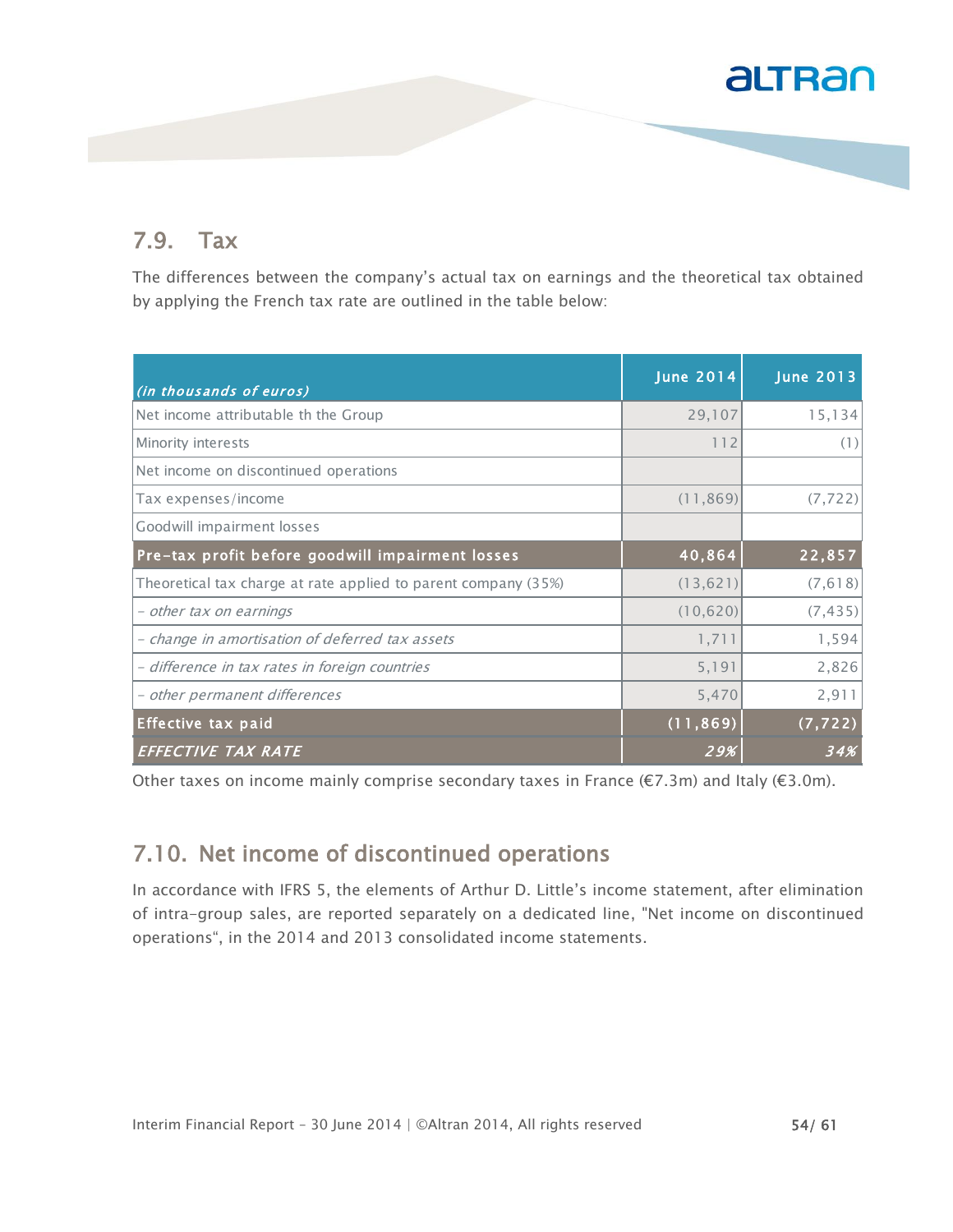## 7.9. Tax

The differences between the company's actual tax on earnings and the theoretical tax obtained by applying the French tax rate are outlined in the table below:

| *(in thousands of euros)* | June 2014 | June 2013 |
|---|---|---|
| Net income attributable th the Group | 29,107 | 15,134 |
| Minority interests | 112 | (1) |
| Net income on discontinued operations | | |
| Tax expenses/income | (11,869) | (7,722) |
| Goodwill impairment losses | | |
| **Pre-tax profit before goodwill impairment losses** | **40,864** | **22,857** |
| Theoretical tax charge at rate applied to parent company (35%) | (13,621) | (7,618) |
| *- other tax on earnings* | (10,620) | (7,435) |
| *- change in amortisation of deferred tax assets* | 1,711 | 1,594 |
| *- difference in tax rates in foreign countries* | 5,191 | 2,826 |
| *- other permanent differences* | 5,470 | 2,911 |
| **Effective tax paid** | **(11,869)** | **(7,722)** |
| ***EFFECTIVE TAX RATE*** | ***29%*** | ***34%*** |

Other taxes on income mainly comprise secondary taxes in France (€7.3m) and Italy (€3.0m).

## 7.10. Net income of discontinued operations

In accordance with IFRS 5, the elements of Arthur D. Little's income statement, after elimination of intra-group sales, are reported separately on a dedicated line, "Net income on discontinued operations", in the 2014 and 2013 consolidated income statements.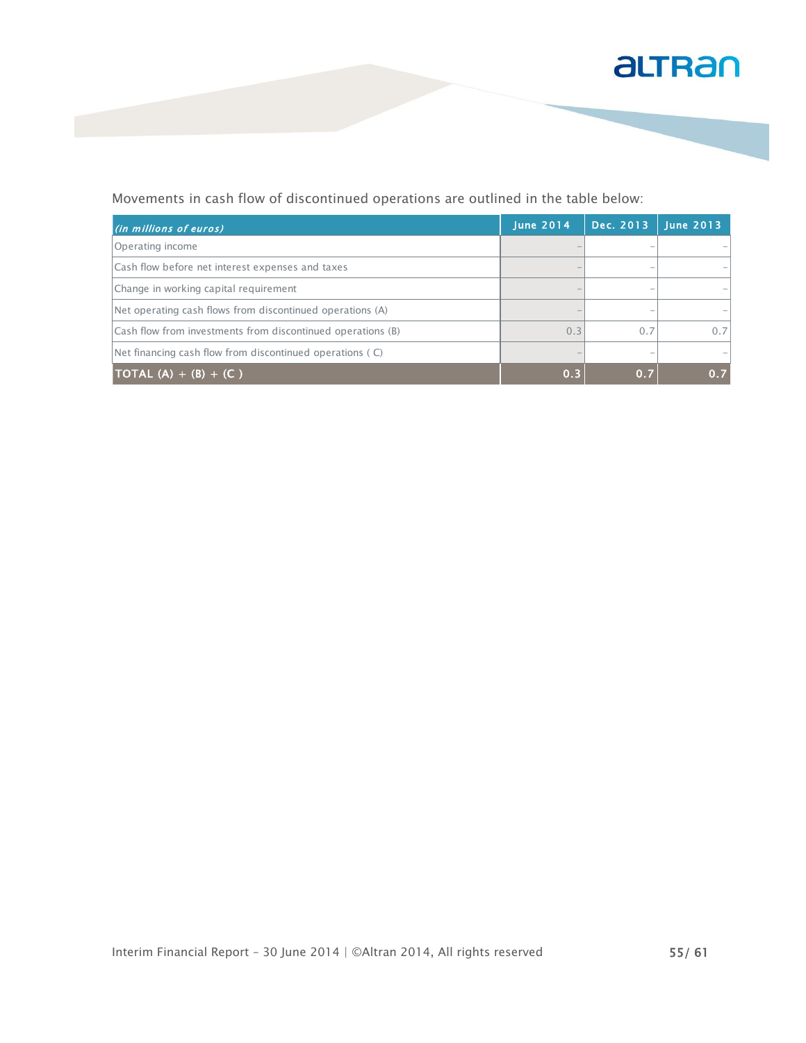Movements in cash flow of discontinued operations are outlined in the table below:

| *(in millions of euros)* | June 2014 | Dec. 2013 | June 2013 |
|---|---|---|---|
| Operating income | – | – | – |
| Cash flow before net interest expenses and taxes | – | – | – |
| Change in working capital requirement | – | – | – |
| Net operating cash flows from discontinued operations (A) | – | – | – |
| Cash flow from investments from discontinued operations (B) | 0.3 | 0.7 | 0.7 |
| Net financing cash flow from discontinued operations ( C) | – | – | – |
| **TOTAL (A) + (B) + (C )** | **0.3** | **0.7** | **0.7** |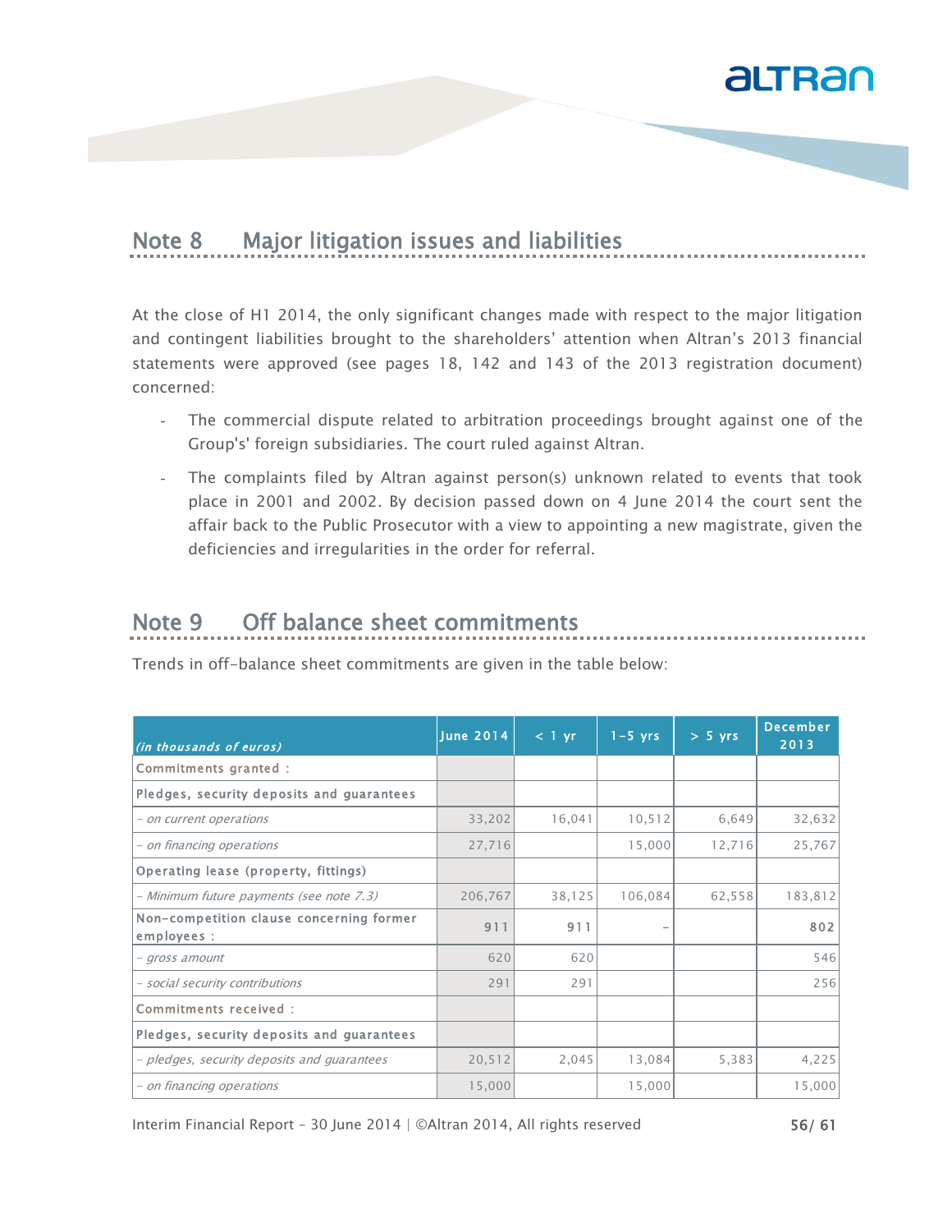## Note 8 Major litigation issues and liabilities

At the close of H1 2014, the only significant changes made with respect to the major litigation and contingent liabilities brought to the shareholders' attention when Altran's 2013 financial statements were approved (see pages 18, 142 and 143 of the 2013 registration document) concerned:

- The commercial dispute related to arbitration proceedings brought against one of the Group's' foreign subsidiaries. The court ruled against Altran.
- The complaints filed by Altran against person(s) unknown related to events that took place in 2001 and 2002. By decision passed down on 4 June 2014 the court sent the affair back to the Public Prosecutor with a view to appointing a new magistrate, given the deficiencies and irregularities in the order for referral.

## Note 9 Off balance sheet commitments

Trends in off-balance sheet commitments are given in the table below:

| *(in thousands of euros)* | June 2014 | < 1 yr | 1-5 yrs | > 5 yrs | December 2013 |
|---|---|---|---|---|---|
| Commitments granted : | | | | | |
| Pledges, security deposits and guarantees | | | | | |
| *- on current operations* | 33,202 | 16,041 | 10,512 | 6,649 | 32,632 |
| *- on financing operations* | 27,716 | | 15,000 | 12,716 | 25,767 |
| Operating lease (property, fittings) | | | | | |
| *- Minimum future payments (see note 7.3)* | 206,767 | 38,125 | 106,084 | 62,558 | 183,812 |
| Non-competition clause concerning former employees : | 911 | 911 | - | | 802 |
| *- gross amount* | 620 | 620 | | | 546 |
| *- social security contributions* | 291 | 291 | | | 256 |
| Commitments received : | | | | | |
| Pledges, security deposits and guarantees | | | | | |
| *- pledges, security deposits and guarantees* | 20,512 | 2,045 | 13,084 | 5,383 | 4,225 |
| *- on financing operations* | 15,000 | | 15,000 | | 15,000 |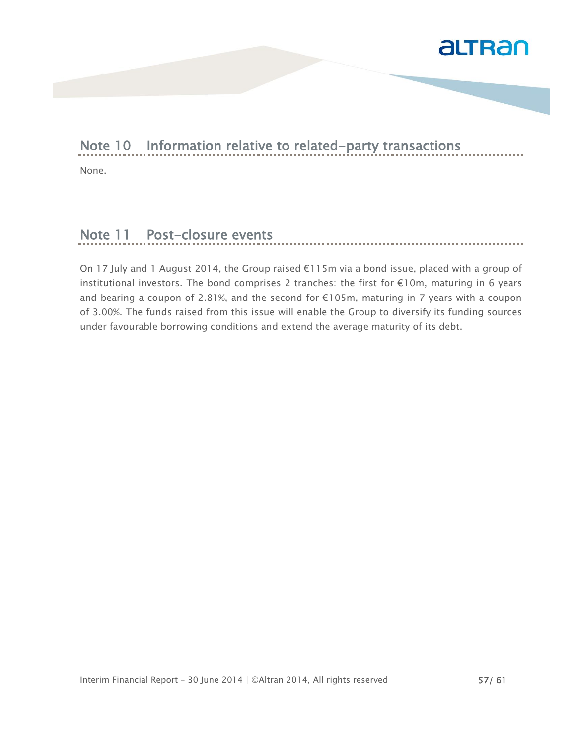## Note 10 Information relative to related-party transactions

None.

## Note 11 Post-closure events

On 17 July and 1 August 2014, the Group raised €115m via a bond issue, placed with a group of institutional investors. The bond comprises 2 tranches: the first for €10m, maturing in 6 years and bearing a coupon of 2.81%, and the second for €105m, maturing in 7 years with a coupon of 3.00%. The funds raised from this issue will enable the Group to diversify its funding sources under favourable borrowing conditions and extend the average maturity of its debt.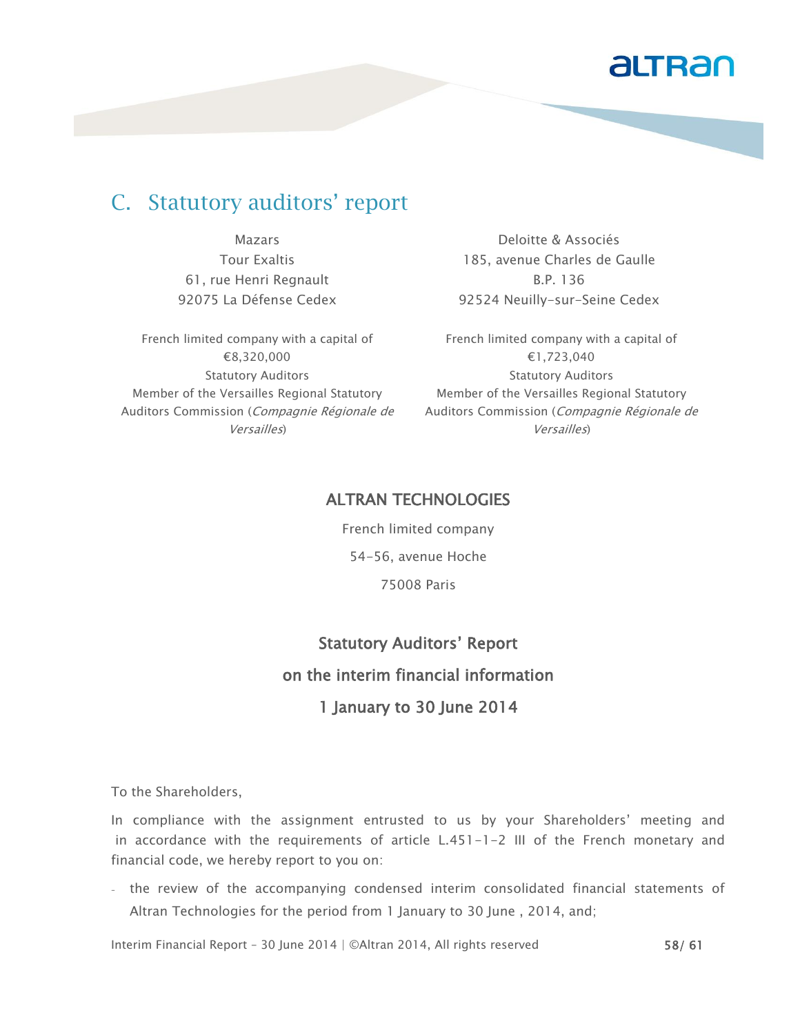## C. Statutory auditors' report

Mazars
Tour Exaltis
61, rue Henri Regnault
92075 La Défense Cedex

French limited company with a capital of €8,320,000
Statutory Auditors
Member of the Versailles Regional Statutory Auditors Commission (*Compagnie Régionale de Versailles*)

Deloitte & Associés
185, avenue Charles de Gaulle
B.P. 136
92524 Neuilly-sur-Seine Cedex

French limited company with a capital of €1,723,040
Statutory Auditors
Member of the Versailles Regional Statutory Auditors Commission (*Compagnie Régionale de Versailles*)

### ALTRAN TECHNOLOGIES

French limited company

54-56, avenue Hoche

75008 Paris

### Statutory Auditors' Report on the interim financial information 1 January to 30 June 2014

To the Shareholders,

In compliance with the assignment entrusted to us by your Shareholders' meeting and in accordance with the requirements of article L.451-1-2 III of the French monetary and financial code, we hereby report to you on:

- the review of the accompanying condensed interim consolidated financial statements of Altran Technologies for the period from 1 January to 30 June , 2014, and;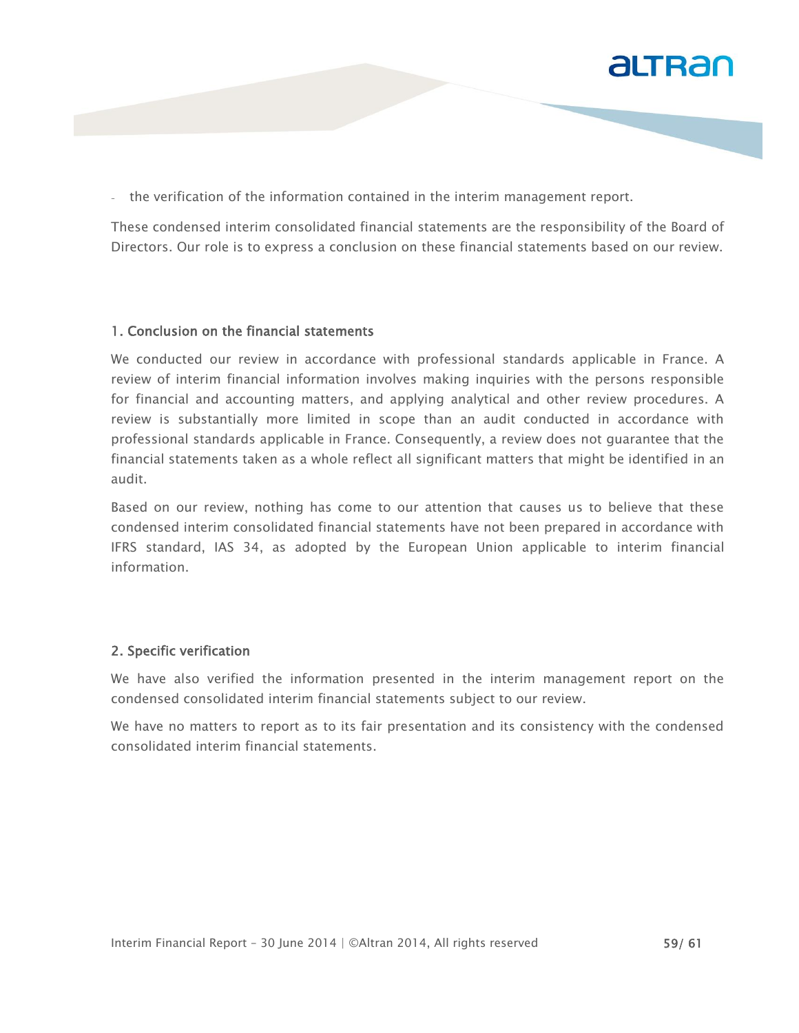- the verification of the information contained in the interim management report.

These condensed interim consolidated financial statements are the responsibility of the Board of Directors. Our role is to express a conclusion on these financial statements based on our review.

## 1. Conclusion on the financial statements

We conducted our review in accordance with professional standards applicable in France. A review of interim financial information involves making inquiries with the persons responsible for financial and accounting matters, and applying analytical and other review procedures. A review is substantially more limited in scope than an audit conducted in accordance with professional standards applicable in France. Consequently, a review does not guarantee that the financial statements taken as a whole reflect all significant matters that might be identified in an audit.

Based on our review, nothing has come to our attention that causes us to believe that these condensed interim consolidated financial statements have not been prepared in accordance with IFRS standard, IAS 34, as adopted by the European Union applicable to interim financial information.

## 2. Specific verification

We have also verified the information presented in the interim management report on the condensed consolidated interim financial statements subject to our review.

We have no matters to report as to its fair presentation and its consistency with the condensed consolidated interim financial statements.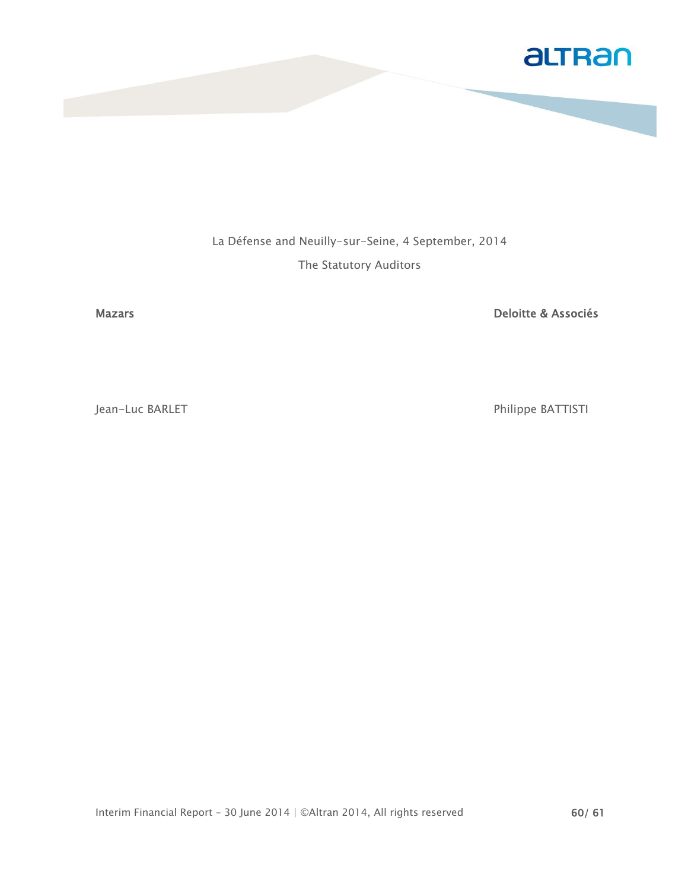La Défense and Neuilly-sur-Seine, 4 September, 2014

The Statutory Auditors

| **Mazars** | **Deloitte & Associés** |
|---|---|
| Jean-Luc BARLET | Philippe BATTISTI |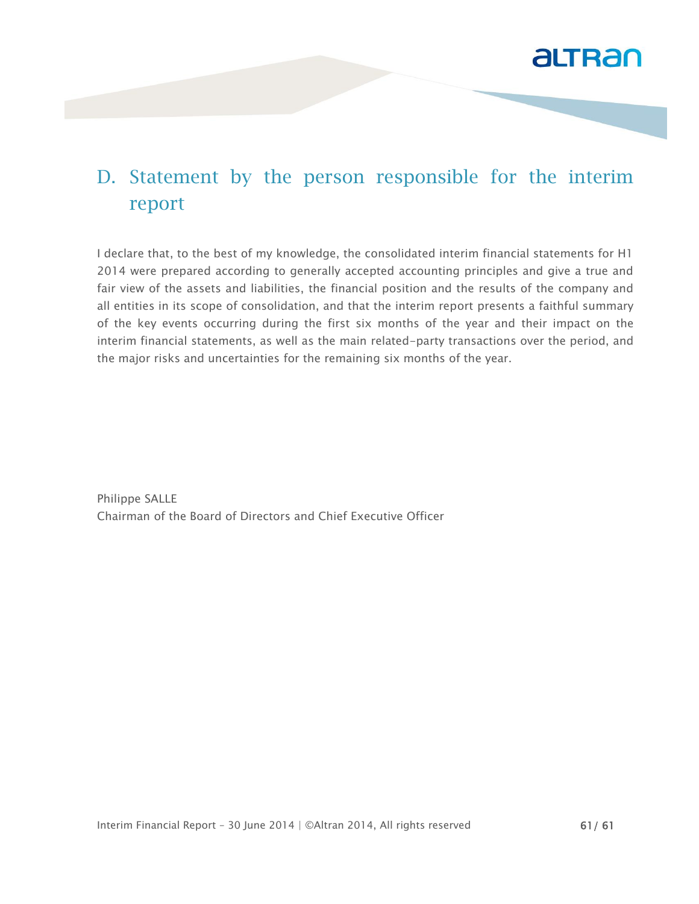# D. Statement by the person responsible for the interim report

I declare that, to the best of my knowledge, the consolidated interim financial statements for H1 2014 were prepared according to generally accepted accounting principles and give a true and fair view of the assets and liabilities, the financial position and the results of the company and all entities in its scope of consolidation, and that the interim report presents a faithful summary of the key events occurring during the first six months of the year and their impact on the interim financial statements, as well as the main related-party transactions over the period, and the major risks and uncertainties for the remaining six months of the year.

Philippe SALLE
Chairman of the Board of Directors and Chief Executive Officer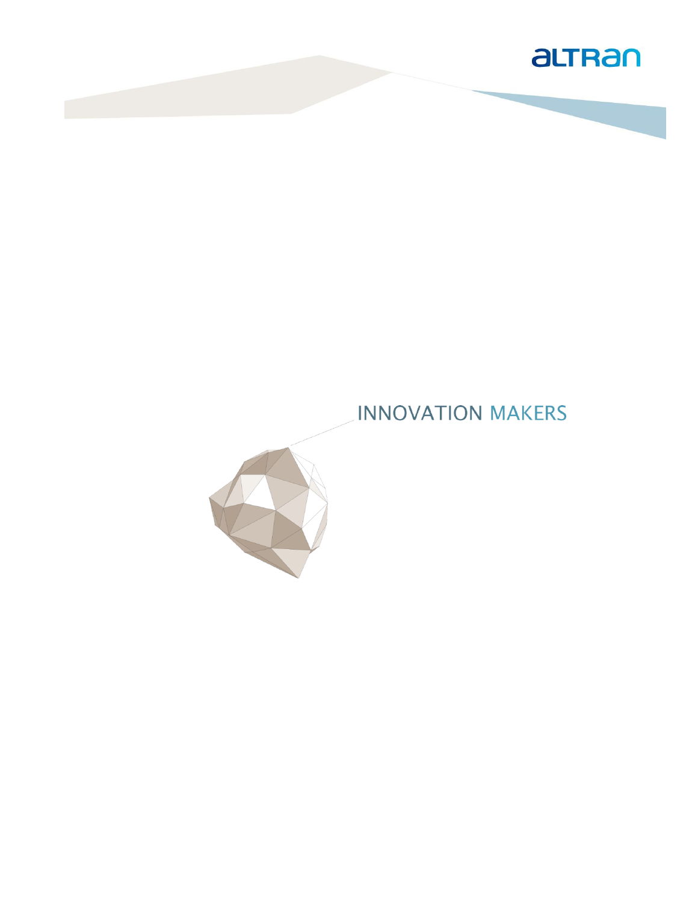altran

INNOVATION MAKERS